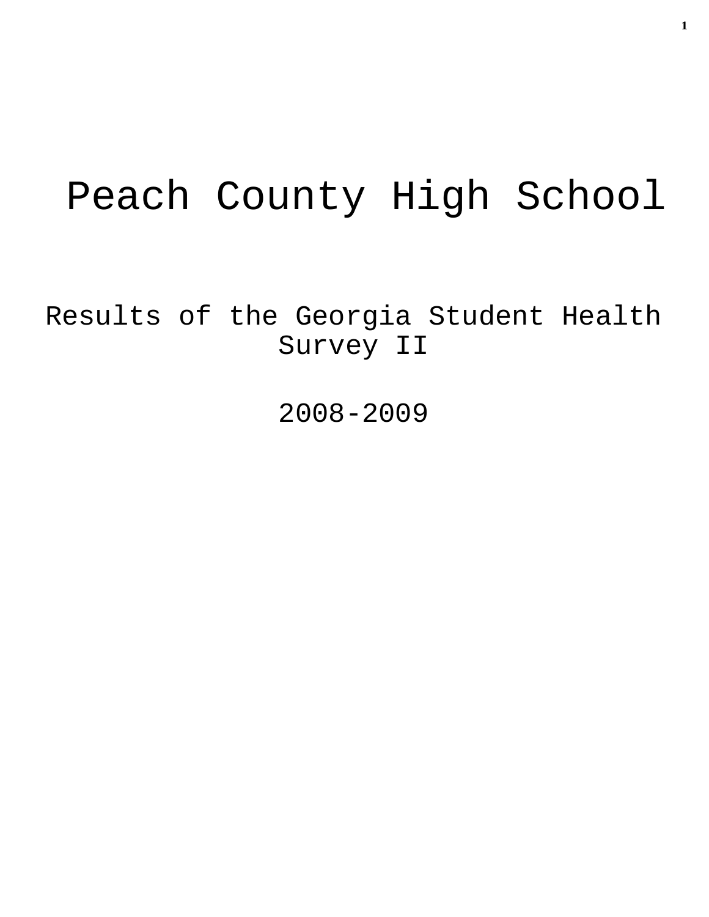# Peach County High School

## Results of the Georgia Student Health Survey II

## 2008-2009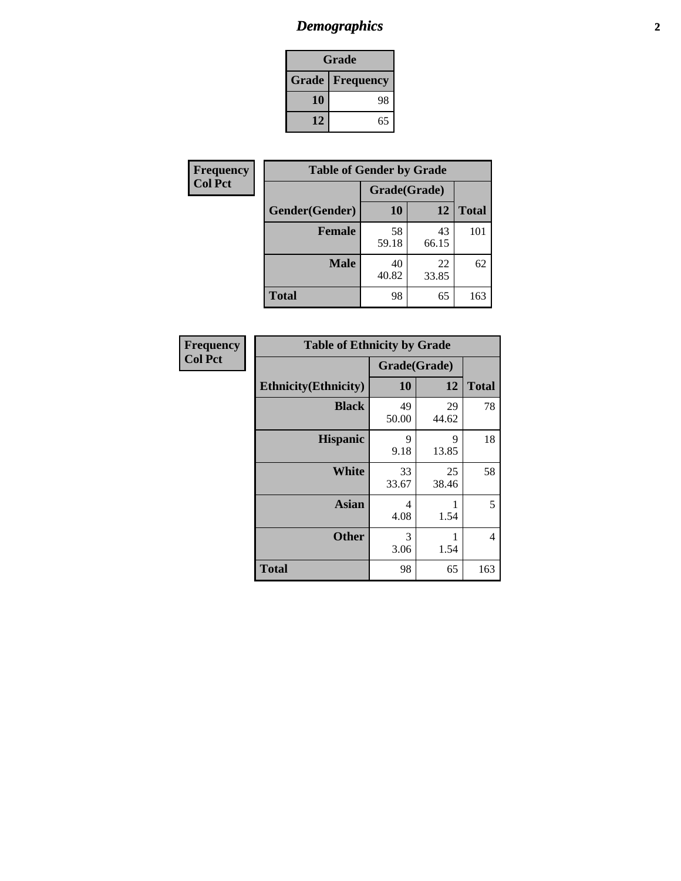# *Demographics*

| Grade | |
|---|---|
| **Grade** | **Frequency** |
| **10** | 98 |
| **12** | 65 |

**Frequency**
**Col Pct**

| Table of Gender by Grade | | | |
|---|---|---|---|
| | Grade(Grade) | | |
| **Gender(Gender)** | **10** | **12** | **Total** |
| **Female** | 58<br>59.18 | 43<br>66.15 | 101 |
| **Male** | 40<br>40.82 | 22<br>33.85 | 62 |
| **Total** | 98 | 65 | 163 |

**Frequency**
**Col Pct**

| Table of Ethnicity by Grade | | | |
|---|---|---|---|
| | Grade(Grade) | | |
| **Ethnicity(Ethnicity)** | **10** | **12** | **Total** |
| **Black** | 49<br>50.00 | 29<br>44.62 | 78 |
| **Hispanic** | 9<br>9.18 | 9<br>13.85 | 18 |
| **White** | 33<br>33.67 | 25<br>38.46 | 58 |
| **Asian** | 4<br>4.08 | 1<br>1.54 | 5 |
| **Other** | 3<br>3.06 | 1<br>1.54 | 4 |
| **Total** | 98 | 65 | 163 |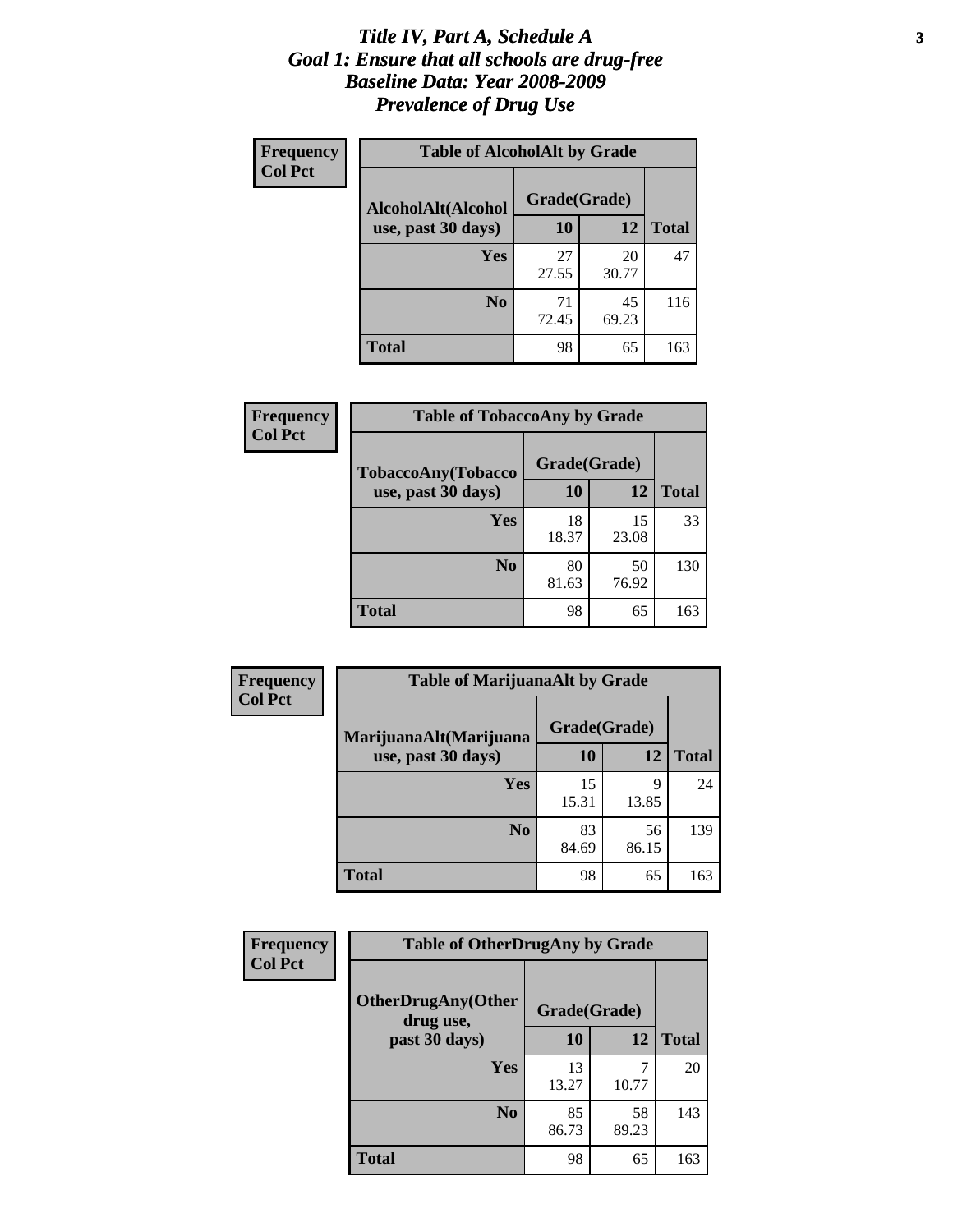# *Title IV, Part A, Schedule A*
# *Goal 1: Ensure that all schools are drug-free*
# *Baseline Data: Year 2008-2009*
# *Prevalence of Drug Use*

**Frequency**
**Col Pct**

**Table of AlcoholAlt by Grade**

| AlcoholAlt(Alcohol use, past 30 days) | Grade(Grade) 10 | 12 | Total |
|---|---|---|---|
| **Yes** | 27<br>27.55 | 20<br>30.77 | 47 |
| **No** | 71<br>72.45 | 45<br>69.23 | 116 |
| **Total** | 98 | 65 | 163 |

**Frequency**
**Col Pct**

**Table of TobaccoAny by Grade**

| TobaccoAny(Tobacco use, past 30 days) | Grade(Grade) 10 | 12 | Total |
|---|---|---|---|
| **Yes** | 18<br>18.37 | 15<br>23.08 | 33 |
| **No** | 80<br>81.63 | 50<br>76.92 | 130 |
| **Total** | 98 | 65 | 163 |

**Frequency**
**Col Pct**

**Table of MarijuanaAlt by Grade**

| MarijuanaAlt(Marijuana use, past 30 days) | Grade(Grade) 10 | 12 | Total |
|---|---|---|---|
| **Yes** | 15<br>15.31 | 9<br>13.85 | 24 |
| **No** | 83<br>84.69 | 56<br>86.15 | 139 |
| **Total** | 98 | 65 | 163 |

**Frequency**
**Col Pct**

**Table of OtherDrugAny by Grade**

| OtherDrugAny(Other drug use, past 30 days) | Grade(Grade) 10 | 12 | Total |
|---|---|---|---|
| **Yes** | 13<br>13.27 | 7<br>10.77 | 20 |
| **No** | 85<br>86.73 | 58<br>89.23 | 143 |
| **Total** | 98 | 65 | 163 |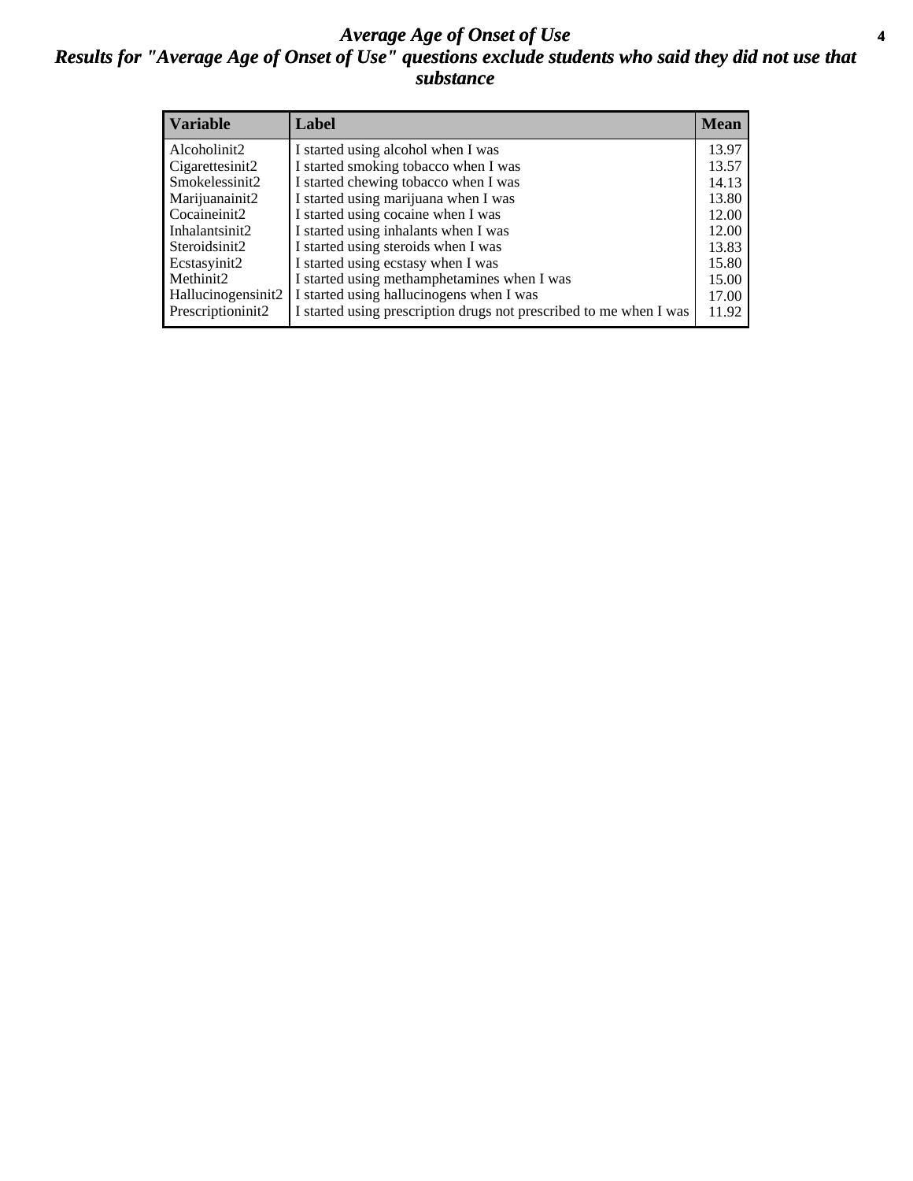# *Average Age of Onset of Use*

## *Results for "Average Age of Onset of Use" questions exclude students who said they did not use that substance*

| Variable | Label | Mean |
|---|---|---|
| Alcoholinit2 | I started using alcohol when I was | 13.97 |
| Cigarettesinit2 | I started smoking tobacco when I was | 13.57 |
| Smokelessinit2 | I started chewing tobacco when I was | 14.13 |
| Marijuanainit2 | I started using marijuana when I was | 13.80 |
| Cocaineinit2 | I started using cocaine when I was | 12.00 |
| Inhalantsinit2 | I started using inhalants when I was | 12.00 |
| Steroidsinit2 | I started using steroids when I was | 13.83 |
| Ecstasyinit2 | I started using ecstasy when I was | 15.80 |
| Methinit2 | I started using methamphetamines when I was | 15.00 |
| Hallucinogensinit2 | I started using hallucinogens when I was | 17.00 |
| Prescriptioninit2 | I started using prescription drugs not prescribed to me when I was | 11.92 |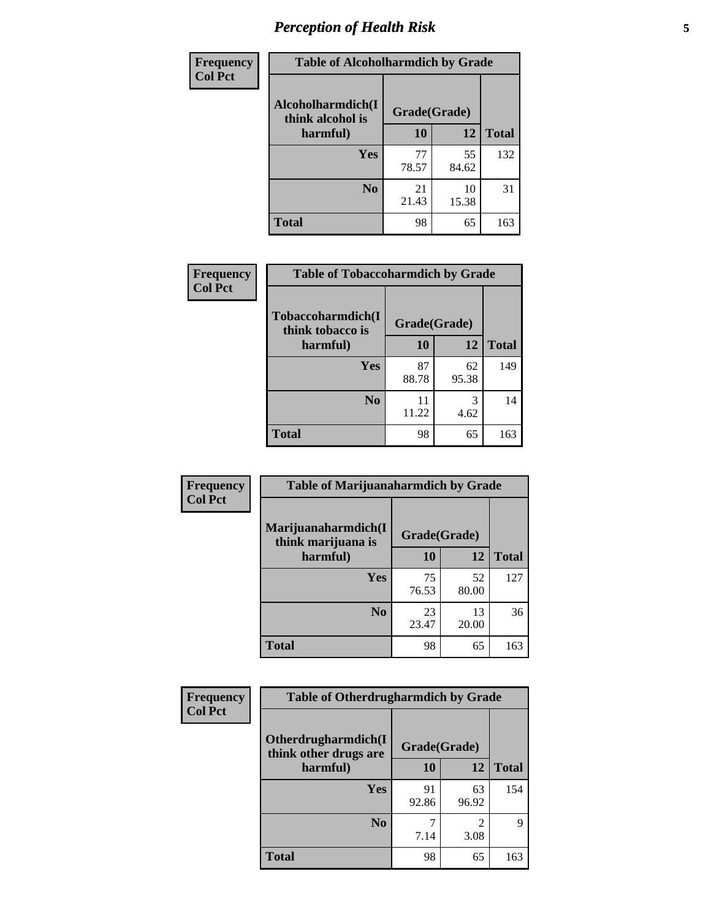# Perception of Health Risk

| Frequency Col Pct | Table of Alcoholharmdich by Grade | | |
|---|---|---|---|
| Alcoholharmdich(I think alcohol is harmful) | Grade(Grade) | | |
| | 10 | 12 | Total |
| Yes | 77<br>78.57 | 55<br>84.62 | 132 |
| No | 21<br>21.43 | 10<br>15.38 | 31 |
| Total | 98 | 65 | 163 |

| Frequency Col Pct | Table of Tobaccoharmdich by Grade | | |
|---|---|---|---|
| Tobaccoharmdich(I think tobacco is harmful) | Grade(Grade) | | |
| | 10 | 12 | Total |
| Yes | 87<br>88.78 | 62<br>95.38 | 149 |
| No | 11<br>11.22 | 3<br>4.62 | 14 |
| Total | 98 | 65 | 163 |

| Frequency Col Pct | Table of Marijuanaharmdich by Grade | | |
|---|---|---|---|
| Marijuanaharmdich(I think marijuana is harmful) | Grade(Grade) | | |
| | 10 | 12 | Total |
| Yes | 75<br>76.53 | 52<br>80.00 | 127 |
| No | 23<br>23.47 | 13<br>20.00 | 36 |
| Total | 98 | 65 | 163 |

| Frequency Col Pct | Table of Otherdrugharmdich by Grade | | |
|---|---|---|---|
| Otherdrugharmdich(I think other drugs are harmful) | Grade(Grade) | | |
| | 10 | 12 | Total |
| Yes | 91<br>92.86 | 63<br>96.92 | 154 |
| No | 7<br>7.14 | 2<br>3.08 | 9 |
| Total | 98 | 65 | 163 |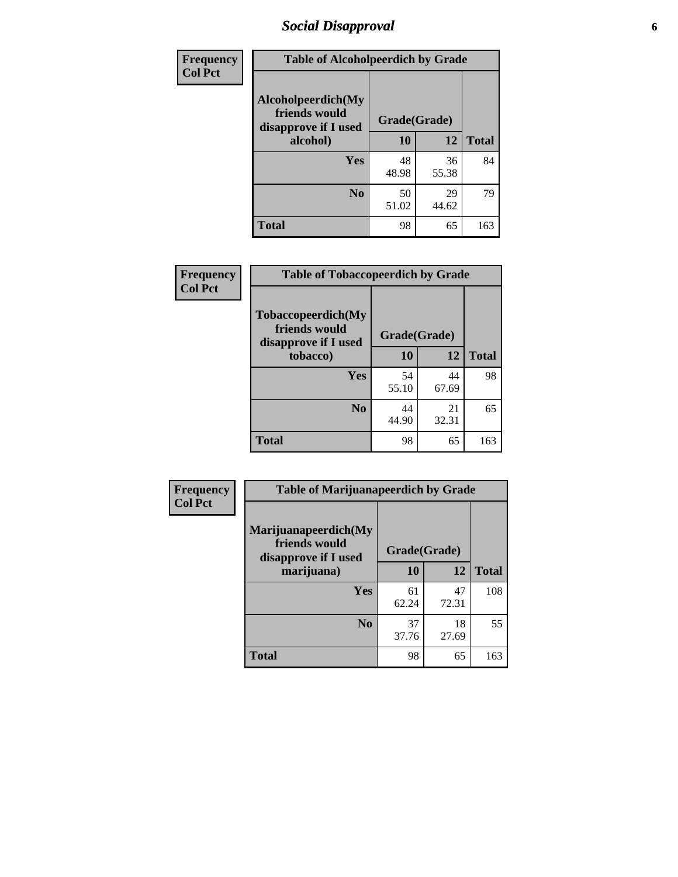# Social Disapproval

**Frequency**
**Col Pct**

| Table of Alcoholpeerdich by Grade | | | |
|---|---|---|---|
| Alcoholpeerdich(My friends would disapprove if I used alcohol) | Grade(Grade) | | |
| | 10 | 12 | Total |
| Yes | 48<br>48.98 | 36<br>55.38 | 84 |
| No | 50<br>51.02 | 29<br>44.62 | 79 |
| Total | 98 | 65 | 163 |

**Frequency**
**Col Pct**

| Table of Tobaccopeerdich by Grade | | | |
|---|---|---|---|
| Tobaccopeerdich(My friends would disapprove if I used tobacco) | Grade(Grade) | | |
| | 10 | 12 | Total |
| Yes | 54<br>55.10 | 44<br>67.69 | 98 |
| No | 44<br>44.90 | 21<br>32.31 | 65 |
| Total | 98 | 65 | 163 |

**Frequency**
**Col Pct**

| Table of Marijuanapeerdich by Grade | | | |
|---|---|---|---|
| Marijuanapeerdich(My friends would disapprove if I used marijuana) | Grade(Grade) | | |
| | 10 | 12 | Total |
| Yes | 61<br>62.24 | 47<br>72.31 | 108 |
| No | 37<br>37.76 | 18<br>27.69 | 55 |
| Total | 98 | 65 | 163 |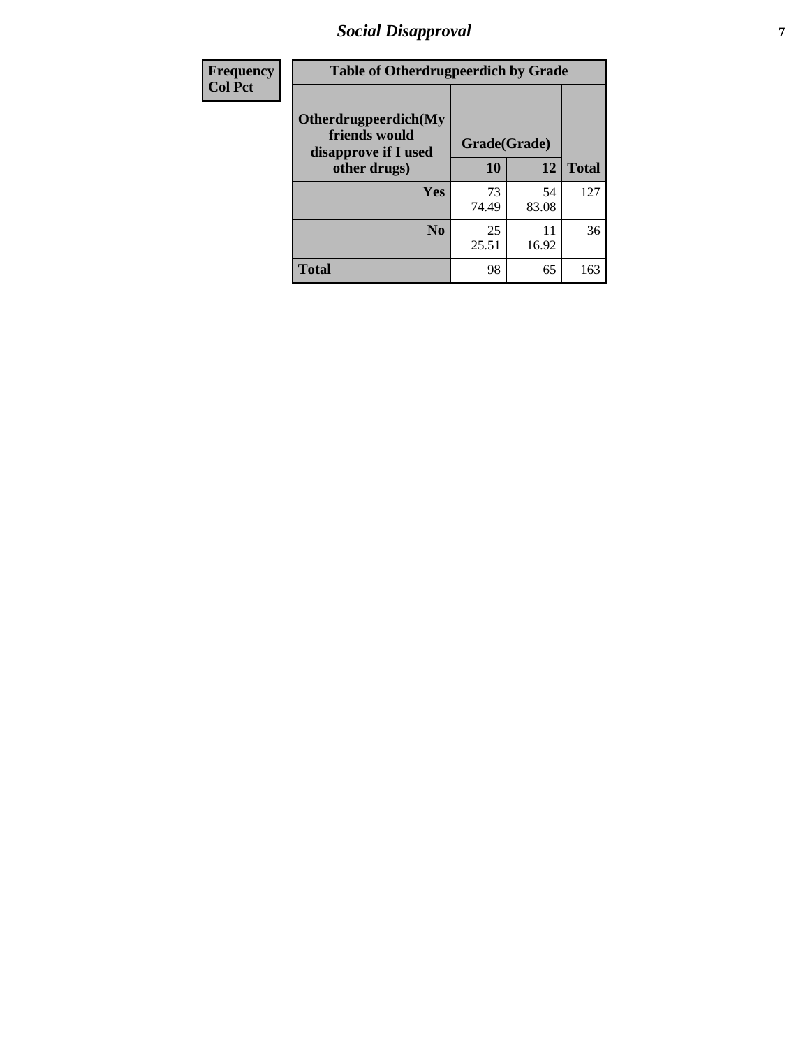| Frequency<br>Col Pct | Table of Otherdrugpeerdich by Grade | | |
|---|---|---|---|
| Otherdrugpeerdich(My friends would disapprove if I used other drugs) | Grade(Grade) | | |
| | 10 | 12 | Total |
| Yes | 73<br>74.49 | 54<br>83.08 | 127 |
| No | 25<br>25.51 | 11<br>16.92 | 36 |
| Total | 98 | 65 | 163 |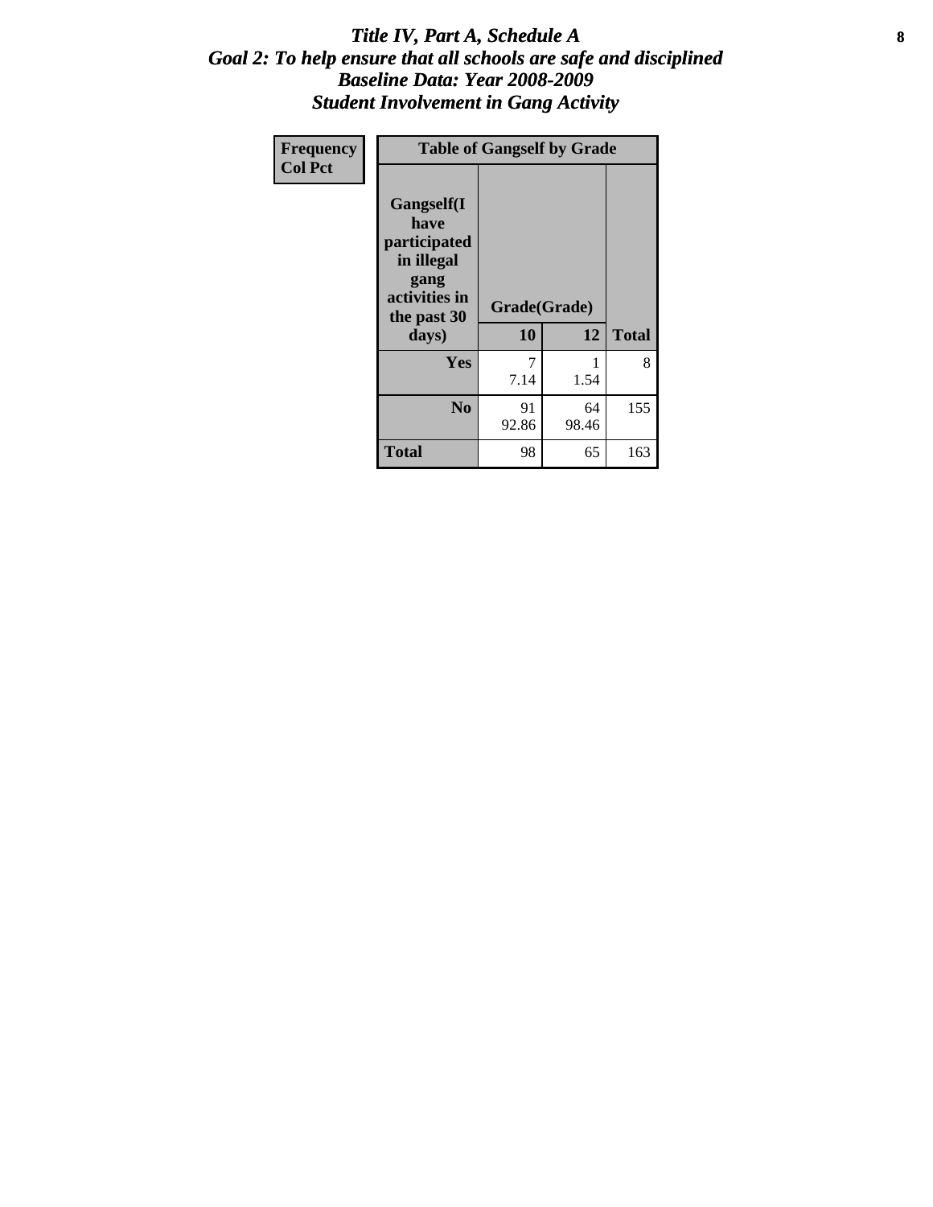# *Title IV, Part A, Schedule A*
## *Goal 2: To help ensure that all schools are safe and disciplined*
## *Baseline Data: Year 2008-2009*
## *Student Involvement in Gang Activity*

| Frequency<br>Col Pct | Table of Gangself by Grade | | |
|---|---|---|---|
| **Gangself(I have participated in illegal gang activities in the past 30 days)** | **Grade(Grade)** | | |
| | **10** | **12** | **Total** |
| **Yes** | 7<br>7.14 | 1<br>1.54 | 8 |
| **No** | 91<br>92.86 | 64<br>98.46 | 155 |
| **Total** | 98 | 65 | 163 |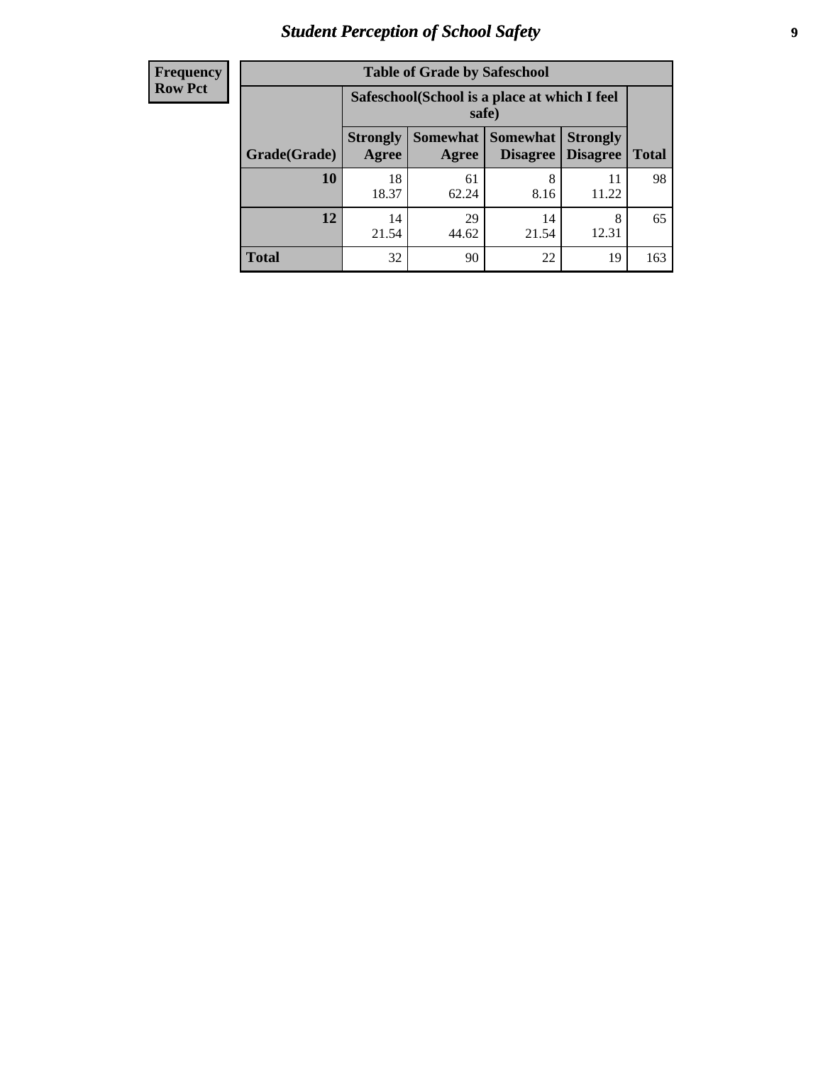| Frequency Row Pct |
|---|

| Table of Grade by Safeschool | | | | | |
|---|---|---|---|---|---|
| | Safeschool(School is a place at which I feel safe) | | | | |
| Grade(Grade) | Strongly Agree | Somewhat Agree | Somewhat Disagree | Strongly Disagree | Total |
| 10 | 18<br>18.37 | 61<br>62.24 | 8<br>8.16 | 11<br>11.22 | 98 |
| 12 | 14<br>21.54 | 29<br>44.62 | 14<br>21.54 | 8<br>12.31 | 65 |
| Total | 32 | 90 | 22 | 19 | 163 |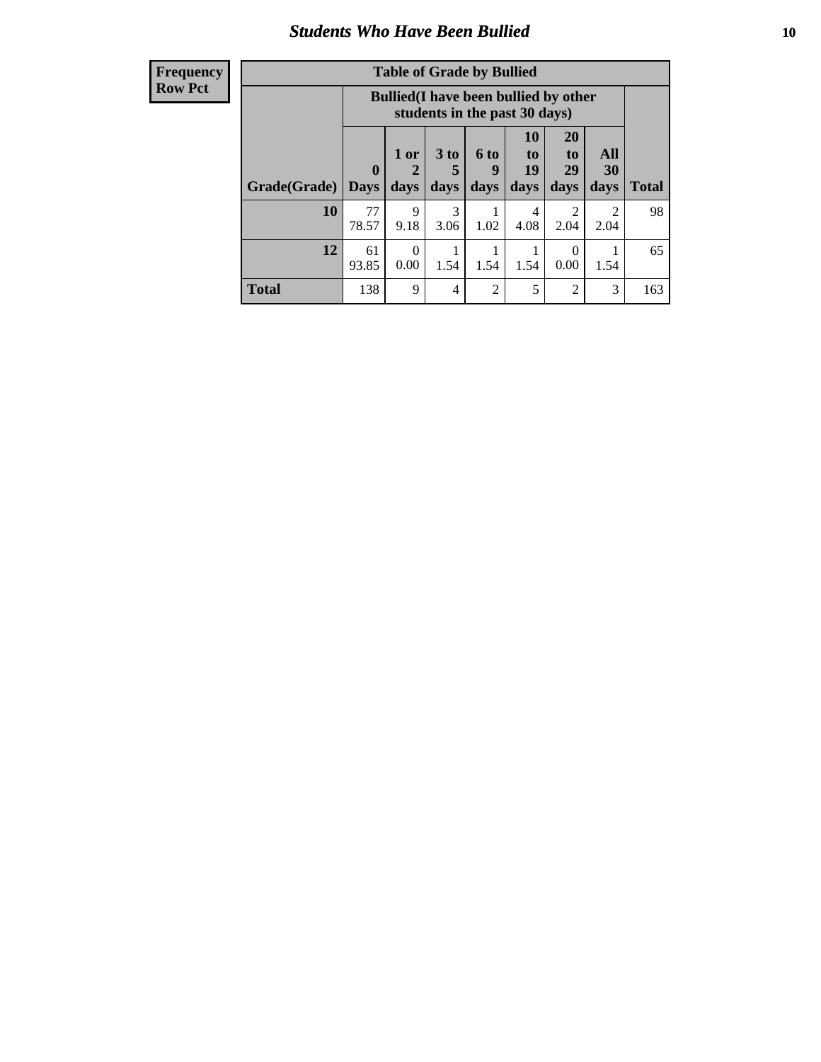## Students Who Have Been Bullied

| Frequency Row Pct |
|---|

| Table of Grade by Bullied | | | | | | | | |
|---|---|---|---|---|---|---|---|---|
| | Bullied(I have been bullied by other students in the past 30 days) | | | | | | | |
| Grade(Grade) | 0 Days | 1 or 2 days | 3 to 5 days | 6 to 9 days | 10 to 19 days | 20 to 29 days | All 30 days | Total |
| 10 | 77<br>78.57 | 9<br>9.18 | 3<br>3.06 | 1<br>1.02 | 4<br>4.08 | 2<br>2.04 | 2<br>2.04 | 98 |
| 12 | 61<br>93.85 | 0<br>0.00 | 1<br>1.54 | 1<br>1.54 | 1<br>1.54 | 0<br>0.00 | 1<br>1.54 | 65 |
| Total | 138 | 9 | 4 | 2 | 5 | 2 | 3 | 163 |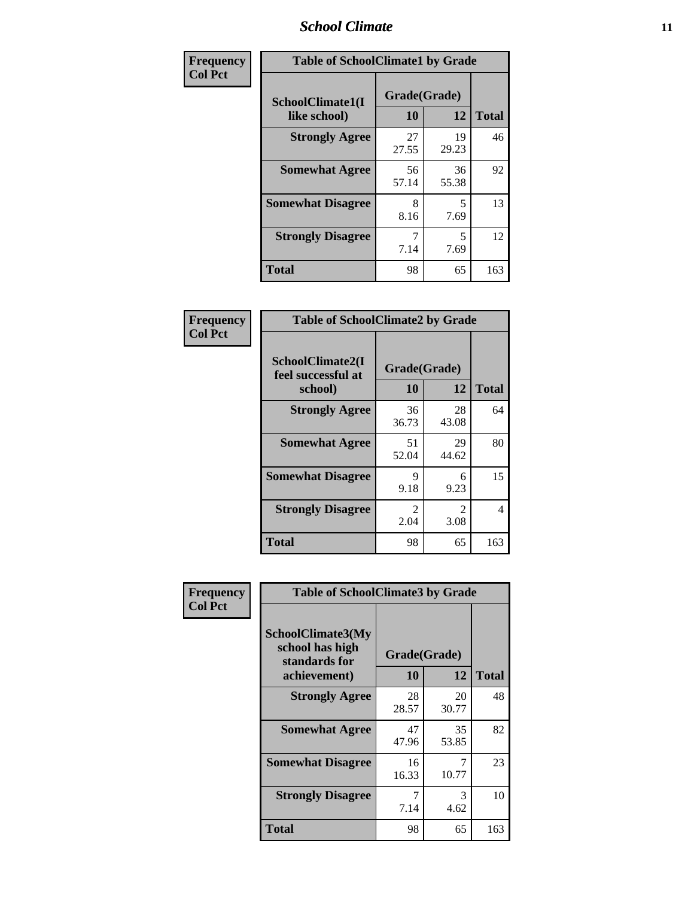| Frequency<br>Col Pct | Table of SchoolClimate1 by Grade | | |
|---|---|---|---|
| SchoolClimate1(I like school) | Grade(Grade) 10 | 12 | Total |
| Strongly Agree | 27<br>27.55 | 19<br>29.23 | 46 |
| Somewhat Agree | 56<br>57.14 | 36<br>55.38 | 92 |
| Somewhat Disagree | 8<br>8.16 | 5<br>7.69 | 13 |
| Strongly Disagree | 7<br>7.14 | 5<br>7.69 | 12 |
| Total | 98 | 65 | 163 |

| Frequency<br>Col Pct | Table of SchoolClimate2 by Grade | | |
|---|---|---|---|
| SchoolClimate2(I feel successful at school) | Grade(Grade) 10 | 12 | Total |
| Strongly Agree | 36<br>36.73 | 28<br>43.08 | 64 |
| Somewhat Agree | 51<br>52.04 | 29<br>44.62 | 80 |
| Somewhat Disagree | 9<br>9.18 | 6<br>9.23 | 15 |
| Strongly Disagree | 2<br>2.04 | 2<br>3.08 | 4 |
| Total | 98 | 65 | 163 |

| Frequency<br>Col Pct | Table of SchoolClimate3 by Grade | | |
|---|---|---|---|
| SchoolClimate3(My school has high standards for achievement) | Grade(Grade) 10 | 12 | Total |
| Strongly Agree | 28<br>28.57 | 20<br>30.77 | 48 |
| Somewhat Agree | 47<br>47.96 | 35<br>53.85 | 82 |
| Somewhat Disagree | 16<br>16.33 | 7<br>10.77 | 23 |
| Strongly Disagree | 7<br>7.14 | 3<br>4.62 | 10 |
| Total | 98 | 65 | 163 |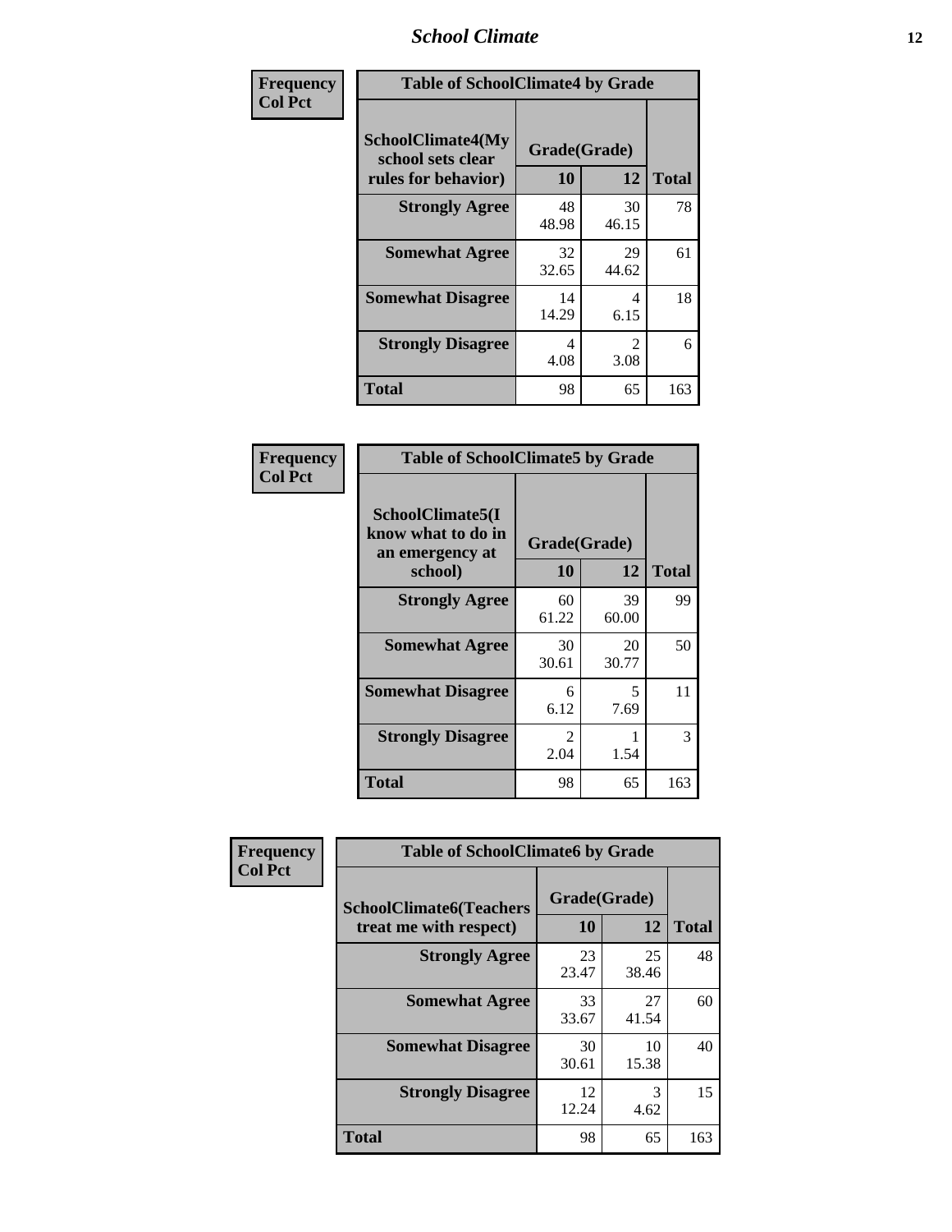| Frequency Col Pct | Table of SchoolClimate4 by Grade | | |
|---|---|---|---|
| SchoolClimate4(My school sets clear rules for behavior) | Grade(Grade) | | |
| | 10 | 12 | Total |
| Strongly Agree | 48<br>48.98 | 30<br>46.15 | 78 |
| Somewhat Agree | 32<br>32.65 | 29<br>44.62 | 61 |
| Somewhat Disagree | 14<br>14.29 | 4<br>6.15 | 18 |
| Strongly Disagree | 4<br>4.08 | 2<br>3.08 | 6 |
| Total | 98 | 65 | 163 |

| Frequency Col Pct | Table of SchoolClimate5 by Grade | | |
|---|---|---|---|
| SchoolClimate5(I know what to do in an emergency at school) | Grade(Grade) | | |
| | 10 | 12 | Total |
| Strongly Agree | 60<br>61.22 | 39<br>60.00 | 99 |
| Somewhat Agree | 30<br>30.61 | 20<br>30.77 | 50 |
| Somewhat Disagree | 6<br>6.12 | 5<br>7.69 | 11 |
| Strongly Disagree | 2<br>2.04 | 1<br>1.54 | 3 |
| Total | 98 | 65 | 163 |

| Frequency Col Pct | Table of SchoolClimate6 by Grade | | |
|---|---|---|---|
| SchoolClimate6(Teachers treat me with respect) | Grade(Grade) | | |
| | 10 | 12 | Total |
| Strongly Agree | 23<br>23.47 | 25<br>38.46 | 48 |
| Somewhat Agree | 33<br>33.67 | 27<br>41.54 | 60 |
| Somewhat Disagree | 30<br>30.61 | 10<br>15.38 | 40 |
| Strongly Disagree | 12<br>12.24 | 3<br>4.62 | 15 |
| Total | 98 | 65 | 163 |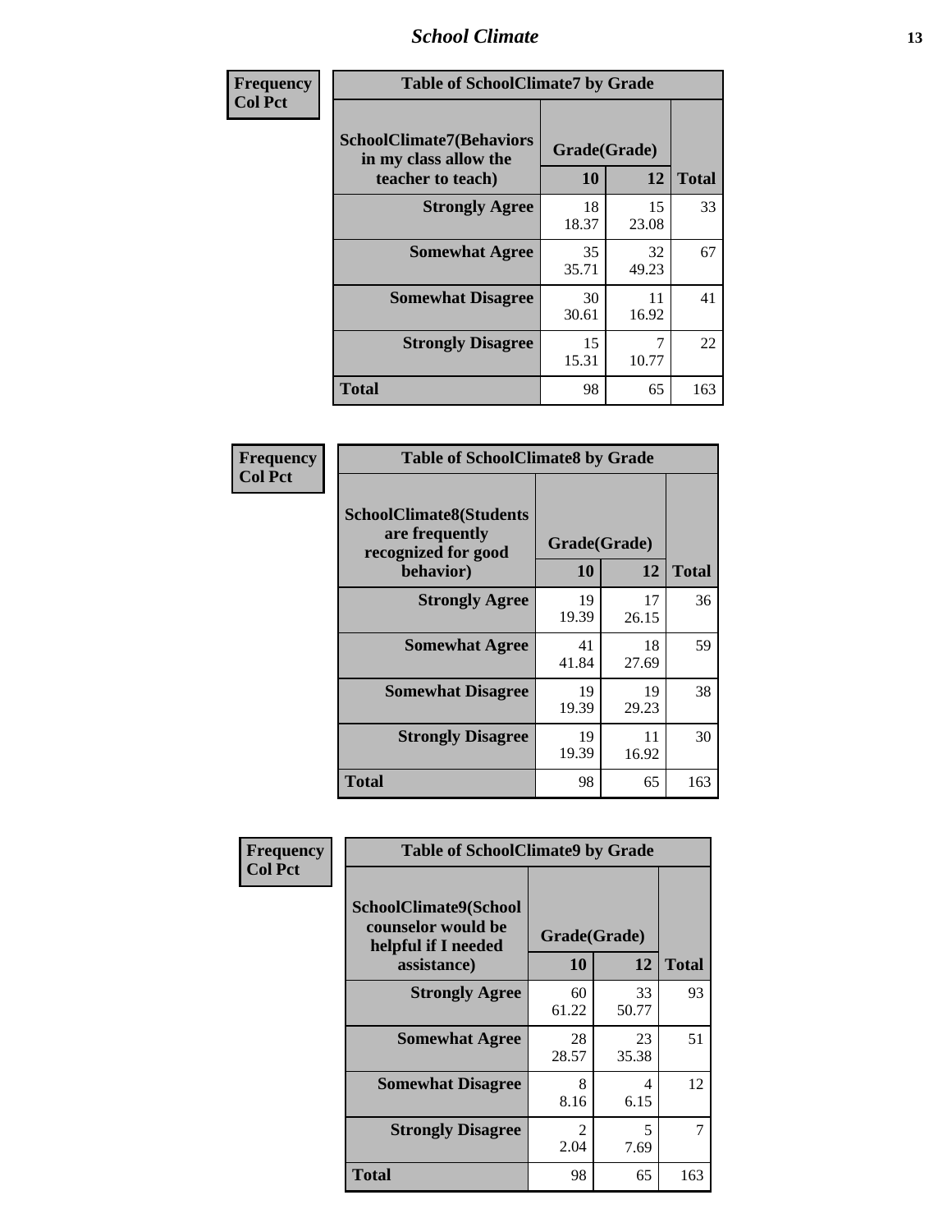| Frequency<br>Col Pct | | | |
|---|---|---|---|

**Table of SchoolClimate7 by Grade**

| SchoolClimate7(Behaviors in my class allow the teacher to teach) | Grade(Grade) | | |
|---|---|---|---|
| | 10 | 12 | Total |
| Strongly Agree | 18<br>18.37 | 15<br>23.08 | 33 |
| Somewhat Agree | 35<br>35.71 | 32<br>49.23 | 67 |
| Somewhat Disagree | 30<br>30.61 | 11<br>16.92 | 41 |
| Strongly Disagree | 15<br>15.31 | 7<br>10.77 | 22 |
| Total | 98 | 65 | 163 |

| Frequency<br>Col Pct | | | |
|---|---|---|---|

**Table of SchoolClimate8 by Grade**

| SchoolClimate8(Students are frequently recognized for good behavior) | Grade(Grade) | | |
|---|---|---|---|
| | 10 | 12 | Total |
| Strongly Agree | 19<br>19.39 | 17<br>26.15 | 36 |
| Somewhat Agree | 41<br>41.84 | 18<br>27.69 | 59 |
| Somewhat Disagree | 19<br>19.39 | 19<br>29.23 | 38 |
| Strongly Disagree | 19<br>19.39 | 11<br>16.92 | 30 |
| Total | 98 | 65 | 163 |

| Frequency<br>Col Pct | | | |
|---|---|---|---|

**Table of SchoolClimate9 by Grade**

| SchoolClimate9(School counselor would be helpful if I needed assistance) | Grade(Grade) | | |
|---|---|---|---|
| | 10 | 12 | Total |
| Strongly Agree | 60<br>61.22 | 33<br>50.77 | 93 |
| Somewhat Agree | 28<br>28.57 | 23<br>35.38 | 51 |
| Somewhat Disagree | 8<br>8.16 | 4<br>6.15 | 12 |
| Strongly Disagree | 2<br>2.04 | 5<br>7.69 | 7 |
| Total | 98 | 65 | 163 |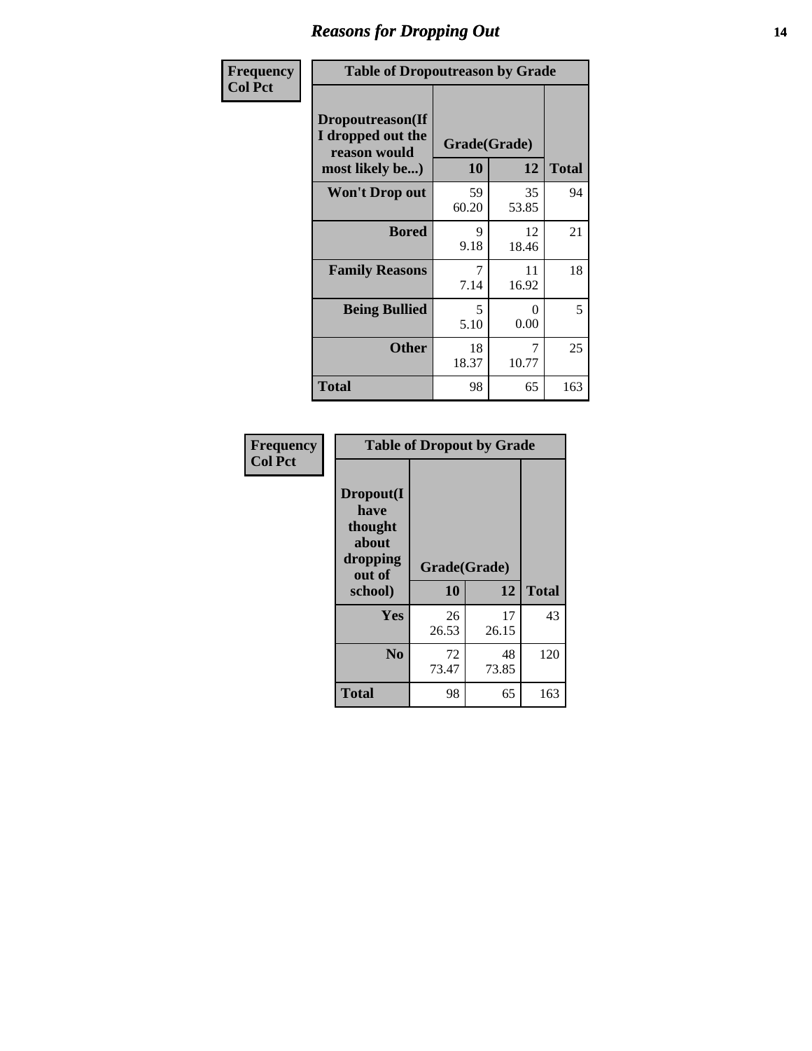# Reasons for Dropping Out

Frequency
Col Pct

**Table of Dropoutreason by Grade**

| Dropoutreason(If I dropped out the reason would most likely be...) | Grade(Grade) 10 | 12 | Total |
|---|---|---|---|
| **Won't Drop out** | 59<br>60.20 | 35<br>53.85 | 94 |
| **Bored** | 9<br>9.18 | 12<br>18.46 | 21 |
| **Family Reasons** | 7<br>7.14 | 11<br>16.92 | 18 |
| **Being Bullied** | 5<br>5.10 | 0<br>0.00 | 5 |
| **Other** | 18<br>18.37 | 7<br>10.77 | 25 |
| **Total** | 98 | 65 | 163 |

Frequency
Col Pct

**Table of Dropout by Grade**

| Dropout(I have thought about dropping out of school) | Grade(Grade) 10 | 12 | Total |
|---|---|---|---|
| **Yes** | 26<br>26.53 | 17<br>26.15 | 43 |
| **No** | 72<br>73.47 | 48<br>73.85 | 120 |
| **Total** | 98 | 65 | 163 |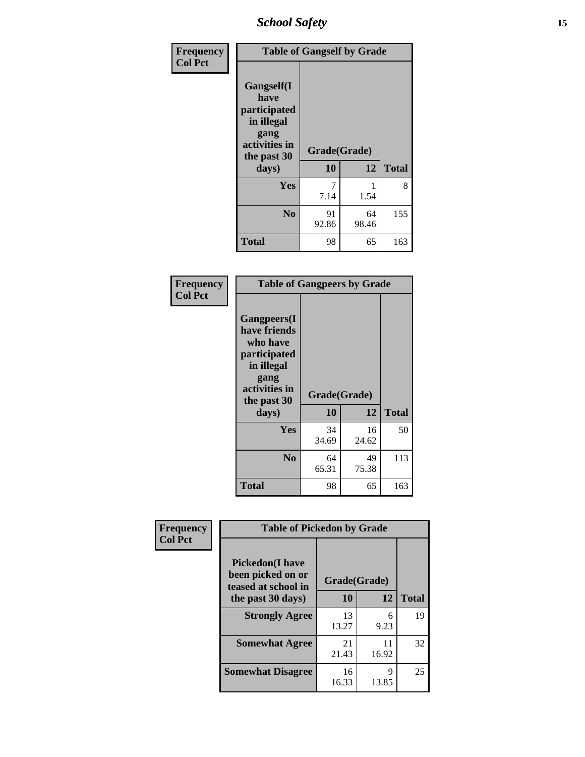Frequency
Col Pct

| Table of Gangself by Grade | | | |
|---|---|---|---|
| Gangself(I have participated in illegal gang activities in the past 30 days) | Grade(Grade) | | |
| | 10 | 12 | Total |
| Yes | 7<br>7.14 | 1<br>1.54 | 8 |
| No | 91<br>92.86 | 64<br>98.46 | 155 |
| Total | 98 | 65 | 163 |

Frequency
Col Pct

| Table of Gangpeers by Grade | | | |
|---|---|---|---|
| Gangpeers(I have friends who have participated in illegal gang activities in the past 30 days) | Grade(Grade) | | |
| | 10 | 12 | Total |
| Yes | 34<br>34.69 | 16<br>24.62 | 50 |
| No | 64<br>65.31 | 49<br>75.38 | 113 |
| Total | 98 | 65 | 163 |

Frequency
Col Pct

| Table of Pickedon by Grade | | | |
|---|---|---|---|
| Pickedon(I have been picked on or teased at school in the past 30 days) | Grade(Grade) | | |
| | 10 | 12 | Total |
| Strongly Agree | 13<br>13.27 | 6<br>9.23 | 19 |
| Somewhat Agree | 21<br>21.43 | 11<br>16.92 | 32 |
| Somewhat Disagree | 16<br>16.33 | 9<br>13.85 | 25 |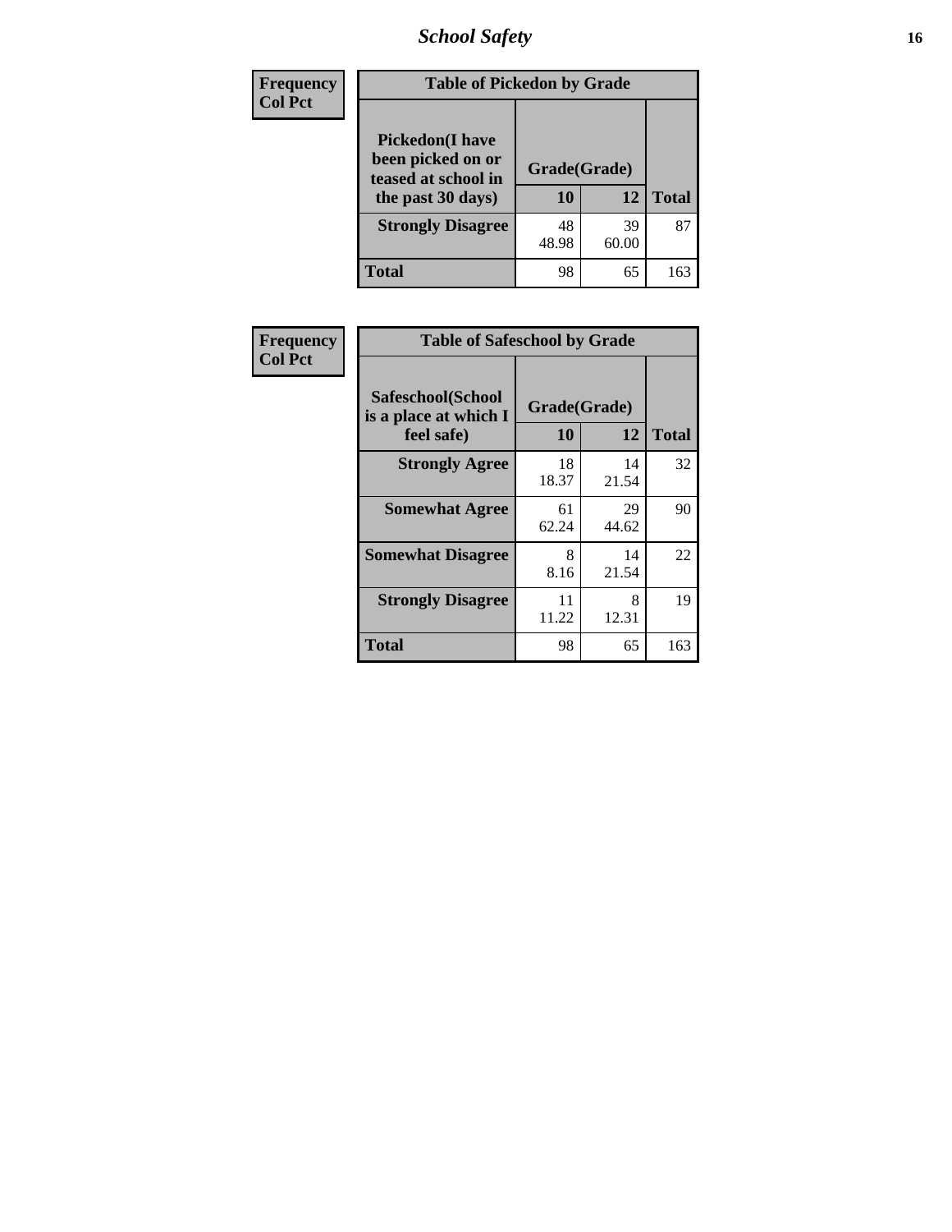| Frequency<br>Col Pct | Table of Pickedon by Grade | | |
|---|---|---|---|
| **Pickedon(I have been picked on or teased at school in the past 30 days)** | **Grade(Grade)** | | |
| | **10** | **12** | **Total** |
| **Strongly Disagree** | 48<br>48.98 | 39<br>60.00 | 87 |
| **Total** | 98 | 65 | 163 |

| Frequency<br>Col Pct | Table of Safeschool by Grade | | |
|---|---|---|---|
| **Safeschool(School is a place at which I feel safe)** | **Grade(Grade)** | | |
| | **10** | **12** | **Total** |
| **Strongly Agree** | 18<br>18.37 | 14<br>21.54 | 32 |
| **Somewhat Agree** | 61<br>62.24 | 29<br>44.62 | 90 |
| **Somewhat Disagree** | 8<br>8.16 | 14<br>21.54 | 22 |
| **Strongly Disagree** | 11<br>11.22 | 8<br>12.31 | 19 |
| **Total** | 98 | 65 | 163 |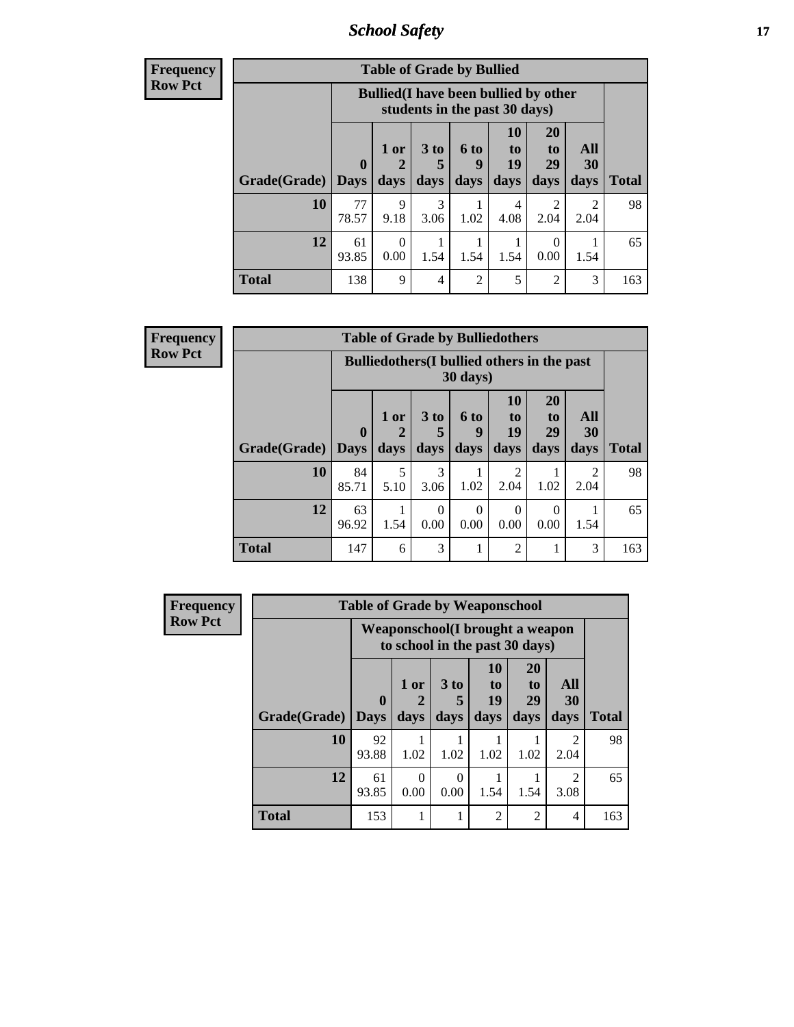| Frequency<br>Row Pct | | | | | | | | |
|---|---|---|---|---|---|---|---|---|
| **Table of Grade by Bullied** | | | | | | | | |
| | **Bullied(I have been bullied by other students in the past 30 days)** | | | | | | | |
| **Grade(Grade)** | **0 Days** | **1 or 2 days** | **3 to 5 days** | **6 to 9 days** | **10 to 19 days** | **20 to 29 days** | **All 30 days** | **Total** |
| **10** | 77<br>78.57 | 9<br>9.18 | 3<br>3.06 | 1<br>1.02 | 4<br>4.08 | 2<br>2.04 | 2<br>2.04 | 98 |
| **12** | 61<br>93.85 | 0<br>0.00 | 1<br>1.54 | 1<br>1.54 | 1<br>1.54 | 0<br>0.00 | 1<br>1.54 | 65 |
| **Total** | 138 | 9 | 4 | 2 | 5 | 2 | 3 | 163 |

| Frequency<br>Row Pct | | | | | | | | |
|---|---|---|---|---|---|---|---|---|
| **Table of Grade by Bulliedothers** | | | | | | | | |
| | **Bulliedothers(I bullied others in the past 30 days)** | | | | | | | |
| **Grade(Grade)** | **0 Days** | **1 or 2 days** | **3 to 5 days** | **6 to 9 days** | **10 to 19 days** | **20 to 29 days** | **All 30 days** | **Total** |
| **10** | 84<br>85.71 | 5<br>5.10 | 3<br>3.06 | 1<br>1.02 | 2<br>2.04 | 1<br>1.02 | 2<br>2.04 | 98 |
| **12** | 63<br>96.92 | 1<br>1.54 | 0<br>0.00 | 0<br>0.00 | 0<br>0.00 | 0<br>0.00 | 1<br>1.54 | 65 |
| **Total** | 147 | 6 | 3 | 1 | 2 | 1 | 3 | 163 |

| Frequency<br>Row Pct | | | | | | | |
|---|---|---|---|---|---|---|---|
| **Table of Grade by Weaponschool** | | | | | | | |
| | **Weaponschool(I brought a weapon to school in the past 30 days)** | | | | | | |
| **Grade(Grade)** | **0 Days** | **1 or 2 days** | **3 to 5 days** | **10 to 19 days** | **20 to 29 days** | **All 30 days** | **Total** |
| **10** | 92<br>93.88 | 1<br>1.02 | 1<br>1.02 | 1<br>1.02 | 1<br>1.02 | 2<br>2.04 | 98 |
| **12** | 61<br>93.85 | 0<br>0.00 | 0<br>0.00 | 1<br>1.54 | 1<br>1.54 | 2<br>3.08 | 65 |
| **Total** | 153 | 1 | 1 | 2 | 2 | 4 | 163 |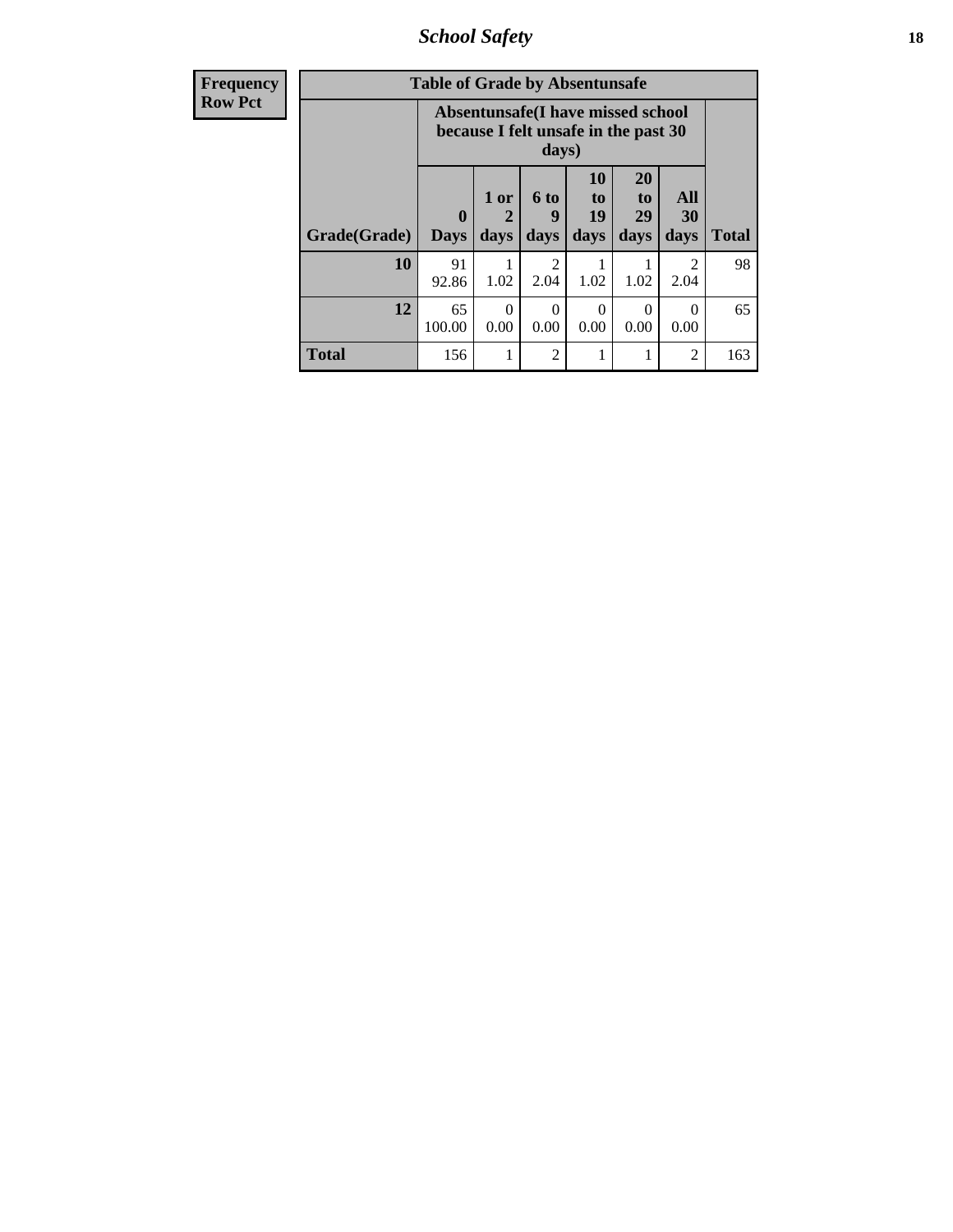| Frequency Row Pct | Table of Grade by Absentunsafe | | | | | | |
|---|---|---|---|---|---|---|---|
| | Absentunsafe(I have missed school because I felt unsafe in the past 30 days) | | | | | | |
| Grade(Grade) | 0 Days | 1 or 2 days | 6 to 9 days | 10 to 19 days | 20 to 29 days | All 30 days | Total |
| 10 | 91 92.86 | 1 1.02 | 2 2.04 | 1 1.02 | 1 1.02 | 2 2.04 | 98 |
| 12 | 65 100.00 | 0 0.00 | 0 0.00 | 0 0.00 | 0 0.00 | 0 0.00 | 65 |
| Total | 156 | 1 | 2 | 1 | 1 | 2 | 163 |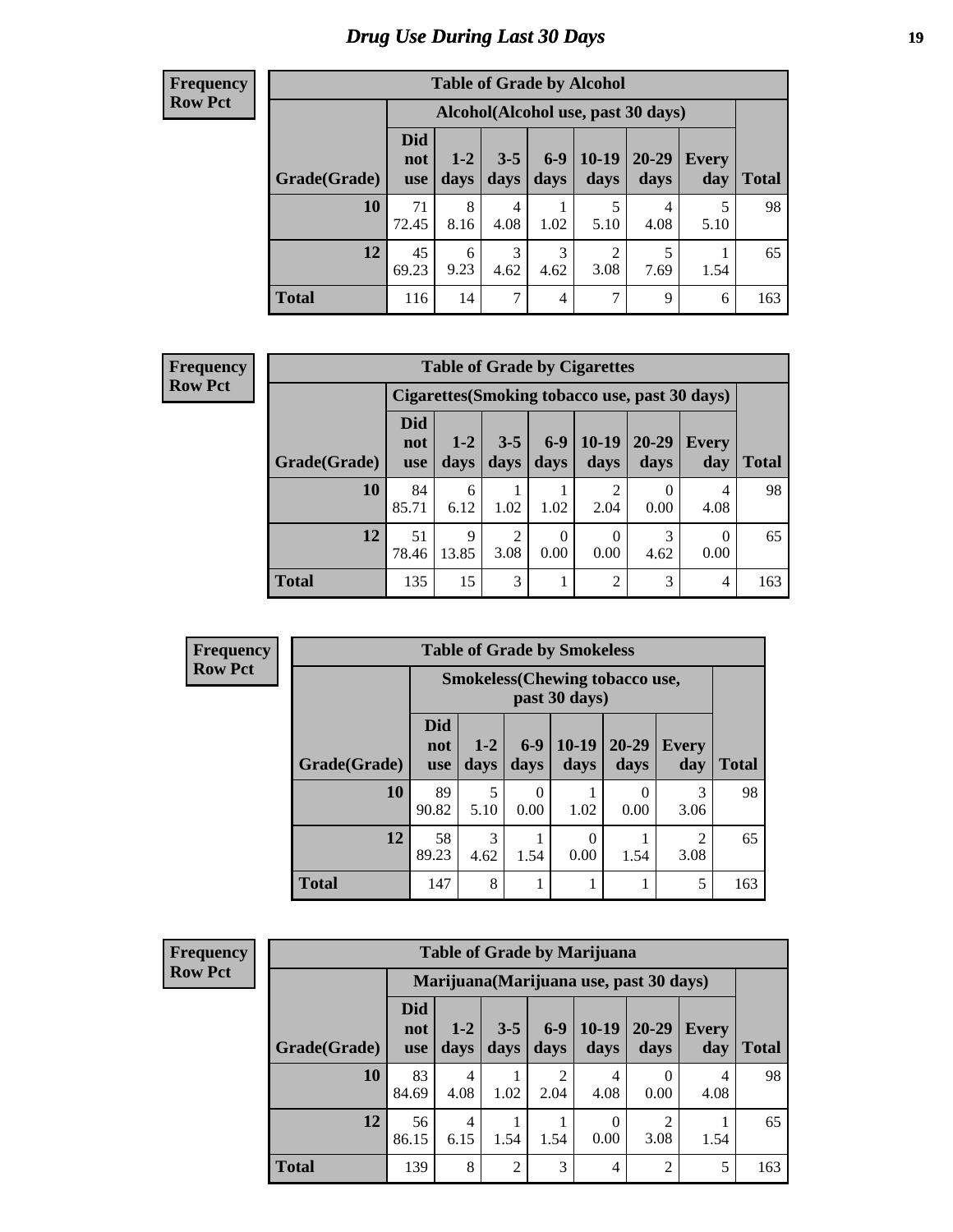# Drug Use During Last 30 Days

| Frequency<br>Row Pct | Table of Grade by Alcohol | | | | | | | |
|---|---|---|---|---|---|---|---|---|
| | Alcohol(Alcohol use, past 30 days) | | | | | | | |
| Grade(Grade) | Did not use | 1-2 days | 3-5 days | 6-9 days | 10-19 days | 20-29 days | Every day | Total |
| 10 | 71<br>72.45 | 8<br>8.16 | 4<br>4.08 | 1<br>1.02 | 5<br>5.10 | 4<br>4.08 | 5<br>5.10 | 98 |
| 12 | 45<br>69.23 | 6<br>9.23 | 3<br>4.62 | 3<br>4.62 | 2<br>3.08 | 5<br>7.69 | 1<br>1.54 | 65 |
| Total | 116 | 14 | 7 | 4 | 7 | 9 | 6 | 163 |

| Frequency<br>Row Pct | Table of Grade by Cigarettes | | | | | | | |
|---|---|---|---|---|---|---|---|---|
| | Cigarettes(Smoking tobacco use, past 30 days) | | | | | | | |
| Grade(Grade) | Did not use | 1-2 days | 3-5 days | 6-9 days | 10-19 days | 20-29 days | Every day | Total |
| 10 | 84<br>85.71 | 6<br>6.12 | 1<br>1.02 | 1<br>1.02 | 2<br>2.04 | 0<br>0.00 | 4<br>4.08 | 98 |
| 12 | 51<br>78.46 | 9<br>13.85 | 2<br>3.08 | 0<br>0.00 | 0<br>0.00 | 3<br>4.62 | 0<br>0.00 | 65 |
| Total | 135 | 15 | 3 | 1 | 2 | 3 | 4 | 163 |

| Frequency<br>Row Pct | Table of Grade by Smokeless | | | | | | |
|---|---|---|---|---|---|---|---|
| | Smokeless(Chewing tobacco use, past 30 days) | | | | | | |
| Grade(Grade) | Did not use | 1-2 days | 6-9 days | 10-19 days | 20-29 days | Every day | Total |
| 10 | 89<br>90.82 | 5<br>5.10 | 0<br>0.00 | 1<br>1.02 | 0<br>0.00 | 3<br>3.06 | 98 |
| 12 | 58<br>89.23 | 3<br>4.62 | 1<br>1.54 | 0<br>0.00 | 1<br>1.54 | 2<br>3.08 | 65 |
| Total | 147 | 8 | 1 | 1 | 1 | 5 | 163 |

| Frequency<br>Row Pct | Table of Grade by Marijuana | | | | | | | |
|---|---|---|---|---|---|---|---|---|
| | Marijuana(Marijuana use, past 30 days) | | | | | | | |
| Grade(Grade) | Did not use | 1-2 days | 3-5 days | 6-9 days | 10-19 days | 20-29 days | Every day | Total |
| 10 | 83<br>84.69 | 4<br>4.08 | 1<br>1.02 | 2<br>2.04 | 4<br>4.08 | 0<br>0.00 | 4<br>4.08 | 98 |
| 12 | 56<br>86.15 | 4<br>6.15 | 1<br>1.54 | 1<br>1.54 | 0<br>0.00 | 2<br>3.08 | 1<br>1.54 | 65 |
| Total | 139 | 8 | 2 | 3 | 4 | 2 | 5 | 163 |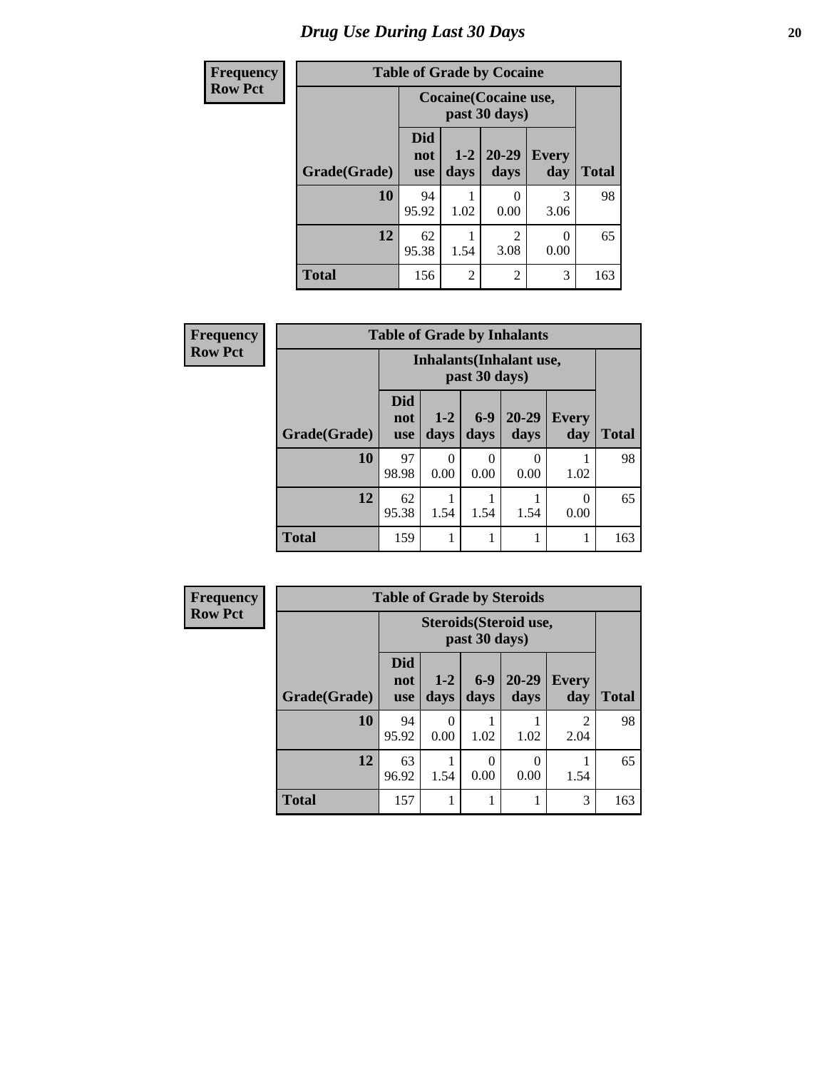# Drug Use During Last 30 Days

**Frequency**
**Row Pct**

| Table of Grade by Cocaine | | | | | |
|---|---|---|---|---|---|
| | Cocaine(Cocaine use, past 30 days) | | | | |
| Grade(Grade) | Did not use | 1-2 days | 20-29 days | Every day | Total |
| **10** | 94<br>95.92 | 1<br>1.02 | 0<br>0.00 | 3<br>3.06 | 98 |
| **12** | 62<br>95.38 | 1<br>1.54 | 2<br>3.08 | 0<br>0.00 | 65 |
| **Total** | 156 | 2 | 2 | 3 | 163 |

**Frequency**
**Row Pct**

| Table of Grade by Inhalants | | | | | | |
|---|---|---|---|---|---|---|
| | Inhalants(Inhalant use, past 30 days) | | | | | |
| Grade(Grade) | Did not use | 1-2 days | 6-9 days | 20-29 days | Every day | Total |
| **10** | 97<br>98.98 | 0<br>0.00 | 0<br>0.00 | 0<br>0.00 | 1<br>1.02 | 98 |
| **12** | 62<br>95.38 | 1<br>1.54 | 1<br>1.54 | 1<br>1.54 | 0<br>0.00 | 65 |
| **Total** | 159 | 1 | 1 | 1 | 1 | 163 |

**Frequency**
**Row Pct**

| Table of Grade by Steroids | | | | | | |
|---|---|---|---|---|---|---|
| | Steroids(Steroid use, past 30 days) | | | | | |
| Grade(Grade) | Did not use | 1-2 days | 6-9 days | 20-29 days | Every day | Total |
| **10** | 94<br>95.92 | 0<br>0.00 | 1<br>1.02 | 1<br>1.02 | 2<br>2.04 | 98 |
| **12** | 63<br>96.92 | 1<br>1.54 | 0<br>0.00 | 0<br>0.00 | 1<br>1.54 | 65 |
| **Total** | 157 | 1 | 1 | 1 | 3 | 163 |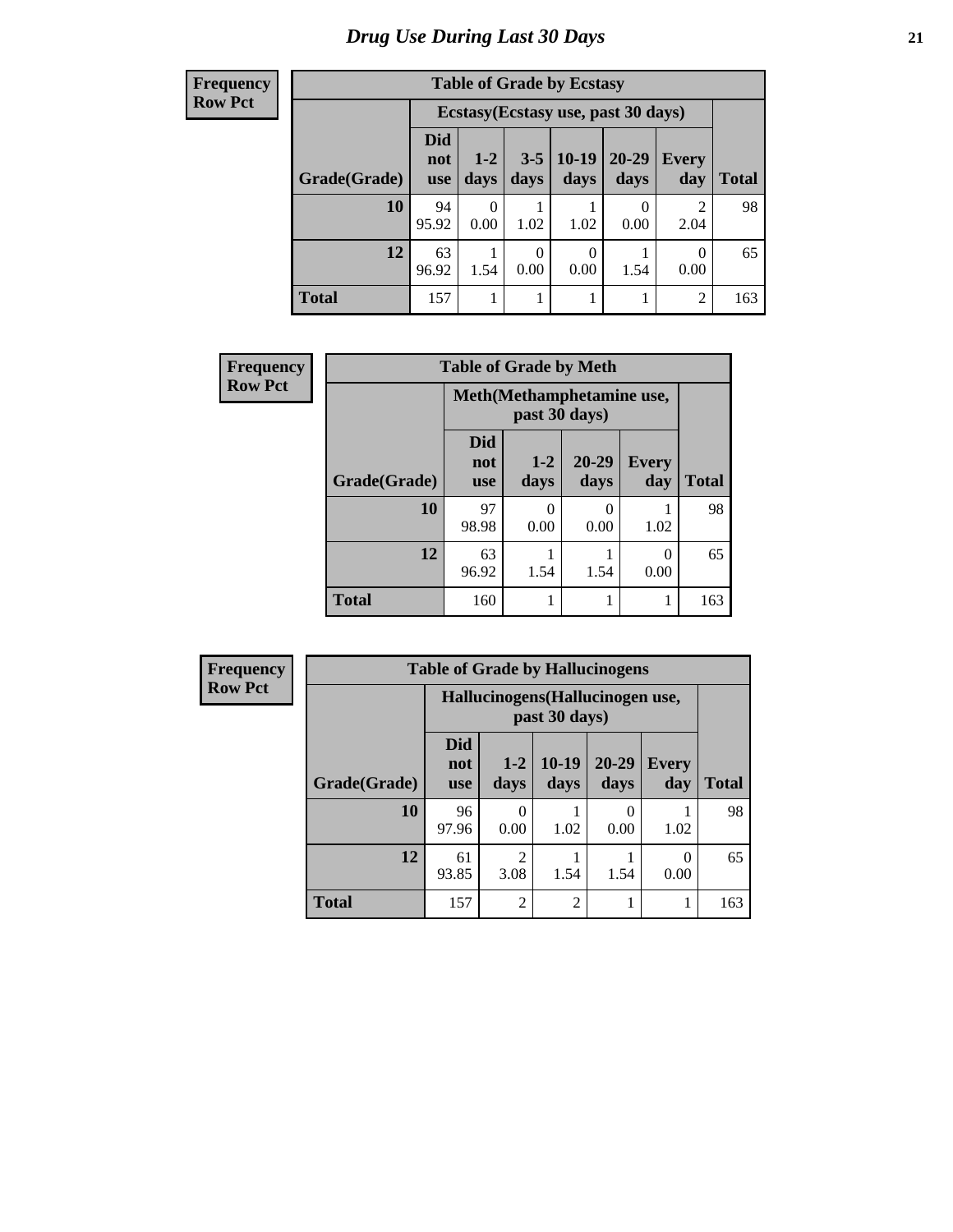# Drug Use During Last 30 Days

| Frequency<br>Row Pct |
|---|

**Table of Grade by Ecstasy**

| Grade(Grade) | Ecstasy(Ecstasy use, past 30 days) | | | | | | Total |
|---|---|---|---|---|---|---|---|
| | Did not use | 1-2 days | 3-5 days | 10-19 days | 20-29 days | Every day | |
| 10 | 94<br>95.92 | 0<br>0.00 | 1<br>1.02 | 1<br>1.02 | 0<br>0.00 | 2<br>2.04 | 98 |
| 12 | 63<br>96.92 | 1<br>1.54 | 0<br>0.00 | 0<br>0.00 | 1<br>1.54 | 0<br>0.00 | 65 |
| Total | 157 | 1 | 1 | 1 | 1 | 2 | 163 |

| Frequency<br>Row Pct |
|---|

**Table of Grade by Meth**

| Grade(Grade) | Meth(Methamphetamine use, past 30 days) | | | | Total |
|---|---|---|---|---|---|
| | Did not use | 1-2 days | 20-29 days | Every day | |
| 10 | 97<br>98.98 | 0<br>0.00 | 0<br>0.00 | 1<br>1.02 | 98 |
| 12 | 63<br>96.92 | 1<br>1.54 | 1<br>1.54 | 0<br>0.00 | 65 |
| Total | 160 | 1 | 1 | 1 | 163 |

| Frequency<br>Row Pct |
|---|

**Table of Grade by Hallucinogens**

| Grade(Grade) | Hallucinogens(Hallucinogen use, past 30 days) | | | | | Total |
|---|---|---|---|---|---|---|
| | Did not use | 1-2 days | 10-19 days | 20-29 days | Every day | |
| 10 | 96<br>97.96 | 0<br>0.00 | 1<br>1.02 | 0<br>0.00 | 1<br>1.02 | 98 |
| 12 | 61<br>93.85 | 2<br>3.08 | 1<br>1.54 | 1<br>1.54 | 0<br>0.00 | 65 |
| Total | 157 | 2 | 2 | 1 | 1 | 163 |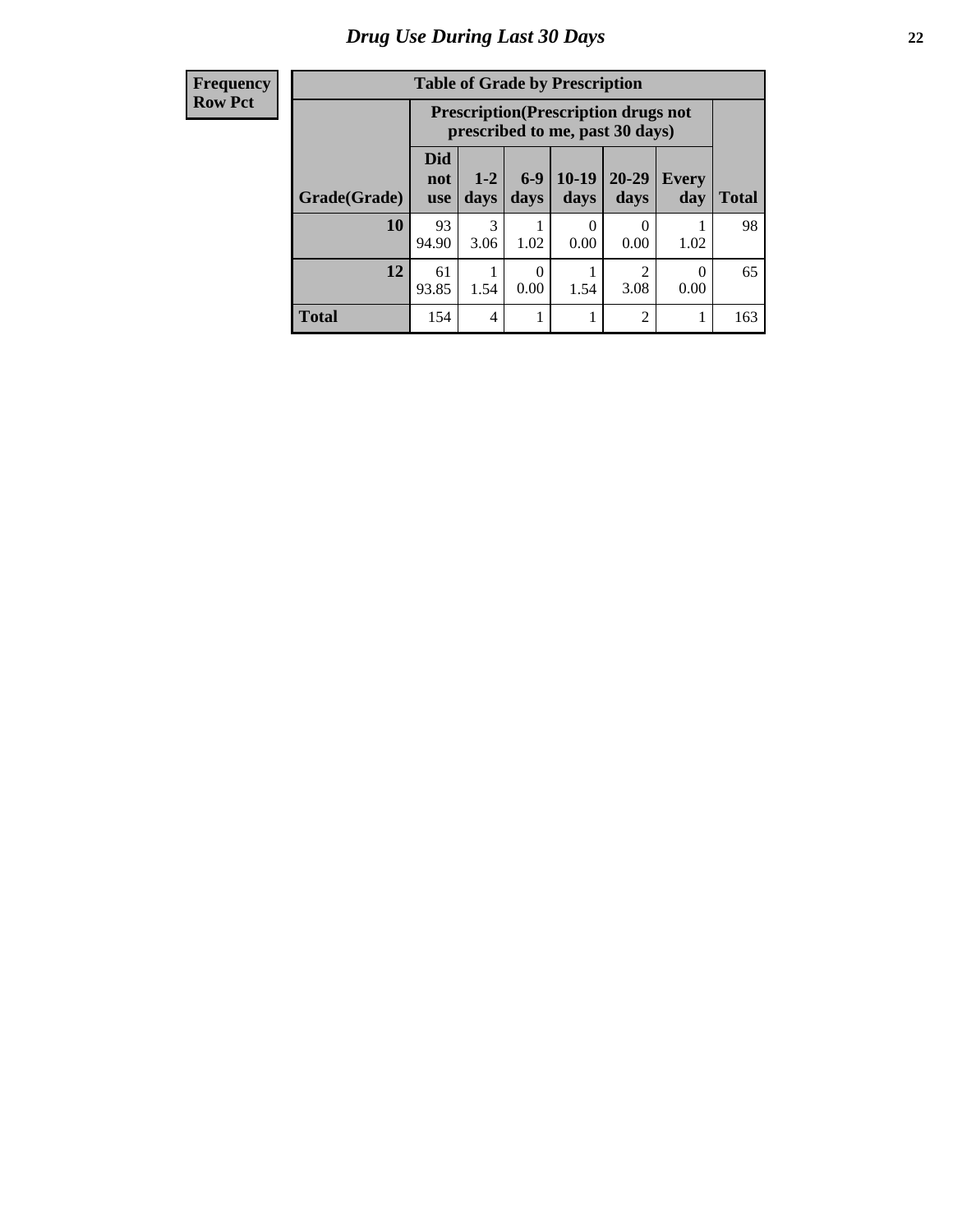# Drug Use During Last 30 Days

| Frequency Row Pct | Table of Grade by Prescription | | | | | | |
|---|---|---|---|---|---|---|---|
| | Prescription(Prescription drugs not prescribed to me, past 30 days) | | | | | | |
| Grade(Grade) | Did not use | 1-2 days | 6-9 days | 10-19 days | 20-29 days | Every day | Total |
| 10 | 93<br>94.90 | 3<br>3.06 | 1<br>1.02 | 0<br>0.00 | 0<br>0.00 | 1<br>1.02 | 98 |
| 12 | 61<br>93.85 | 1<br>1.54 | 0<br>0.00 | 1<br>1.54 | 2<br>3.08 | 0<br>0.00 | 65 |
| Total | 154 | 4 | 1 | 1 | 2 | 1 | 163 |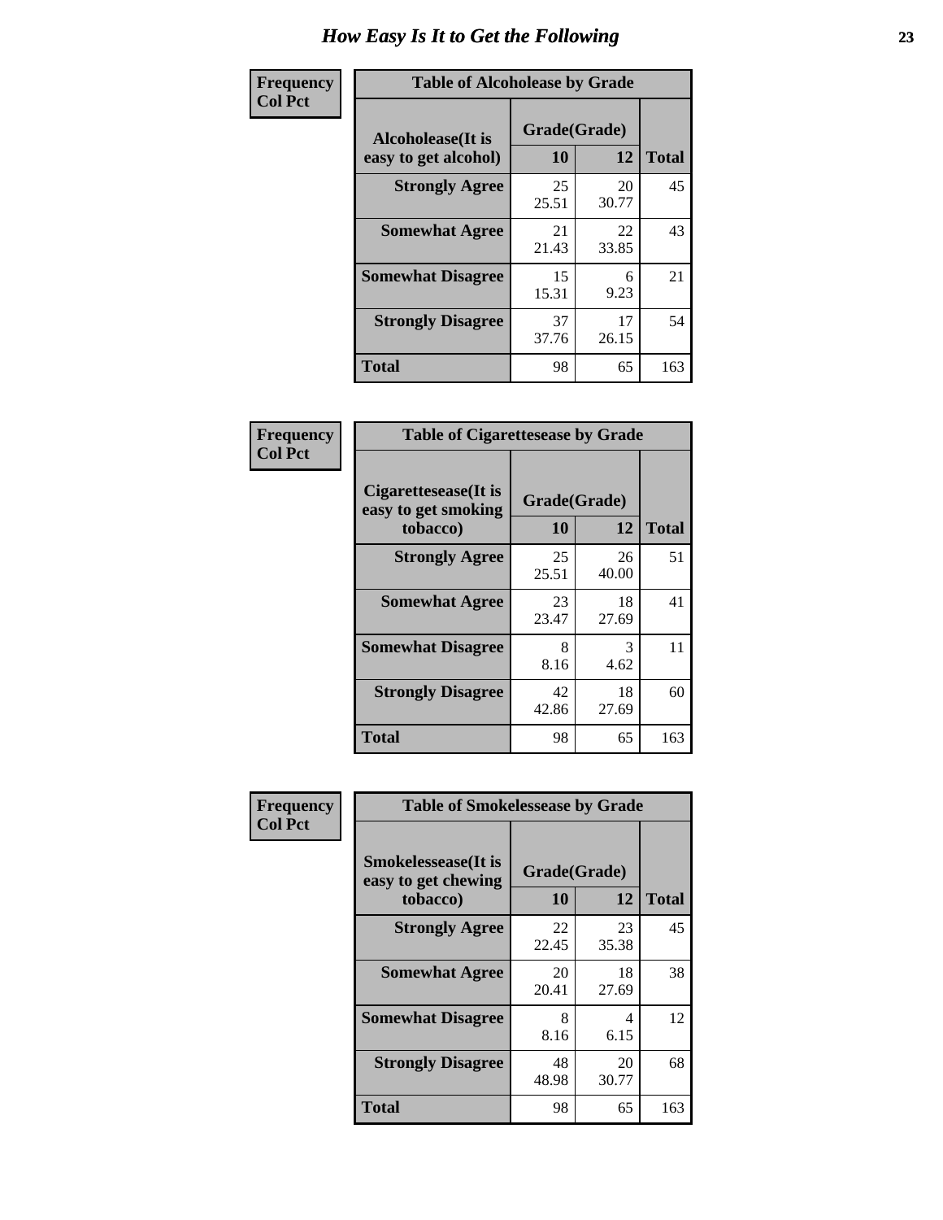# How Easy Is It to Get the Following

**Frequency**
**Col Pct**

| Table of Alcoholease by Grade | | | |
|---|---|---|---|
| Alcoholease(It is easy to get alcohol) | Grade(Grade) | | Total |
| | 10 | 12 | |
| **Strongly Agree** | 25<br>25.51 | 20<br>30.77 | 45 |
| **Somewhat Agree** | 21<br>21.43 | 22<br>33.85 | 43 |
| **Somewhat Disagree** | 15<br>15.31 | 6<br>9.23 | 21 |
| **Strongly Disagree** | 37<br>37.76 | 17<br>26.15 | 54 |
| **Total** | 98 | 65 | 163 |

**Frequency**
**Col Pct**

| Table of Cigarettesease by Grade | | | |
|---|---|---|---|
| Cigarettesease(It is easy to get smoking tobacco) | Grade(Grade) | | Total |
| | 10 | 12 | |
| **Strongly Agree** | 25<br>25.51 | 26<br>40.00 | 51 |
| **Somewhat Agree** | 23<br>23.47 | 18<br>27.69 | 41 |
| **Somewhat Disagree** | 8<br>8.16 | 3<br>4.62 | 11 |
| **Strongly Disagree** | 42<br>42.86 | 18<br>27.69 | 60 |
| **Total** | 98 | 65 | 163 |

**Frequency**
**Col Pct**

| Table of Smokelessease by Grade | | | |
|---|---|---|---|
| Smokelessease(It is easy to get chewing tobacco) | Grade(Grade) | | Total |
| | 10 | 12 | |
| **Strongly Agree** | 22<br>22.45 | 23<br>35.38 | 45 |
| **Somewhat Agree** | 20<br>20.41 | 18<br>27.69 | 38 |
| **Somewhat Disagree** | 8<br>8.16 | 4<br>6.15 | 12 |
| **Strongly Disagree** | 48<br>48.98 | 20<br>30.77 | 68 |
| **Total** | 98 | 65 | 163 |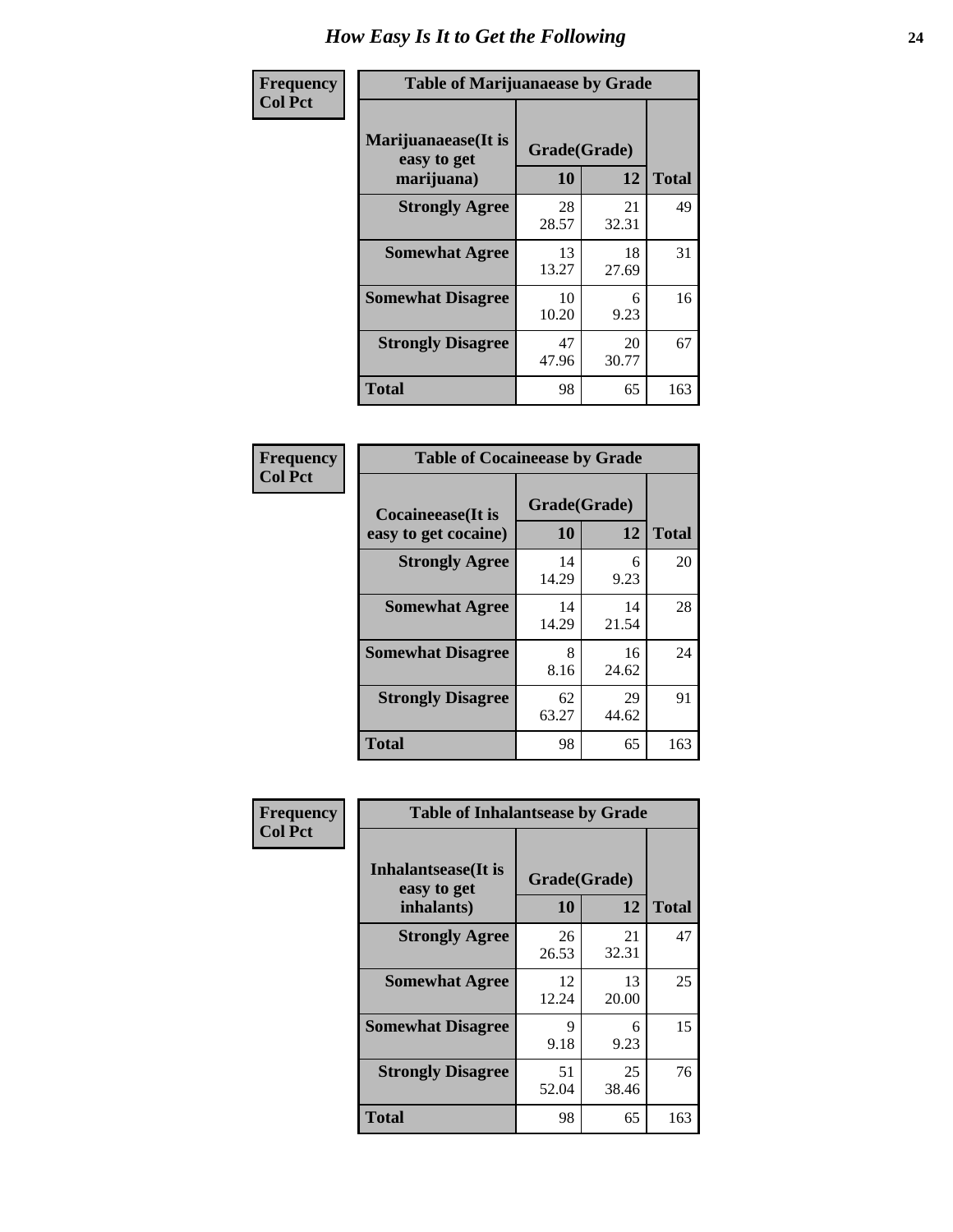# How Easy Is It to Get the Following

**Frequency**
**Col Pct**

| Table of Marijuanaease by Grade | | | |
|---|---|---|---|
| Marijuanaease(It is easy to get marijuana) | Grade(Grade) | | Total |
| | 10 | 12 | |
| Strongly Agree | 28<br>28.57 | 21<br>32.31 | 49 |
| Somewhat Agree | 13<br>13.27 | 18<br>27.69 | 31 |
| Somewhat Disagree | 10<br>10.20 | 6<br>9.23 | 16 |
| Strongly Disagree | 47<br>47.96 | 20<br>30.77 | 67 |
| Total | 98 | 65 | 163 |

**Frequency**
**Col Pct**

| Table of Cocaineease by Grade | | | |
|---|---|---|---|
| Cocaineease(It is easy to get cocaine) | Grade(Grade) | | Total |
| | 10 | 12 | |
| Strongly Agree | 14<br>14.29 | 6<br>9.23 | 20 |
| Somewhat Agree | 14<br>14.29 | 14<br>21.54 | 28 |
| Somewhat Disagree | 8<br>8.16 | 16<br>24.62 | 24 |
| Strongly Disagree | 62<br>63.27 | 29<br>44.62 | 91 |
| Total | 98 | 65 | 163 |

**Frequency**
**Col Pct**

| Table of Inhalantsease by Grade | | | |
|---|---|---|---|
| Inhalantsease(It is easy to get inhalants) | Grade(Grade) | | Total |
| | 10 | 12 | |
| Strongly Agree | 26<br>26.53 | 21<br>32.31 | 47 |
| Somewhat Agree | 12<br>12.24 | 13<br>20.00 | 25 |
| Somewhat Disagree | 9<br>9.18 | 6<br>9.23 | 15 |
| Strongly Disagree | 51<br>52.04 | 25<br>38.46 | 76 |
| Total | 98 | 65 | 163 |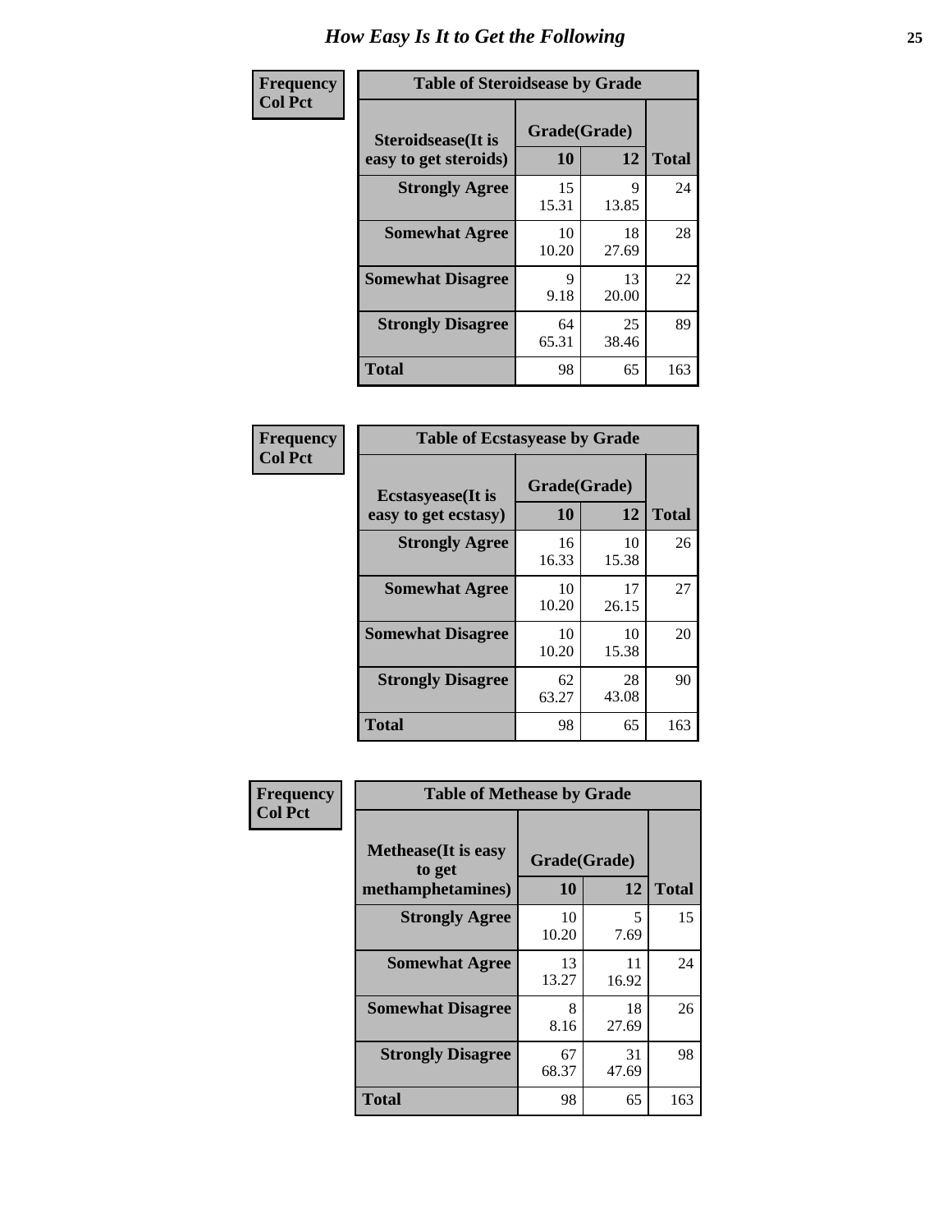# How Easy Is It to Get the Following

**Frequency / Col Pct**

**Table of Steroidsease by Grade**

| Steroidsease(It is easy to get steroids) | Grade(Grade) 10 | 12 | Total |
|---|---|---|---|
| **Strongly Agree** | 15<br>15.31 | 9<br>13.85 | 24 |
| **Somewhat Agree** | 10<br>10.20 | 18<br>27.69 | 28 |
| **Somewhat Disagree** | 9<br>9.18 | 13<br>20.00 | 22 |
| **Strongly Disagree** | 64<br>65.31 | 25<br>38.46 | 89 |
| **Total** | 98 | 65 | 163 |

**Frequency / Col Pct**

**Table of Ecstasyease by Grade**

| Ecstasyease(It is easy to get ecstasy) | Grade(Grade) 10 | 12 | Total |
|---|---|---|---|
| **Strongly Agree** | 16<br>16.33 | 10<br>15.38 | 26 |
| **Somewhat Agree** | 10<br>10.20 | 17<br>26.15 | 27 |
| **Somewhat Disagree** | 10<br>10.20 | 10<br>15.38 | 20 |
| **Strongly Disagree** | 62<br>63.27 | 28<br>43.08 | 90 |
| **Total** | 98 | 65 | 163 |

**Frequency / Col Pct**

**Table of Methease by Grade**

| Methease(It is easy to get methamphetamines) | Grade(Grade) 10 | 12 | Total |
|---|---|---|---|
| **Strongly Agree** | 10<br>10.20 | 5<br>7.69 | 15 |
| **Somewhat Agree** | 13<br>13.27 | 11<br>16.92 | 24 |
| **Somewhat Disagree** | 8<br>8.16 | 18<br>27.69 | 26 |
| **Strongly Disagree** | 67<br>68.37 | 31<br>47.69 | 98 |
| **Total** | 98 | 65 | 163 |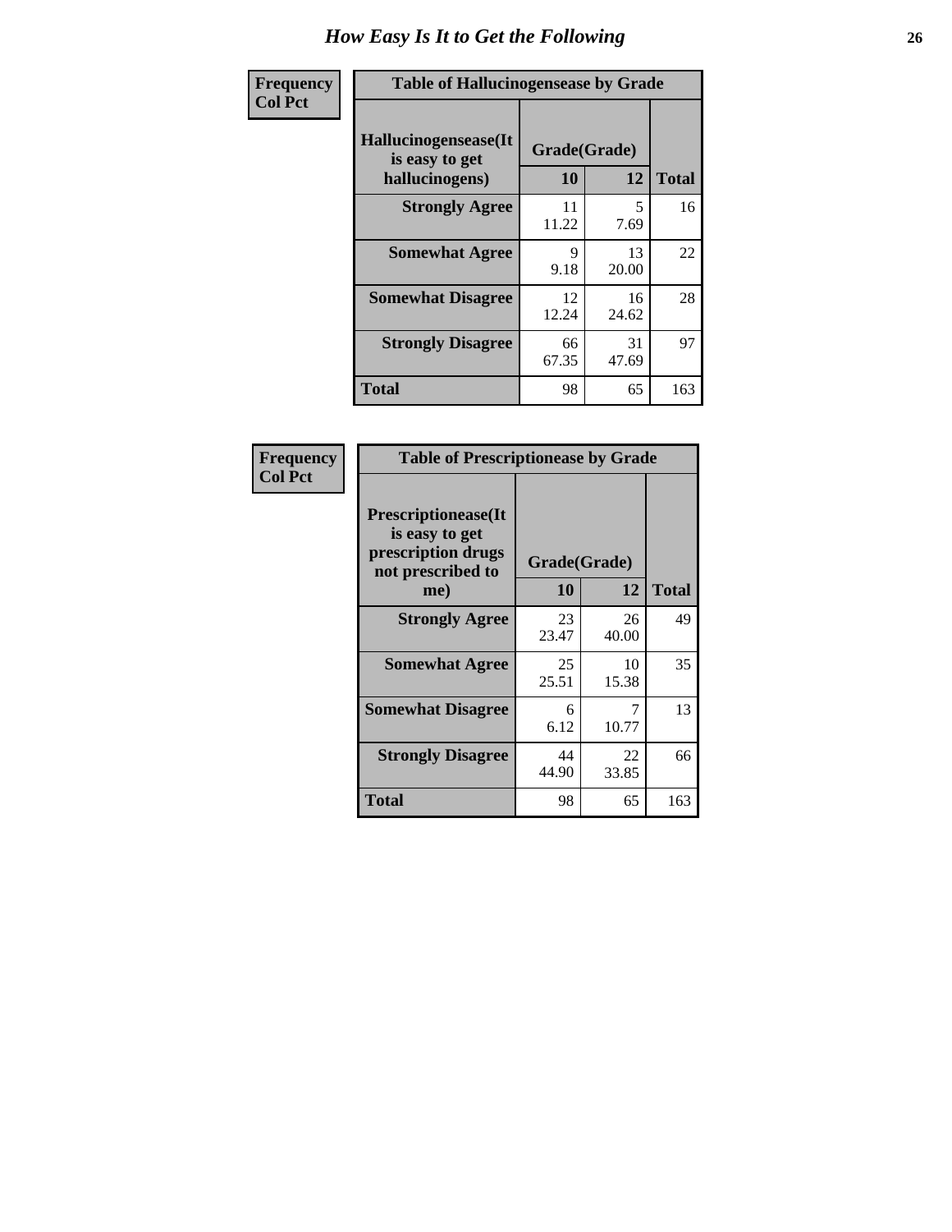# How Easy Is It to Get the Following

**Frequency**
**Col Pct**

| Table of Hallucinogensease by Grade | | | |
|---|---|---|---|
| **Hallucinogensease(It is easy to get hallucinogens)** | **Grade(Grade)** | | **Total** |
| | **10** | **12** | |
| **Strongly Agree** | 11<br>11.22 | 5<br>7.69 | 16 |
| **Somewhat Agree** | 9<br>9.18 | 13<br>20.00 | 22 |
| **Somewhat Disagree** | 12<br>12.24 | 16<br>24.62 | 28 |
| **Strongly Disagree** | 66<br>67.35 | 31<br>47.69 | 97 |
| **Total** | 98 | 65 | 163 |

**Frequency**
**Col Pct**

| Table of Prescriptionease by Grade | | | |
|---|---|---|---|
| **Prescriptionease(It is easy to get prescription drugs not prescribed to me)** | **Grade(Grade)** | | **Total** |
| | **10** | **12** | |
| **Strongly Agree** | 23<br>23.47 | 26<br>40.00 | 49 |
| **Somewhat Agree** | 25<br>25.51 | 10<br>15.38 | 35 |
| **Somewhat Disagree** | 6<br>6.12 | 7<br>10.77 | 13 |
| **Strongly Disagree** | 44<br>44.90 | 22<br>33.85 | 66 |
| **Total** | 98 | 65 | 163 |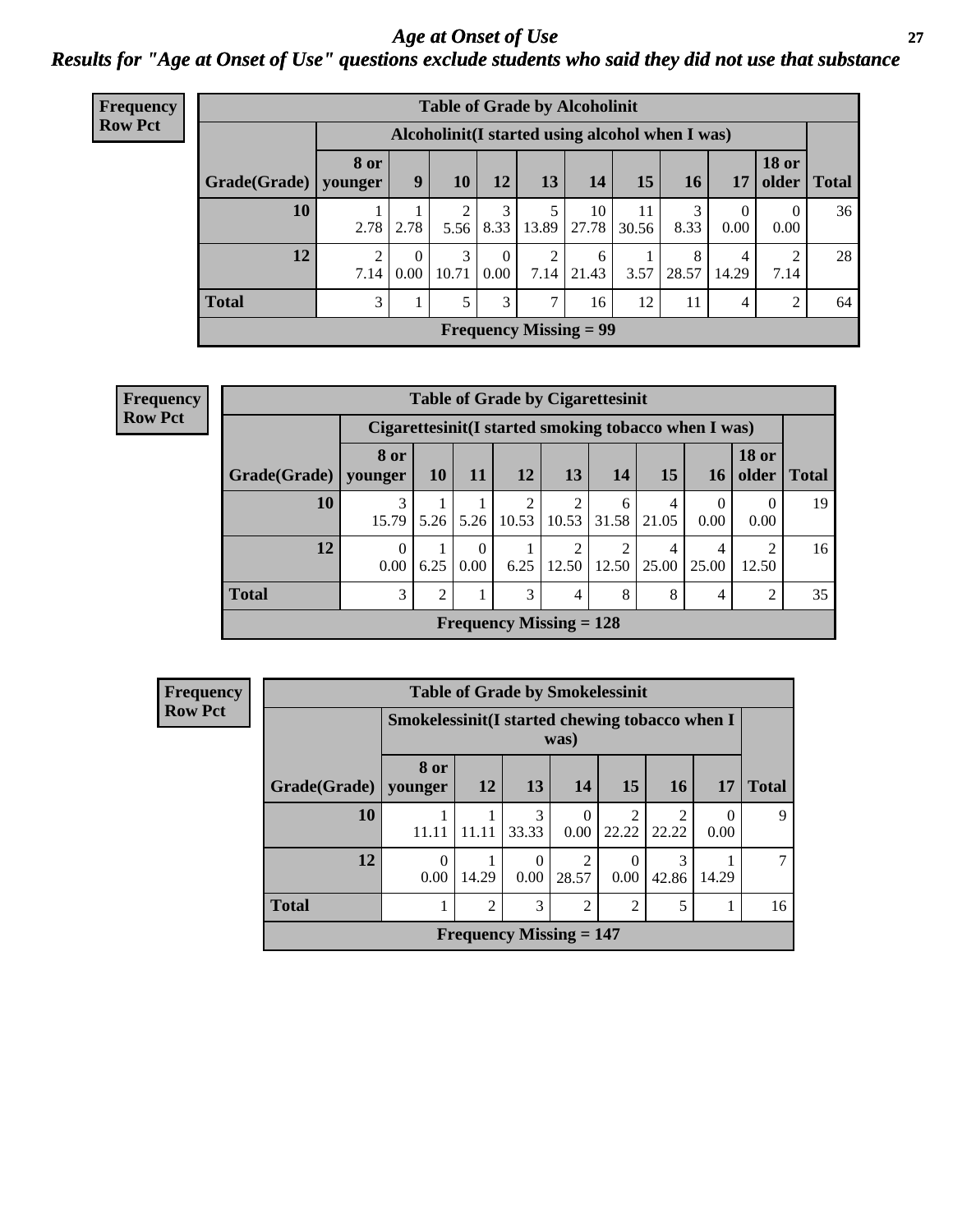# *Age at Onset of Use*

## *Results for "Age at Onset of Use" questions exclude students who said they did not use that substance*

**Frequency**
**Row Pct**

| Table of Grade by Alcoholinit | | | | | | | | | | | |
|---|---|---|---|---|---|---|---|---|---|---|---|
| | Alcoholinit(I started using alcohol when I was) | | | | | | | | | | |
| Grade(Grade) | 8 or younger | 9 | 10 | 12 | 13 | 14 | 15 | 16 | 17 | 18 or older | Total |
| 10 | 1<br>2.78 | 1<br>2.78 | 2<br>5.56 | 3<br>8.33 | 5<br>13.89 | 10<br>27.78 | 11<br>30.56 | 3<br>8.33 | 0<br>0.00 | 0<br>0.00 | 36 |
| 12 | 2<br>7.14 | 0<br>0.00 | 3<br>10.71 | 0<br>0.00 | 2<br>7.14 | 6<br>21.43 | 1<br>3.57 | 8<br>28.57 | 4<br>14.29 | 2<br>7.14 | 28 |
| Total | 3 | 1 | 5 | 3 | 7 | 16 | 12 | 11 | 4 | 2 | 64 |
| Frequency Missing = 99 | | | | | | | | | | | |

**Frequency**
**Row Pct**

| Table of Grade by Cigarettesinit | | | | | | | | | | |
|---|---|---|---|---|---|---|---|---|---|---|
| | Cigarettesinit(I started smoking tobacco when I was) | | | | | | | | | |
| Grade(Grade) | 8 or younger | 10 | 11 | 12 | 13 | 14 | 15 | 16 | 18 or older | Total |
| 10 | 3<br>15.79 | 1<br>5.26 | 1<br>5.26 | 2<br>10.53 | 2<br>10.53 | 6<br>31.58 | 4<br>21.05 | 0<br>0.00 | 0<br>0.00 | 19 |
| 12 | 0<br>0.00 | 1<br>6.25 | 0<br>0.00 | 1<br>6.25 | 2<br>12.50 | 2<br>12.50 | 4<br>25.00 | 4<br>25.00 | 2<br>12.50 | 16 |
| Total | 3 | 2 | 1 | 3 | 4 | 8 | 8 | 4 | 2 | 35 |
| Frequency Missing = 128 | | | | | | | | | | |

**Frequency**
**Row Pct**

| Table of Grade by Smokelessinit | | | | | | | | |
|---|---|---|---|---|---|---|---|---|
| | Smokelessinit(I started chewing tobacco when I was) | | | | | | | |
| Grade(Grade) | 8 or younger | 12 | 13 | 14 | 15 | 16 | 17 | Total |
| 10 | 1<br>11.11 | 1<br>11.11 | 3<br>33.33 | 0<br>0.00 | 2<br>22.22 | 2<br>22.22 | 0<br>0.00 | 9 |
| 12 | 0<br>0.00 | 1<br>14.29 | 0<br>0.00 | 2<br>28.57 | 0<br>0.00 | 3<br>42.86 | 1<br>14.29 | 7 |
| Total | 1 | 2 | 3 | 2 | 2 | 5 | 1 | 16 |
| Frequency Missing = 147 | | | | | | | | |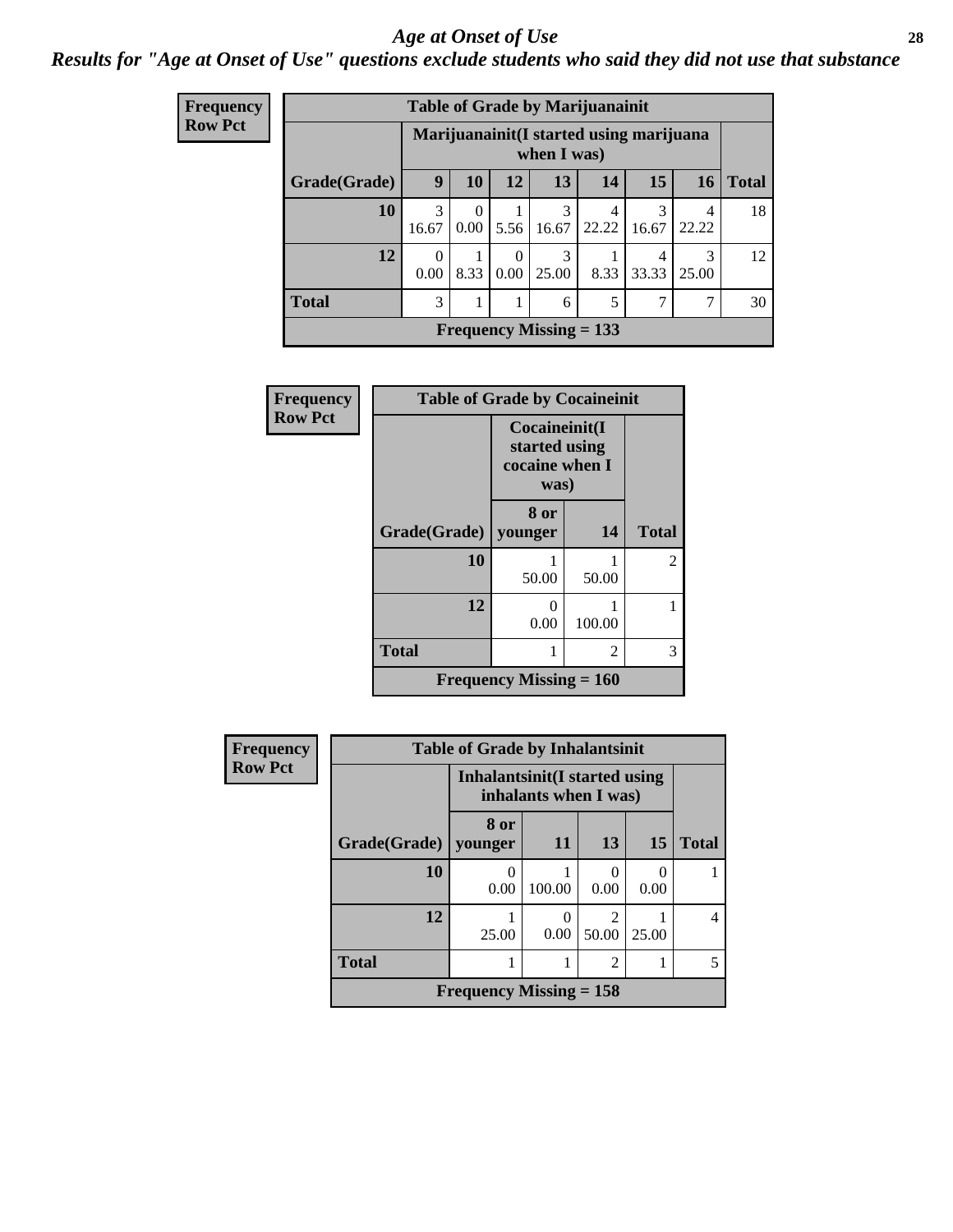# Age at Onset of Use

*Results for "Age at Onset of Use" questions exclude students who said they did not use that substance*

**Frequency**
**Row Pct**

| Table of Grade by Marijuanainit | | | | | | | | |
|---|---|---|---|---|---|---|---|---|
| | Marijuanainit(I started using marijuana when I was) | | | | | | | |
| Grade(Grade) | 9 | 10 | 12 | 13 | 14 | 15 | 16 | Total |
| 10 | 3<br>16.67 | 0<br>0.00 | 1<br>5.56 | 3<br>16.67 | 4<br>22.22 | 3<br>16.67 | 4<br>22.22 | 18 |
| 12 | 0<br>0.00 | 1<br>8.33 | 0<br>0.00 | 3<br>25.00 | 1<br>8.33 | 4<br>33.33 | 3<br>25.00 | 12 |
| Total | 3 | 1 | 1 | 6 | 5 | 7 | 7 | 30 |
| Frequency Missing = 133 | | | | | | | | |

**Frequency**
**Row Pct**

| Table of Grade by Cocaineinit | | | |
|---|---|---|---|
| | Cocaineinit(I started using cocaine when I was) | | |
| Grade(Grade) | 8 or younger | 14 | Total |
| 10 | 1<br>50.00 | 1<br>50.00 | 2 |
| 12 | 0<br>0.00 | 1<br>100.00 | 1 |
| Total | 1 | 2 | 3 |
| Frequency Missing = 160 | | | |

**Frequency**
**Row Pct**

| Table of Grade by Inhalantsinit | | | | | |
|---|---|---|---|---|---|
| | Inhalantsinit(I started using inhalants when I was) | | | | |
| Grade(Grade) | 8 or younger | 11 | 13 | 15 | Total |
| 10 | 0<br>0.00 | 1<br>100.00 | 0<br>0.00 | 0<br>0.00 | 1 |
| 12 | 1<br>25.00 | 0<br>0.00 | 2<br>50.00 | 1<br>25.00 | 4 |
| Total | 1 | 1 | 2 | 1 | 5 |
| Frequency Missing = 158 | | | | | |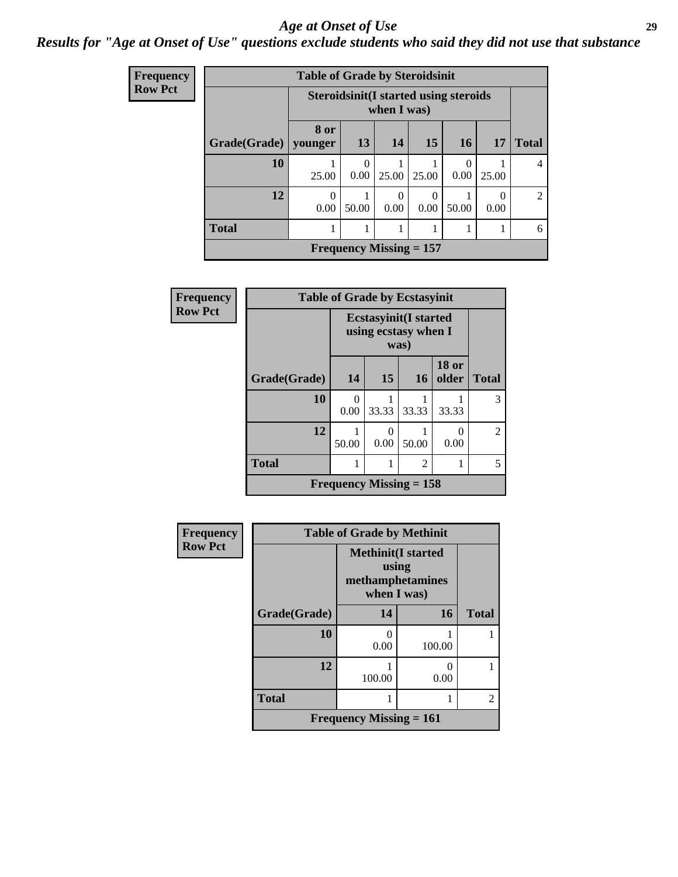# *Age at Onset of Use*

## *Results for "Age at Onset of Use" questions exclude students who said they did not use that substance*

**Frequency**
**Row Pct**

**Table of Grade by Steroidsinit**

| Grade(Grade) | Steroidsinit(I started using steroids when I was) | | | | | | Total |
|---|---|---|---|---|---|---|---|
| | 8 or younger | 13 | 14 | 15 | 16 | 17 | |
| 10 | 1<br>25.00 | 0<br>0.00 | 1<br>25.00 | 1<br>25.00 | 0<br>0.00 | 1<br>25.00 | 4 |
| 12 | 0<br>0.00 | 1<br>50.00 | 0<br>0.00 | 0<br>0.00 | 1<br>50.00 | 0<br>0.00 | 2 |
| Total | 1 | 1 | 1 | 1 | 1 | 1 | 6 |

Frequency Missing = 157

**Frequency**
**Row Pct**

**Table of Grade by Ecstasyinit**

| Grade(Grade) | Ecstasyinit(I started using ecstasy when I was) | | | | Total |
|---|---|---|---|---|---|
| | 14 | 15 | 16 | 18 or older | |
| 10 | 0<br>0.00 | 1<br>33.33 | 1<br>33.33 | 1<br>33.33 | 3 |
| 12 | 1<br>50.00 | 0<br>0.00 | 1<br>50.00 | 0<br>0.00 | 2 |
| Total | 1 | 1 | 2 | 1 | 5 |

Frequency Missing = 158

**Frequency**
**Row Pct**

**Table of Grade by Methinit**

| Grade(Grade) | Methinit(I started using methamphetamines when I was) | | Total |
|---|---|---|---|
| | 14 | 16 | |
| 10 | 0<br>0.00 | 1<br>100.00 | 1 |
| 12 | 1<br>100.00 | 0<br>0.00 | 1 |
| Total | 1 | 1 | 2 |

Frequency Missing = 161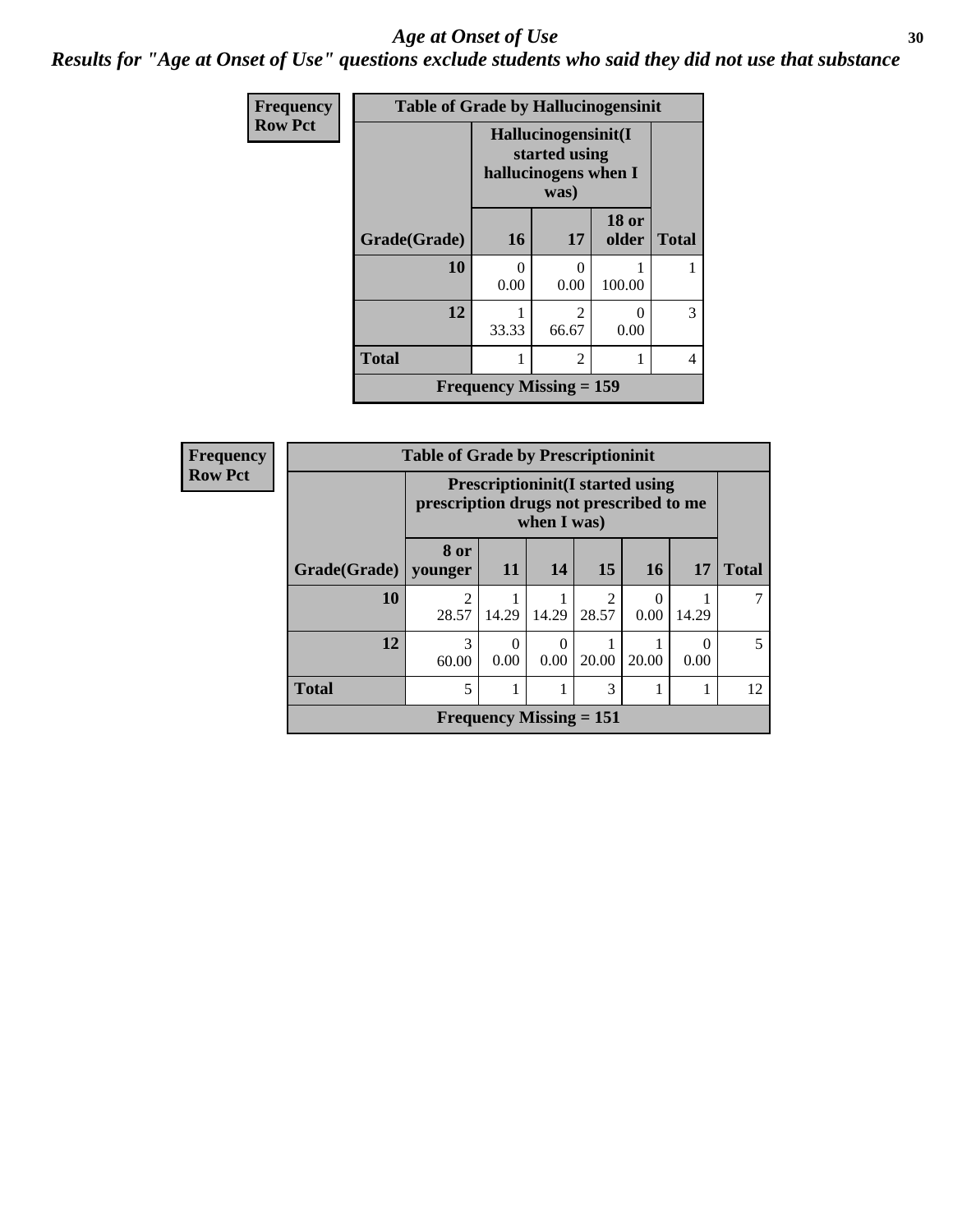# *Age at Onset of Use*

***Results for "Age at Onset of Use" questions exclude students who said they did not use that substance***

**Frequency**
**Row Pct**

| Table of Grade by Hallucinogensinit | | | | |
|---|---|---|---|---|
| | Hallucinogensinit(I started using hallucinogens when I was) | | | |
| Grade(Grade) | 16 | 17 | 18 or older | Total |
| 10 | 0<br>0.00 | 0<br>0.00 | 1<br>100.00 | 1 |
| 12 | 1<br>33.33 | 2<br>66.67 | 0<br>0.00 | 3 |
| Total | 1 | 2 | 1 | 4 |
| Frequency Missing = 159 | | | | |

**Frequency**
**Row Pct**

| Table of Grade by Prescriptioninit | | | | | | | |
|---|---|---|---|---|---|---|---|
| | Prescriptioninit(I started using prescription drugs not prescribed to me when I was) | | | | | | |
| Grade(Grade) | 8 or younger | 11 | 14 | 15 | 16 | 17 | Total |
| 10 | 2<br>28.57 | 1<br>14.29 | 1<br>14.29 | 2<br>28.57 | 0<br>0.00 | 1<br>14.29 | 7 |
| 12 | 3<br>60.00 | 0<br>0.00 | 0<br>0.00 | 1<br>20.00 | 1<br>20.00 | 0<br>0.00 | 5 |
| Total | 5 | 1 | 1 | 3 | 1 | 1 | 12 |
| Frequency Missing = 151 | | | | | | | |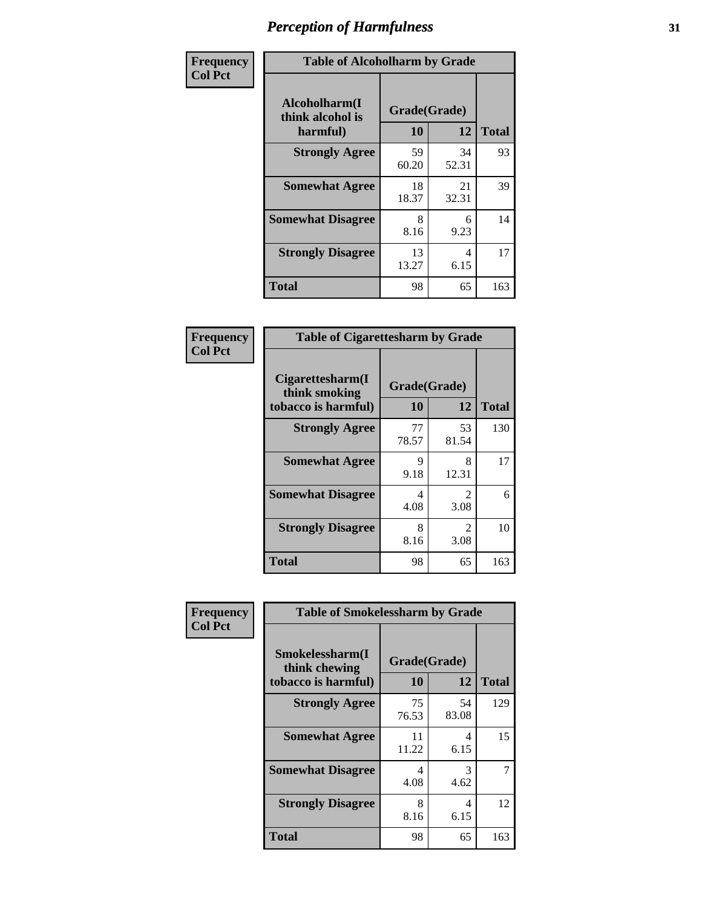# Perception of Harmfulness

| Frequency Col Pct | Table of Alcoholharm by Grade | | |
|---|---|---|---|
| Alcoholharm(I think alcohol is harmful) | Grade(Grade) | | |
| | 10 | 12 | Total |
| Strongly Agree | 59<br>60.20 | 34<br>52.31 | 93 |
| Somewhat Agree | 18<br>18.37 | 21<br>32.31 | 39 |
| Somewhat Disagree | 8<br>8.16 | 6<br>9.23 | 14 |
| Strongly Disagree | 13<br>13.27 | 4<br>6.15 | 17 |
| Total | 98 | 65 | 163 |

| Frequency Col Pct | Table of Cigarettesharm by Grade | | |
|---|---|---|---|
| Cigarettesharm(I think smoking tobacco is harmful) | Grade(Grade) | | |
| | 10 | 12 | Total |
| Strongly Agree | 77<br>78.57 | 53<br>81.54 | 130 |
| Somewhat Agree | 9<br>9.18 | 8<br>12.31 | 17 |
| Somewhat Disagree | 4<br>4.08 | 2<br>3.08 | 6 |
| Strongly Disagree | 8<br>8.16 | 2<br>3.08 | 10 |
| Total | 98 | 65 | 163 |

| Frequency Col Pct | Table of Smokelessharm by Grade | | |
|---|---|---|---|
| Smokelessharm(I think chewing tobacco is harmful) | Grade(Grade) | | |
| | 10 | 12 | Total |
| Strongly Agree | 75<br>76.53 | 54<br>83.08 | 129 |
| Somewhat Agree | 11<br>11.22 | 4<br>6.15 | 15 |
| Somewhat Disagree | 4<br>4.08 | 3<br>4.62 | 7 |
| Strongly Disagree | 8<br>8.16 | 4<br>6.15 | 12 |
| Total | 98 | 65 | 163 |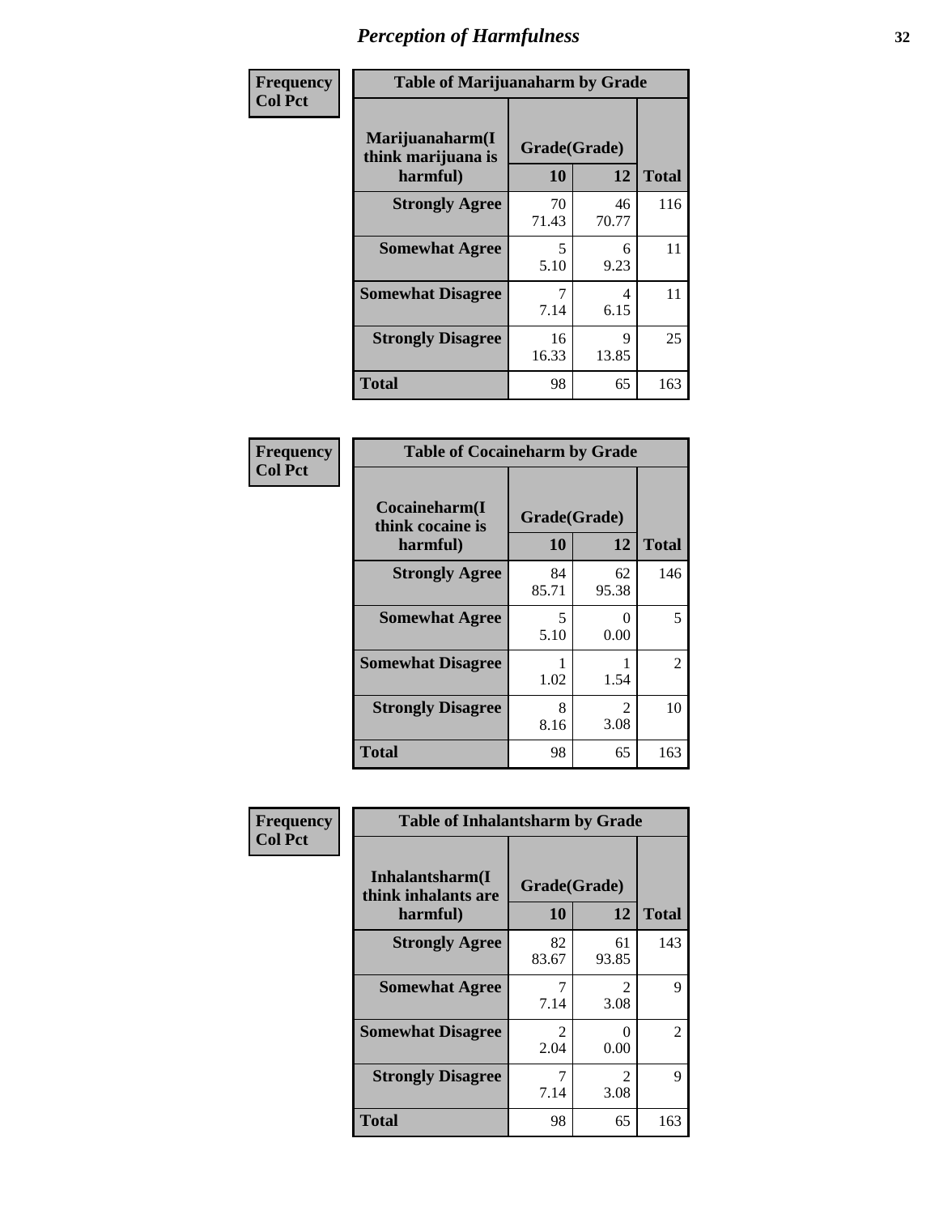# Perception of Harmfulness

Frequency
Col Pct

**Table of Marijuanaharm by Grade**

| Marijuanaharm(I think marijuana is harmful) | Grade(Grade) | | Total |
|---|---|---|---|
| | 10 | 12 | |
| **Strongly Agree** | 70<br>71.43 | 46<br>70.77 | 116 |
| **Somewhat Agree** | 5<br>5.10 | 6<br>9.23 | 11 |
| **Somewhat Disagree** | 7<br>7.14 | 4<br>6.15 | 11 |
| **Strongly Disagree** | 16<br>16.33 | 9<br>13.85 | 25 |
| **Total** | 98 | 65 | 163 |

Frequency
Col Pct

**Table of Cocaineharm by Grade**

| Cocaineharm(I think cocaine is harmful) | Grade(Grade) | | Total |
|---|---|---|---|
| | 10 | 12 | |
| **Strongly Agree** | 84<br>85.71 | 62<br>95.38 | 146 |
| **Somewhat Agree** | 5<br>5.10 | 0<br>0.00 | 5 |
| **Somewhat Disagree** | 1<br>1.02 | 1<br>1.54 | 2 |
| **Strongly Disagree** | 8<br>8.16 | 2<br>3.08 | 10 |
| **Total** | 98 | 65 | 163 |

Frequency
Col Pct

**Table of Inhalantsharm by Grade**

| Inhalantsharm(I think inhalants are harmful) | Grade(Grade) | | Total |
|---|---|---|---|
| | 10 | 12 | |
| **Strongly Agree** | 82<br>83.67 | 61<br>93.85 | 143 |
| **Somewhat Agree** | 7<br>7.14 | 2<br>3.08 | 9 |
| **Somewhat Disagree** | 2<br>2.04 | 0<br>0.00 | 2 |
| **Strongly Disagree** | 7<br>7.14 | 2<br>3.08 | 9 |
| **Total** | 98 | 65 | 163 |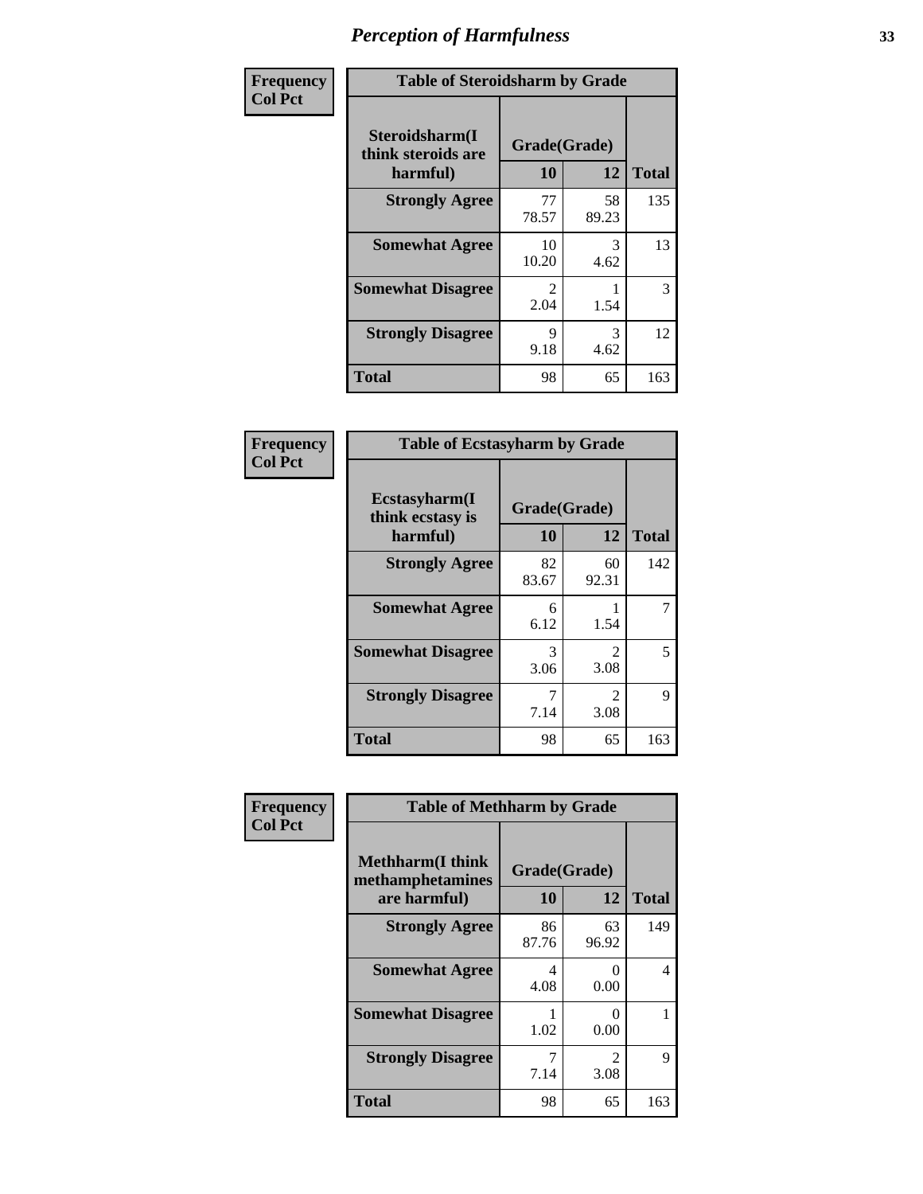| Frequency Col Pct | Table of Steroidsharm by Grade | | |
|---|---|---|---|
| Steroidsharm(I think steroids are harmful) | Grade(Grade) | | |
| | 10 | 12 | Total |
| Strongly Agree | 77<br>78.57 | 58<br>89.23 | 135 |
| Somewhat Agree | 10<br>10.20 | 3<br>4.62 | 13 |
| Somewhat Disagree | 2<br>2.04 | 1<br>1.54 | 3 |
| Strongly Disagree | 9<br>9.18 | 3<br>4.62 | 12 |
| Total | 98 | 65 | 163 |

| Frequency Col Pct | Table of Ecstasyharm by Grade | | |
|---|---|---|---|
| Ecstasyharm(I think ecstasy is harmful) | Grade(Grade) | | |
| | 10 | 12 | Total |
| Strongly Agree | 82<br>83.67 | 60<br>92.31 | 142 |
| Somewhat Agree | 6<br>6.12 | 1<br>1.54 | 7 |
| Somewhat Disagree | 3<br>3.06 | 2<br>3.08 | 5 |
| Strongly Disagree | 7<br>7.14 | 2<br>3.08 | 9 |
| Total | 98 | 65 | 163 |

| Frequency Col Pct | Table of Methharm by Grade | | |
|---|---|---|---|
| Methharm(I think methamphetamines are harmful) | Grade(Grade) | | |
| | 10 | 12 | Total |
| Strongly Agree | 86<br>87.76 | 63<br>96.92 | 149 |
| Somewhat Agree | 4<br>4.08 | 0<br>0.00 | 4 |
| Somewhat Disagree | 1<br>1.02 | 0<br>0.00 | 1 |
| Strongly Disagree | 7<br>7.14 | 2<br>3.08 | 9 |
| Total | 98 | 65 | 163 |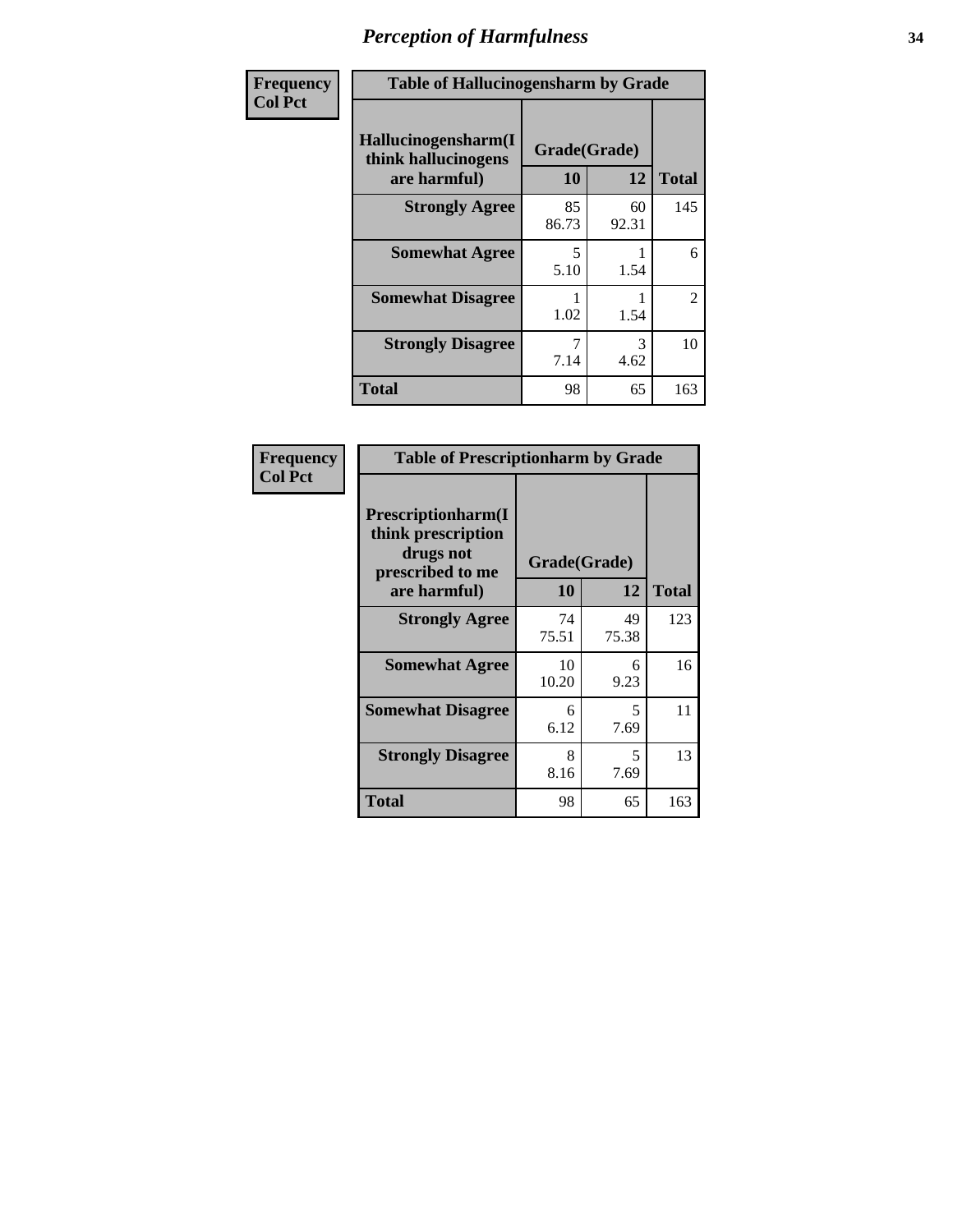# Perception of Harmfulness

**Frequency**
**Col Pct**

| Table of Hallucinogensharm by Grade | | | |
|---|---|---|---|
| **Hallucinogensharm(I think hallucinogens are harmful)** | **Grade(Grade)** | | **Total** |
| | **10** | **12** | |
| **Strongly Agree** | 85<br>86.73 | 60<br>92.31 | 145 |
| **Somewhat Agree** | 5<br>5.10 | 1<br>1.54 | 6 |
| **Somewhat Disagree** | 1<br>1.02 | 1<br>1.54 | 2 |
| **Strongly Disagree** | 7<br>7.14 | 3<br>4.62 | 10 |
| **Total** | 98 | 65 | 163 |

**Frequency**
**Col Pct**

| Table of Prescriptionharm by Grade | | | |
|---|---|---|---|
| **Prescriptionharm(I think prescription drugs not prescribed to me are harmful)** | **Grade(Grade)** | | **Total** |
| | **10** | **12** | |
| **Strongly Agree** | 74<br>75.51 | 49<br>75.38 | 123 |
| **Somewhat Agree** | 10<br>10.20 | 6<br>9.23 | 16 |
| **Somewhat Disagree** | 6<br>6.12 | 5<br>7.69 | 11 |
| **Strongly Disagree** | 8<br>8.16 | 5<br>7.69 | 13 |
| **Total** | 98 | 65 | 163 |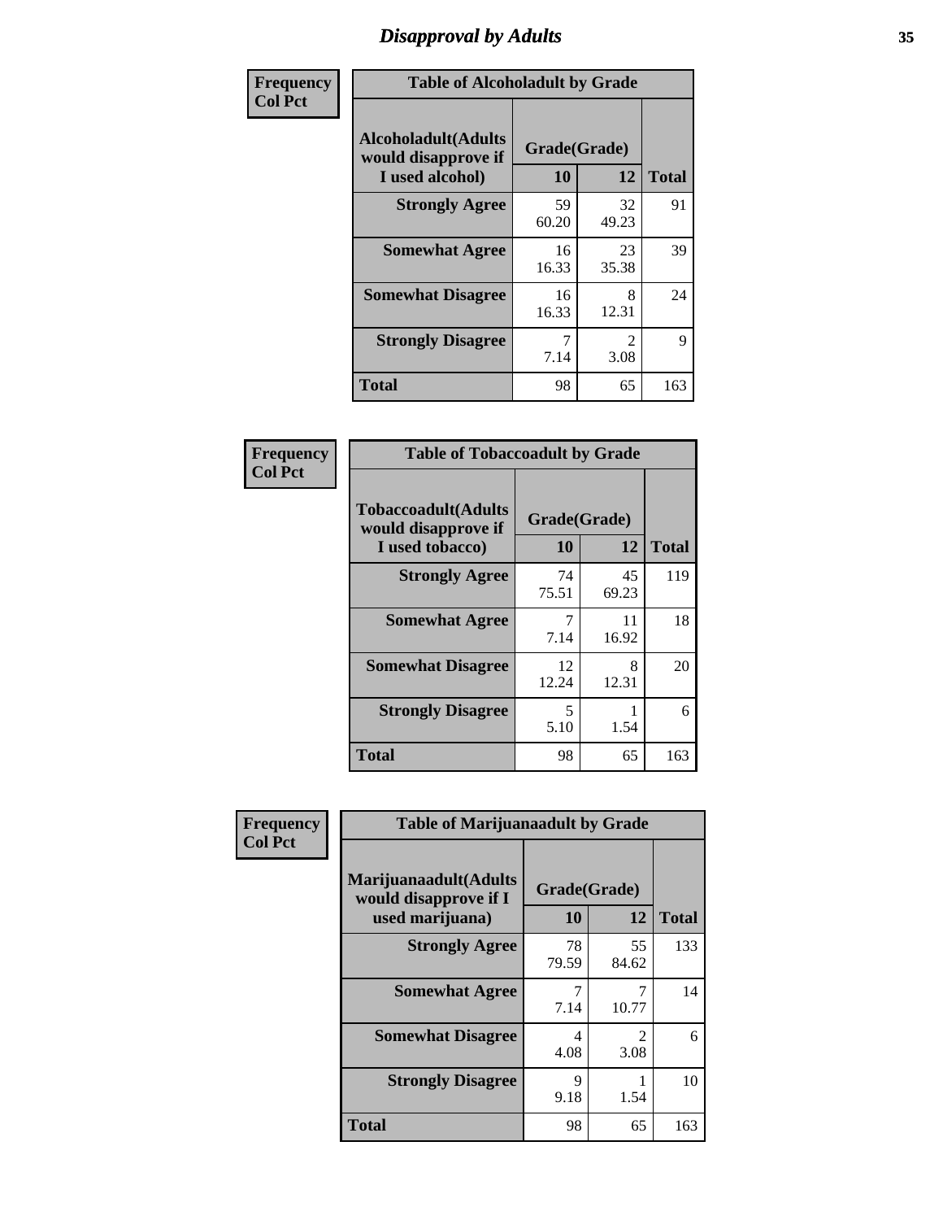# Disapproval by Adults

| Frequency<br>Col Pct | Table of Alcoholadult by Grade | | |
|---|---|---|---|
| Alcoholadult(Adults would disapprove if I used alcohol) | Grade(Grade) | | |
| | 10 | 12 | Total |
| Strongly Agree | 59<br>60.20 | 32<br>49.23 | 91 |
| Somewhat Agree | 16<br>16.33 | 23<br>35.38 | 39 |
| Somewhat Disagree | 16<br>16.33 | 8<br>12.31 | 24 |
| Strongly Disagree | 7<br>7.14 | 2<br>3.08 | 9 |
| Total | 98 | 65 | 163 |

| Frequency<br>Col Pct | Table of Tobaccoadult by Grade | | |
|---|---|---|---|
| Tobaccoadult(Adults would disapprove if I used tobacco) | Grade(Grade) | | |
| | 10 | 12 | Total |
| Strongly Agree | 74<br>75.51 | 45<br>69.23 | 119 |
| Somewhat Agree | 7<br>7.14 | 11<br>16.92 | 18 |
| Somewhat Disagree | 12<br>12.24 | 8<br>12.31 | 20 |
| Strongly Disagree | 5<br>5.10 | 1<br>1.54 | 6 |
| Total | 98 | 65 | 163 |

| Frequency<br>Col Pct | Table of Marijuanaadult by Grade | | |
|---|---|---|---|
| Marijuanaadult(Adults would disapprove if I used marijuana) | Grade(Grade) | | |
| | 10 | 12 | Total |
| Strongly Agree | 78<br>79.59 | 55<br>84.62 | 133 |
| Somewhat Agree | 7<br>7.14 | 7<br>10.77 | 14 |
| Somewhat Disagree | 4<br>4.08 | 2<br>3.08 | 6 |
| Strongly Disagree | 9<br>9.18 | 1<br>1.54 | 10 |
| Total | 98 | 65 | 163 |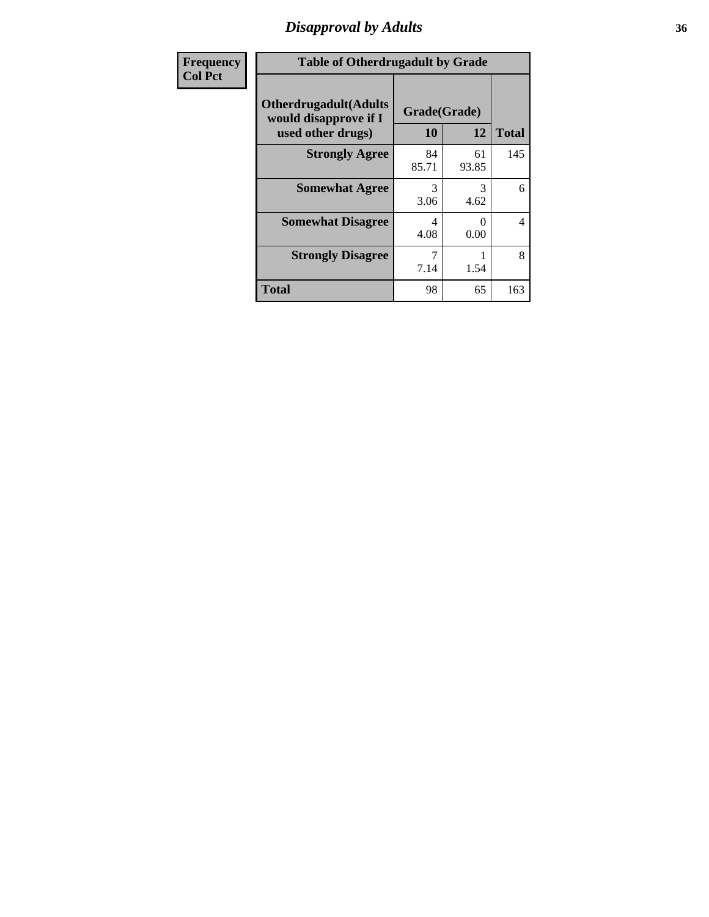# Disapproval by Adults

| Frequency<br>Col Pct | Table of Otherdrugadult by Grade | | |
|---|---|---|---|
| Otherdrugadult(Adults would disapprove if I used other drugs) | Grade(Grade) | | |
| | 10 | 12 | Total |
| Strongly Agree | 84<br>85.71 | 61<br>93.85 | 145 |
| Somewhat Agree | 3<br>3.06 | 3<br>4.62 | 6 |
| Somewhat Disagree | 4<br>4.08 | 0<br>0.00 | 4 |
| Strongly Disagree | 7<br>7.14 | 1<br>1.54 | 8 |
| Total | 98 | 65 | 163 |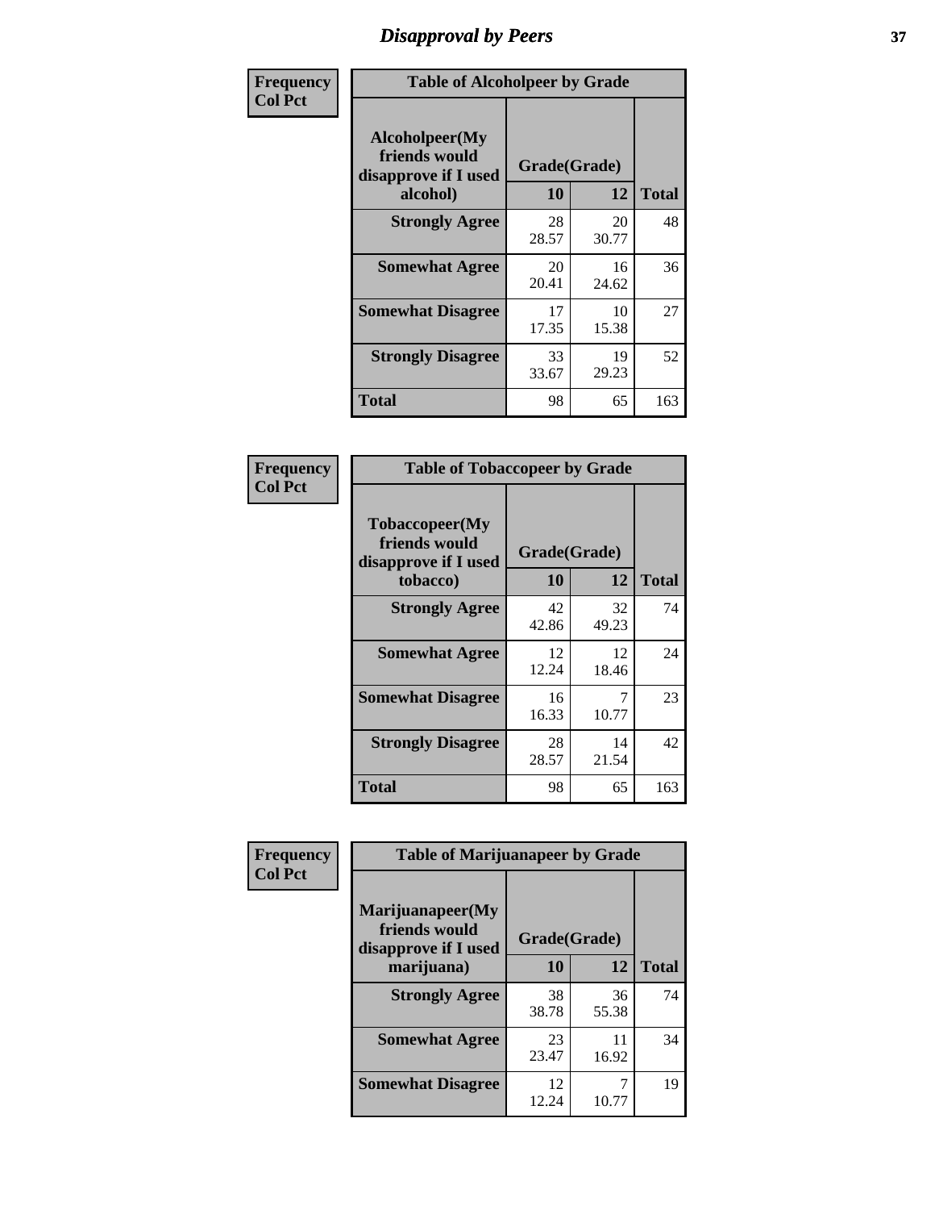# Disapproval by Peers

**Frequency**
**Col Pct**

| Table of Alcoholpeer by Grade | | | |
|---|---|---|---|
| Alcoholpeer(My friends would disapprove if I used alcohol) | Grade(Grade) | | Total |
| | 10 | 12 | |
| **Strongly Agree** | 28<br>28.57 | 20<br>30.77 | 48 |
| **Somewhat Agree** | 20<br>20.41 | 16<br>24.62 | 36 |
| **Somewhat Disagree** | 17<br>17.35 | 10<br>15.38 | 27 |
| **Strongly Disagree** | 33<br>33.67 | 19<br>29.23 | 52 |
| **Total** | 98 | 65 | 163 |

**Frequency**
**Col Pct**

| Table of Tobaccopeer by Grade | | | |
|---|---|---|---|
| Tobaccopeer(My friends would disapprove if I used tobacco) | Grade(Grade) | | Total |
| | 10 | 12 | |
| **Strongly Agree** | 42<br>42.86 | 32<br>49.23 | 74 |
| **Somewhat Agree** | 12<br>12.24 | 12<br>18.46 | 24 |
| **Somewhat Disagree** | 16<br>16.33 | 7<br>10.77 | 23 |
| **Strongly Disagree** | 28<br>28.57 | 14<br>21.54 | 42 |
| **Total** | 98 | 65 | 163 |

**Frequency**
**Col Pct**

| Table of Marijuanapeer by Grade | | | |
|---|---|---|---|
| Marijuanapeer(My friends would disapprove if I used marijuana) | Grade(Grade) | | Total |
| | 10 | 12 | |
| **Strongly Agree** | 38<br>38.78 | 36<br>55.38 | 74 |
| **Somewhat Agree** | 23<br>23.47 | 11<br>16.92 | 34 |
| **Somewhat Disagree** | 12<br>12.24 | 7<br>10.77 | 19 |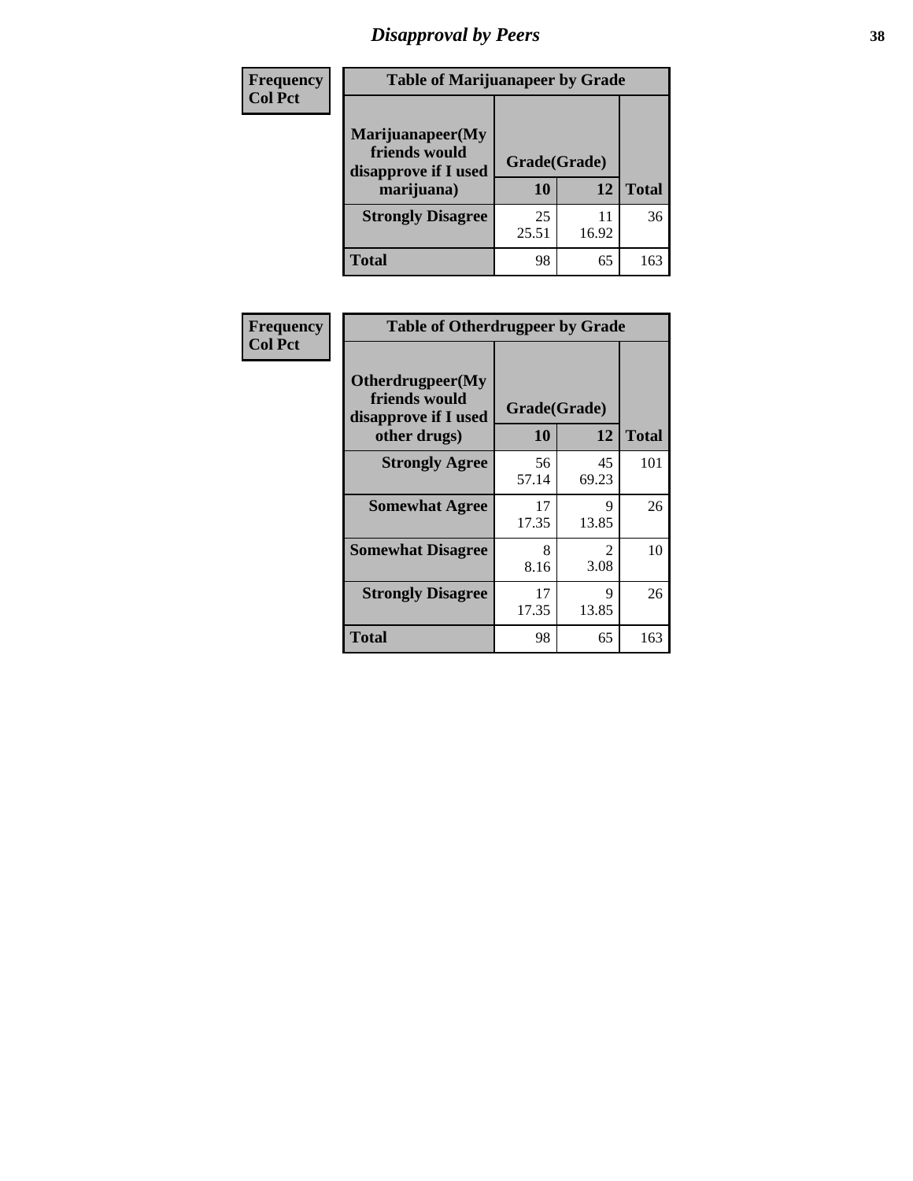# Disapproval by Peers

| Frequency Col Pct | | | |
|---|---|---|---|

**Table of Marijuanapeer by Grade**

| Marijuanapeer(My friends would disapprove if I used marijuana) | Grade(Grade) | | |
|---|---|---|---|
| | 10 | 12 | Total |
| **Strongly Disagree** | 25<br>25.51 | 11<br>16.92 | 36 |
| **Total** | 98 | 65 | 163 |

| Frequency Col Pct | | | |
|---|---|---|---|

**Table of Otherdrugpeer by Grade**

| Otherdrugpeer(My friends would disapprove if I used other drugs) | Grade(Grade) | | |
|---|---|---|---|
| | 10 | 12 | Total |
| **Strongly Agree** | 56<br>57.14 | 45<br>69.23 | 101 |
| **Somewhat Agree** | 17<br>17.35 | 9<br>13.85 | 26 |
| **Somewhat Disagree** | 8<br>8.16 | 2<br>3.08 | 10 |
| **Strongly Disagree** | 17<br>17.35 | 9<br>13.85 | 26 |
| **Total** | 98 | 65 | 163 |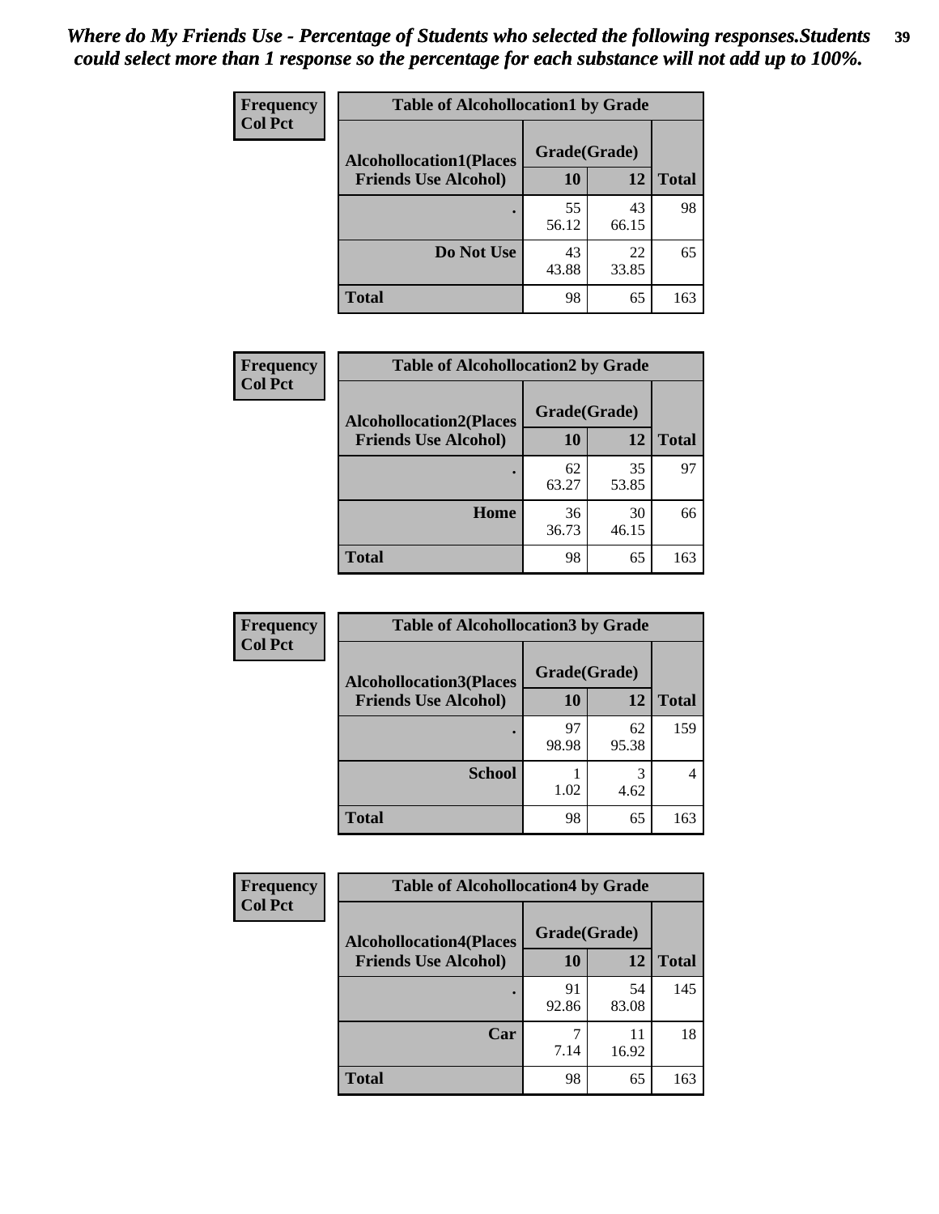*Where do My Friends Use - Percentage of Students who selected the following responses.Students could select more than 1 response so the percentage for each substance will not add up to 100%.*

| Frequency<br>Col Pct | Table of Alcohollocation1 by Grade | | |
|---|---|---|---|
| Alcohollocation1(Places Friends Use Alcohol) | Grade(Grade) | | |
| | 10 | 12 | Total |
| . | 55<br>56.12 | 43<br>66.15 | 98 |
| Do Not Use | 43<br>43.88 | 22<br>33.85 | 65 |
| Total | 98 | 65 | 163 |

| Frequency<br>Col Pct | Table of Alcohollocation2 by Grade | | |
|---|---|---|---|
| Alcohollocation2(Places Friends Use Alcohol) | Grade(Grade) | | |
| | 10 | 12 | Total |
| . | 62<br>63.27 | 35<br>53.85 | 97 |
| Home | 36<br>36.73 | 30<br>46.15 | 66 |
| Total | 98 | 65 | 163 |

| Frequency<br>Col Pct | Table of Alcohollocation3 by Grade | | |
|---|---|---|---|
| Alcohollocation3(Places Friends Use Alcohol) | Grade(Grade) | | |
| | 10 | 12 | Total |
| . | 97<br>98.98 | 62<br>95.38 | 159 |
| School | 1<br>1.02 | 3<br>4.62 | 4 |
| Total | 98 | 65 | 163 |

| Frequency<br>Col Pct | Table of Alcohollocation4 by Grade | | |
|---|---|---|---|
| Alcohollocation4(Places Friends Use Alcohol) | Grade(Grade) | | |
| | 10 | 12 | Total |
| . | 91<br>92.86 | 54<br>83.08 | 145 |
| Car | 7<br>7.14 | 11<br>16.92 | 18 |
| Total | 98 | 65 | 163 |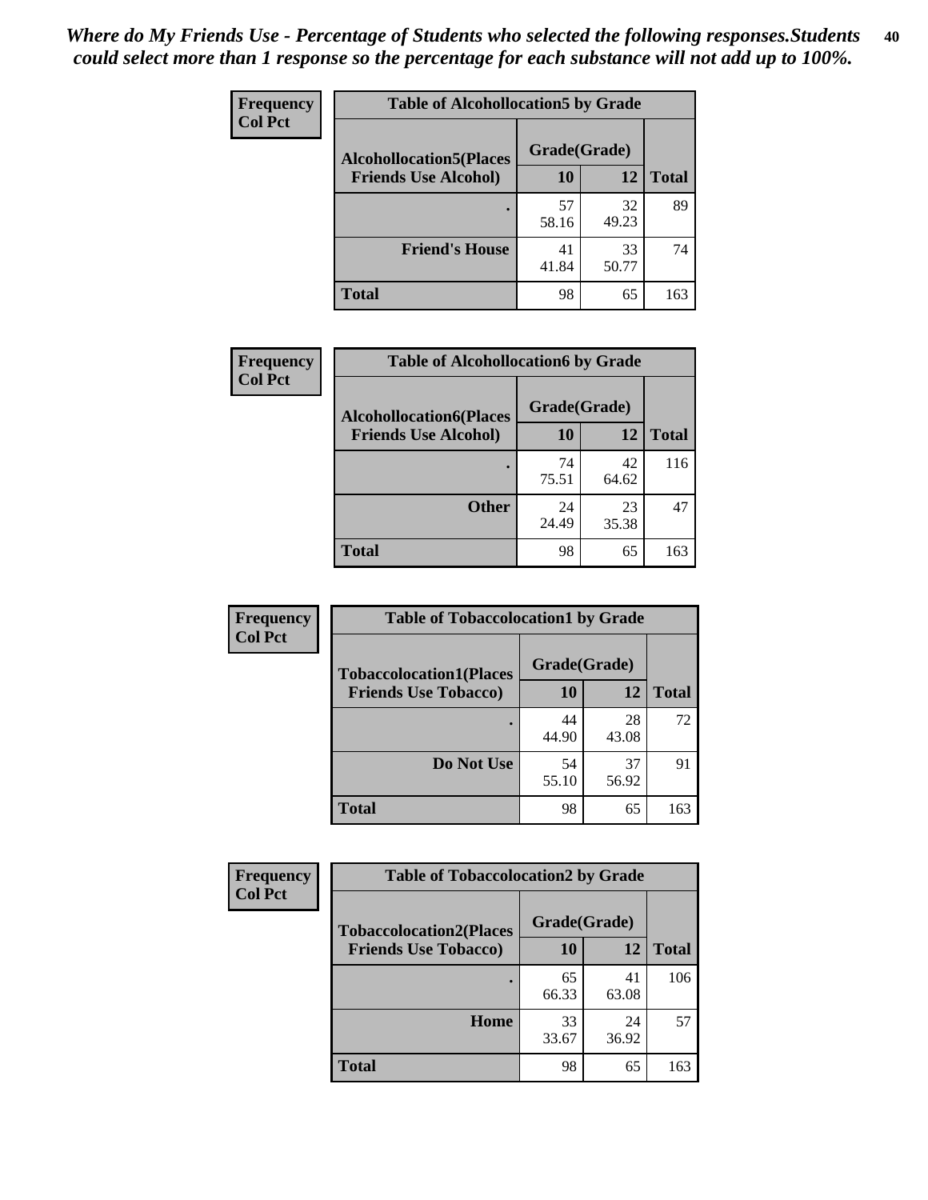*Where do My Friends Use - Percentage of Students who selected the following responses.Students could select more than 1 response so the percentage for each substance will not add up to 100%.*

**Frequency**
**Col Pct**

**Table of Alcohollocation5 by Grade**

| Alcohollocation5(Places Friends Use Alcohol) | Grade(Grade) 10 | 12 | Total |
|---|---|---|---|
| . | 57<br>58.16 | 32<br>49.23 | 89 |
| Friend's House | 41<br>41.84 | 33<br>50.77 | 74 |
| Total | 98 | 65 | 163 |

**Frequency**
**Col Pct**

**Table of Alcohollocation6 by Grade**

| Alcohollocation6(Places Friends Use Alcohol) | Grade(Grade) 10 | 12 | Total |
|---|---|---|---|
| . | 74<br>75.51 | 42<br>64.62 | 116 |
| Other | 24<br>24.49 | 23<br>35.38 | 47 |
| Total | 98 | 65 | 163 |

**Frequency**
**Col Pct**

**Table of Tobaccolocation1 by Grade**

| Tobaccolocation1(Places Friends Use Tobacco) | Grade(Grade) 10 | 12 | Total |
|---|---|---|---|
| . | 44<br>44.90 | 28<br>43.08 | 72 |
| Do Not Use | 54<br>55.10 | 37<br>56.92 | 91 |
| Total | 98 | 65 | 163 |

**Frequency**
**Col Pct**

**Table of Tobaccolocation2 by Grade**

| Tobaccolocation2(Places Friends Use Tobacco) | Grade(Grade) 10 | 12 | Total |
|---|---|---|---|
| . | 65<br>66.33 | 41<br>63.08 | 106 |
| Home | 33<br>33.67 | 24<br>36.92 | 57 |
| Total | 98 | 65 | 163 |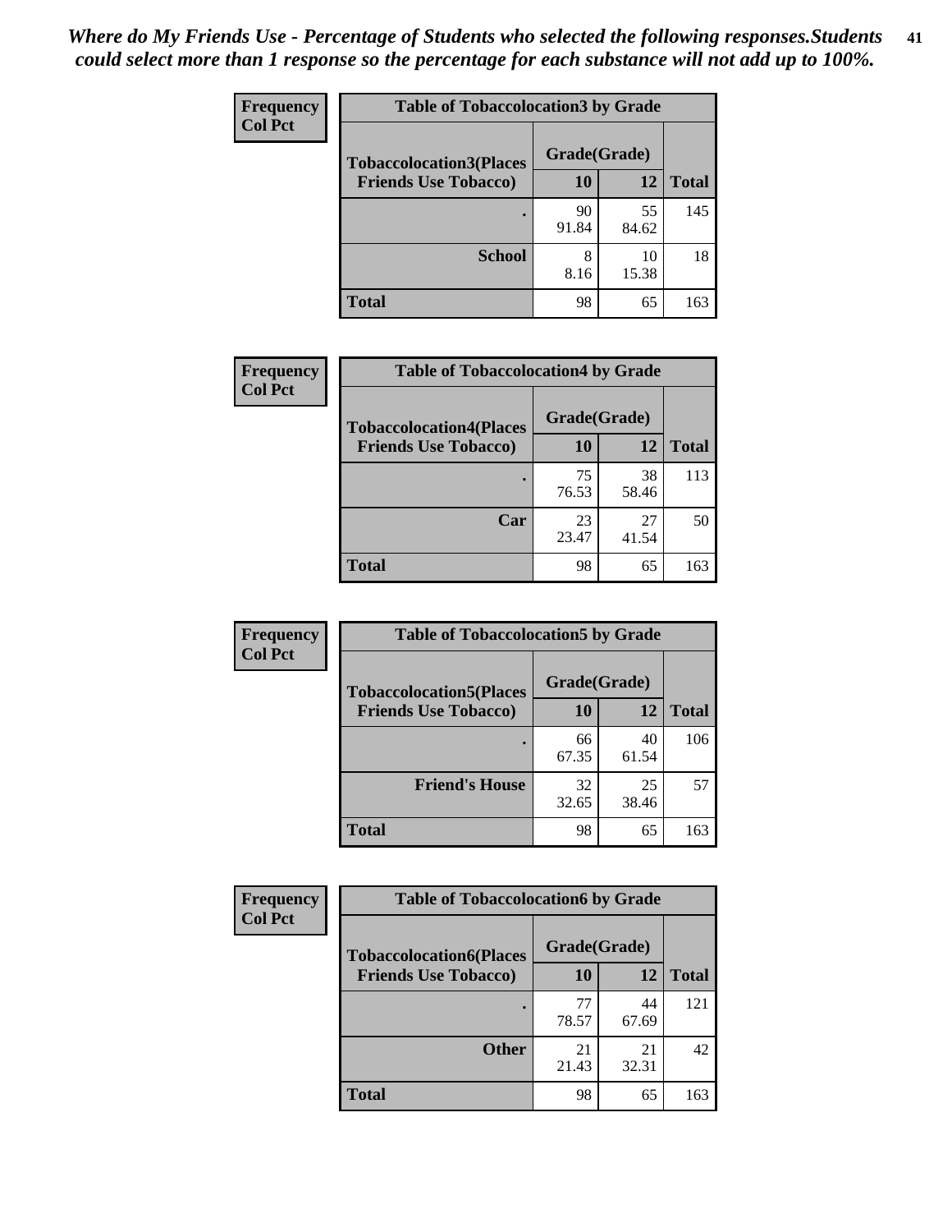*Where do My Friends Use - Percentage of Students who selected the following responses.Students could select more than 1 response so the percentage for each substance will not add up to 100%.*

**Frequency**
**Col Pct**

| Table of Tobaccolocation3 by Grade | | | |
|---|---|---|---|
| **Tobaccolocation3(Places Friends Use Tobacco)** | **Grade(Grade)** | | |
| | **10** | **12** | **Total** |
| **.** | 90<br>91.84 | 55<br>84.62 | 145 |
| **School** | 8<br>8.16 | 10<br>15.38 | 18 |
| **Total** | 98 | 65 | 163 |

**Frequency**
**Col Pct**

| Table of Tobaccolocation4 by Grade | | | |
|---|---|---|---|
| **Tobaccolocation4(Places Friends Use Tobacco)** | **Grade(Grade)** | | |
| | **10** | **12** | **Total** |
| **.** | 75<br>76.53 | 38<br>58.46 | 113 |
| **Car** | 23<br>23.47 | 27<br>41.54 | 50 |
| **Total** | 98 | 65 | 163 |

**Frequency**
**Col Pct**

| Table of Tobaccolocation5 by Grade | | | |
|---|---|---|---|
| **Tobaccolocation5(Places Friends Use Tobacco)** | **Grade(Grade)** | | |
| | **10** | **12** | **Total** |
| **.** | 66<br>67.35 | 40<br>61.54 | 106 |
| **Friend's House** | 32<br>32.65 | 25<br>38.46 | 57 |
| **Total** | 98 | 65 | 163 |

**Frequency**
**Col Pct**

| Table of Tobaccolocation6 by Grade | | | |
|---|---|---|---|
| **Tobaccolocation6(Places Friends Use Tobacco)** | **Grade(Grade)** | | |
| | **10** | **12** | **Total** |
| **.** | 77<br>78.57 | 44<br>67.69 | 121 |
| **Other** | 21<br>21.43 | 21<br>32.31 | 42 |
| **Total** | 98 | 65 | 163 |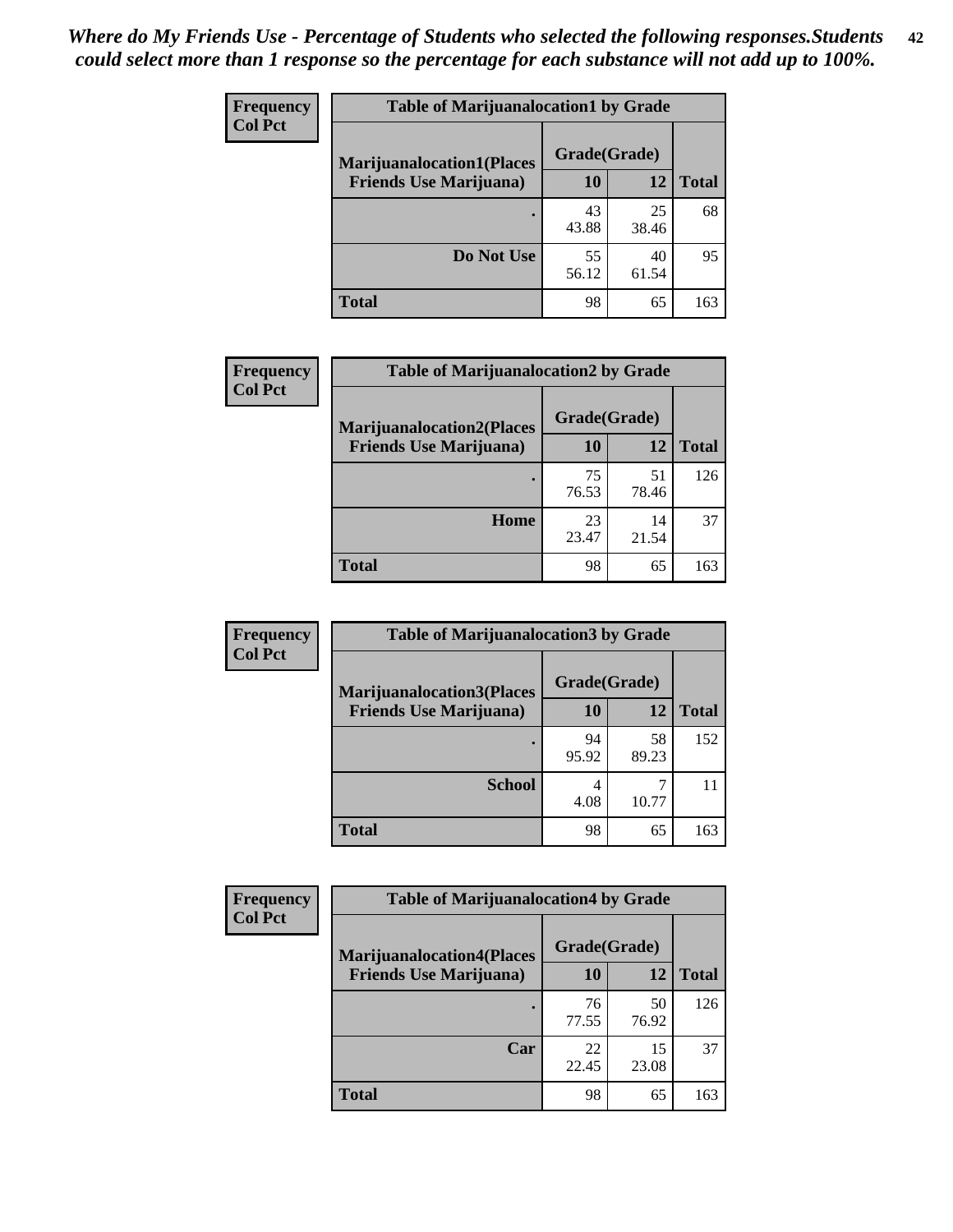*Where do My Friends Use - Percentage of Students who selected the following responses.Students could select more than 1 response so the percentage for each substance will not add up to 100%.*

**Frequency**
**Col Pct**

| Table of Marijuanalocation1 by Grade | | | |
|---|---|---|---|
| **Marijuanalocation1(Places Friends Use Marijuana)** | **Grade(Grade)** | | **Total** |
| | **10** | **12** | |
| **.** | 43<br>43.88 | 25<br>38.46 | 68 |
| **Do Not Use** | 55<br>56.12 | 40<br>61.54 | 95 |
| **Total** | 98 | 65 | 163 |

**Frequency**
**Col Pct**

| Table of Marijuanalocation2 by Grade | | | |
|---|---|---|---|
| **Marijuanalocation2(Places Friends Use Marijuana)** | **Grade(Grade)** | | **Total** |
| | **10** | **12** | |
| **.** | 75<br>76.53 | 51<br>78.46 | 126 |
| **Home** | 23<br>23.47 | 14<br>21.54 | 37 |
| **Total** | 98 | 65 | 163 |

**Frequency**
**Col Pct**

| Table of Marijuanalocation3 by Grade | | | |
|---|---|---|---|
| **Marijuanalocation3(Places Friends Use Marijuana)** | **Grade(Grade)** | | **Total** |
| | **10** | **12** | |
| **.** | 94<br>95.92 | 58<br>89.23 | 152 |
| **School** | 4<br>4.08 | 7<br>10.77 | 11 |
| **Total** | 98 | 65 | 163 |

**Frequency**
**Col Pct**

| Table of Marijuanalocation4 by Grade | | | |
|---|---|---|---|
| **Marijuanalocation4(Places Friends Use Marijuana)** | **Grade(Grade)** | | **Total** |
| | **10** | **12** | |
| **.** | 76<br>77.55 | 50<br>76.92 | 126 |
| **Car** | 22<br>22.45 | 15<br>23.08 | 37 |
| **Total** | 98 | 65 | 163 |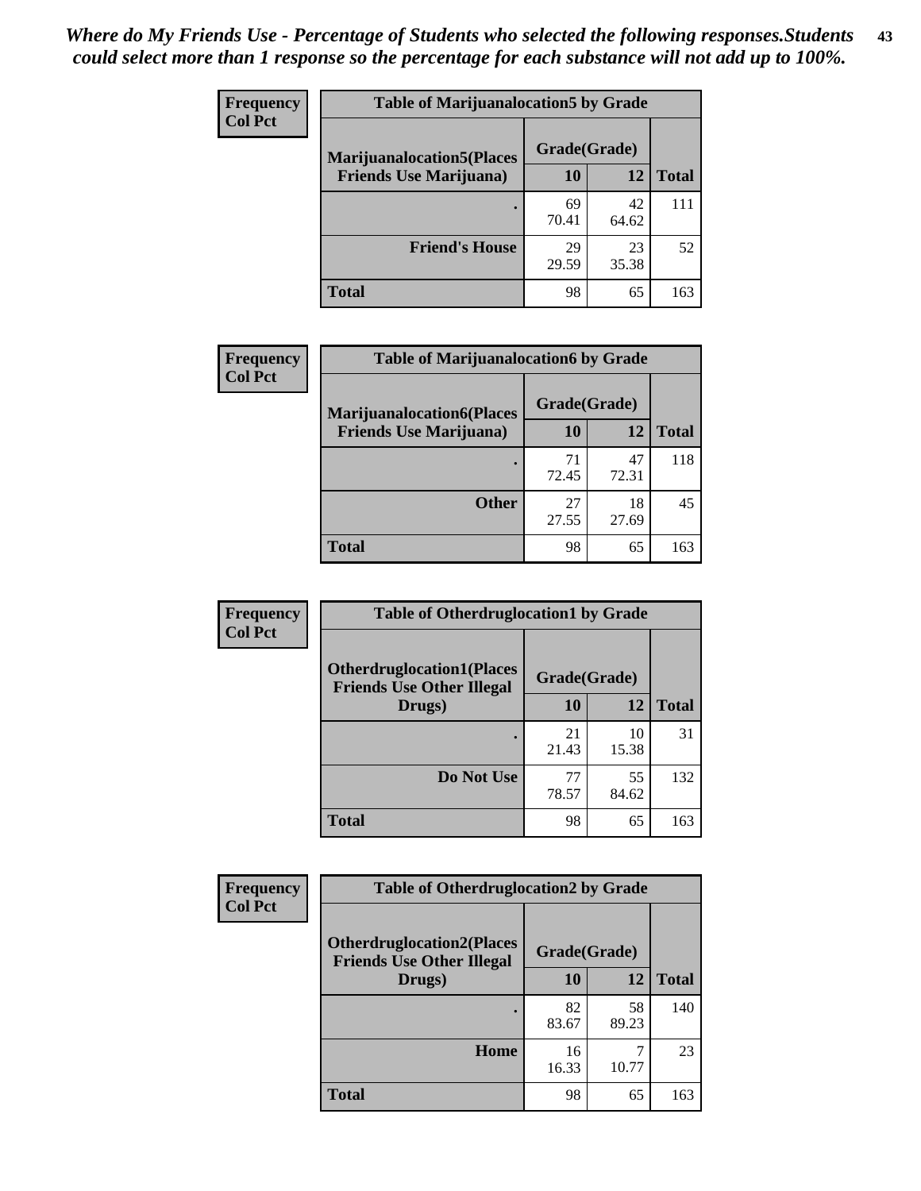*Where do My Friends Use - Percentage of Students who selected the following responses.Students could select more than 1 response so the percentage for each substance will not add up to 100%.*

**Frequency / Col Pct**

**Table of Marijuanalocation5 by Grade**

| Marijuanalocation5(Places Friends Use Marijuana) | Grade(Grade) 10 | 12 | Total |
|---|---|---|---|
| . | 69<br>70.41 | 42<br>64.62 | 111 |
| Friend's House | 29<br>29.59 | 23<br>35.38 | 52 |
| Total | 98 | 65 | 163 |

**Frequency / Col Pct**

**Table of Marijuanalocation6 by Grade**

| Marijuanalocation6(Places Friends Use Marijuana) | Grade(Grade) 10 | 12 | Total |
|---|---|---|---|
| . | 71<br>72.45 | 47<br>72.31 | 118 |
| Other | 27<br>27.55 | 18<br>27.69 | 45 |
| Total | 98 | 65 | 163 |

**Frequency / Col Pct**

**Table of Otherdruglocation1 by Grade**

| Otherdruglocation1(Places Friends Use Other Illegal Drugs) | Grade(Grade) 10 | 12 | Total |
|---|---|---|---|
| . | 21<br>21.43 | 10<br>15.38 | 31 |
| Do Not Use | 77<br>78.57 | 55<br>84.62 | 132 |
| Total | 98 | 65 | 163 |

**Frequency / Col Pct**

**Table of Otherdruglocation2 by Grade**

| Otherdruglocation2(Places Friends Use Other Illegal Drugs) | Grade(Grade) 10 | 12 | Total |
|---|---|---|---|
| . | 82<br>83.67 | 58<br>89.23 | 140 |
| Home | 16<br>16.33 | 7<br>10.77 | 23 |
| Total | 98 | 65 | 163 |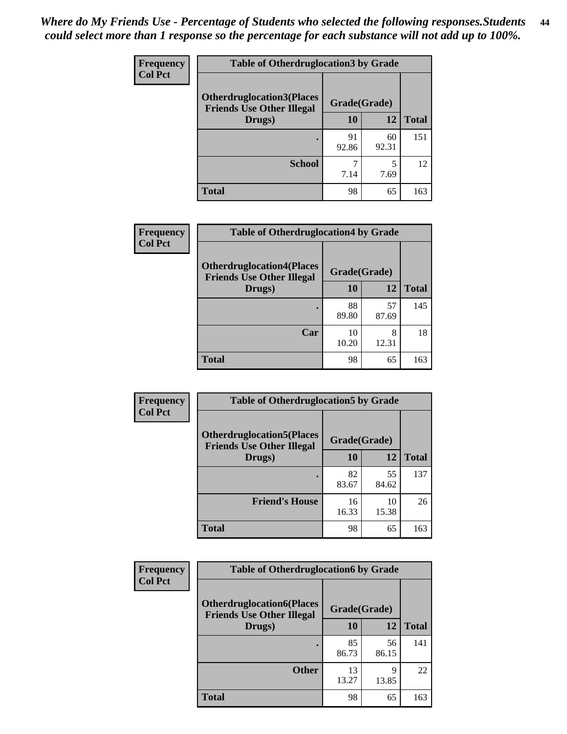*Where do My Friends Use - Percentage of Students who selected the following responses.Students could select more than 1 response so the percentage for each substance will not add up to 100%.*

| Frequency<br>Col Pct | Table of Otherdruglocation3 by Grade | | |
|---|---|---|---|
| Otherdruglocation3(Places Friends Use Other Illegal Drugs) | Grade(Grade) | | |
| | 10 | 12 | Total |
| . | 91<br>92.86 | 60<br>92.31 | 151 |
| School | 7<br>7.14 | 5<br>7.69 | 12 |
| Total | 98 | 65 | 163 |

| Frequency<br>Col Pct | Table of Otherdruglocation4 by Grade | | |
|---|---|---|---|
| Otherdruglocation4(Places Friends Use Other Illegal Drugs) | Grade(Grade) | | |
| | 10 | 12 | Total |
| . | 88<br>89.80 | 57<br>87.69 | 145 |
| Car | 10<br>10.20 | 8<br>12.31 | 18 |
| Total | 98 | 65 | 163 |

| Frequency<br>Col Pct | Table of Otherdruglocation5 by Grade | | |
|---|---|---|---|
| Otherdruglocation5(Places Friends Use Other Illegal Drugs) | Grade(Grade) | | |
| | 10 | 12 | Total |
| . | 82<br>83.67 | 55<br>84.62 | 137 |
| Friend's House | 16<br>16.33 | 10<br>15.38 | 26 |
| Total | 98 | 65 | 163 |

| Frequency<br>Col Pct | Table of Otherdruglocation6 by Grade | | |
|---|---|---|---|
| Otherdruglocation6(Places Friends Use Other Illegal Drugs) | Grade(Grade) | | |
| | 10 | 12 | Total |
| . | 85<br>86.73 | 56<br>86.15 | 141 |
| Other | 13<br>13.27 | 9<br>13.85 | 22 |
| Total | 98 | 65 | 163 |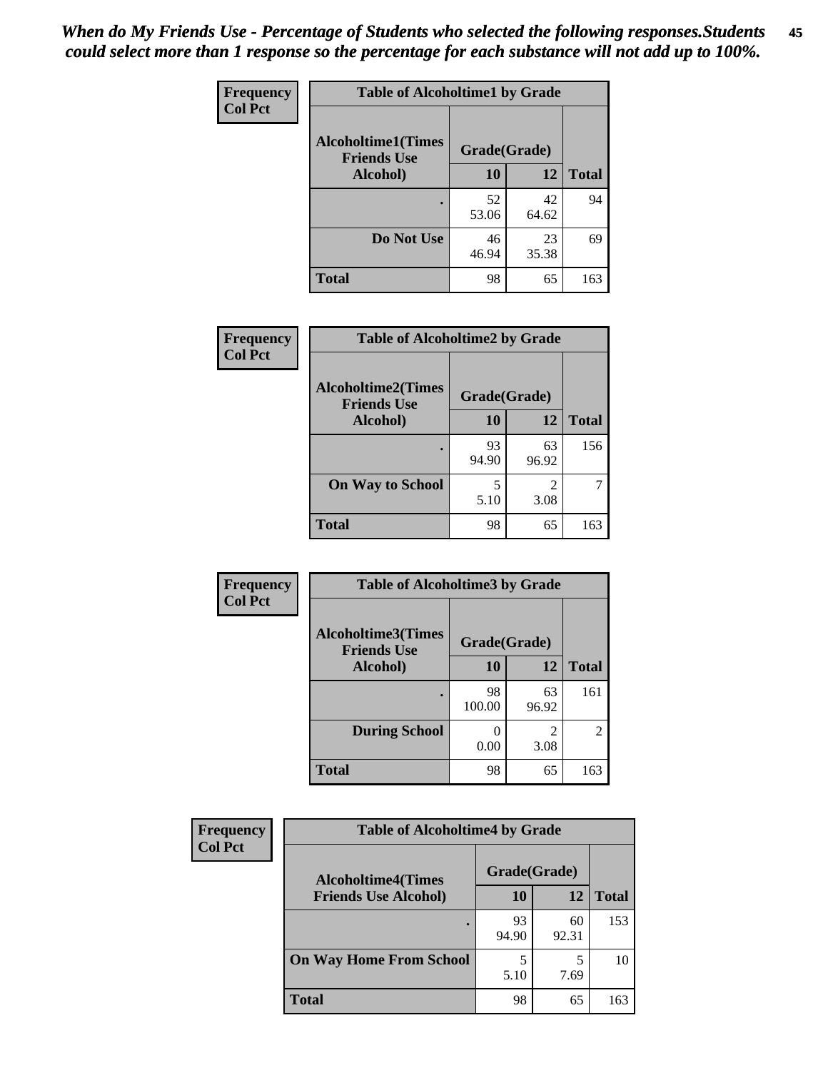*When do My Friends Use - Percentage of Students who selected the following responses.Students could select more than 1 response so the percentage for each substance will not add up to 100%.*

**Frequency**
**Col Pct**

| Table of Alcoholtime1 by Grade | | | |
|---|---|---|---|
| Alcoholtime1(Times Friends Use Alcohol) | Grade(Grade) | | |
| | 10 | 12 | Total |
| . | 52<br>53.06 | 42<br>64.62 | 94 |
| Do Not Use | 46<br>46.94 | 23<br>35.38 | 69 |
| Total | 98 | 65 | 163 |

**Frequency**
**Col Pct**

| Table of Alcoholtime2 by Grade | | | |
|---|---|---|---|
| Alcoholtime2(Times Friends Use Alcohol) | Grade(Grade) | | |
| | 10 | 12 | Total |
| . | 93<br>94.90 | 63<br>96.92 | 156 |
| On Way to School | 5<br>5.10 | 2<br>3.08 | 7 |
| Total | 98 | 65 | 163 |

**Frequency**
**Col Pct**

| Table of Alcoholtime3 by Grade | | | |
|---|---|---|---|
| Alcoholtime3(Times Friends Use Alcohol) | Grade(Grade) | | |
| | 10 | 12 | Total |
| . | 98<br>100.00 | 63<br>96.92 | 161 |
| During School | 0<br>0.00 | 2<br>3.08 | 2 |
| Total | 98 | 65 | 163 |

**Frequency**
**Col Pct**

| Table of Alcoholtime4 by Grade | | | |
|---|---|---|---|
| Alcoholtime4(Times Friends Use Alcohol) | Grade(Grade) | | |
| | 10 | 12 | Total |
| . | 93<br>94.90 | 60<br>92.31 | 153 |
| On Way Home From School | 5<br>5.10 | 5<br>7.69 | 10 |
| Total | 98 | 65 | 163 |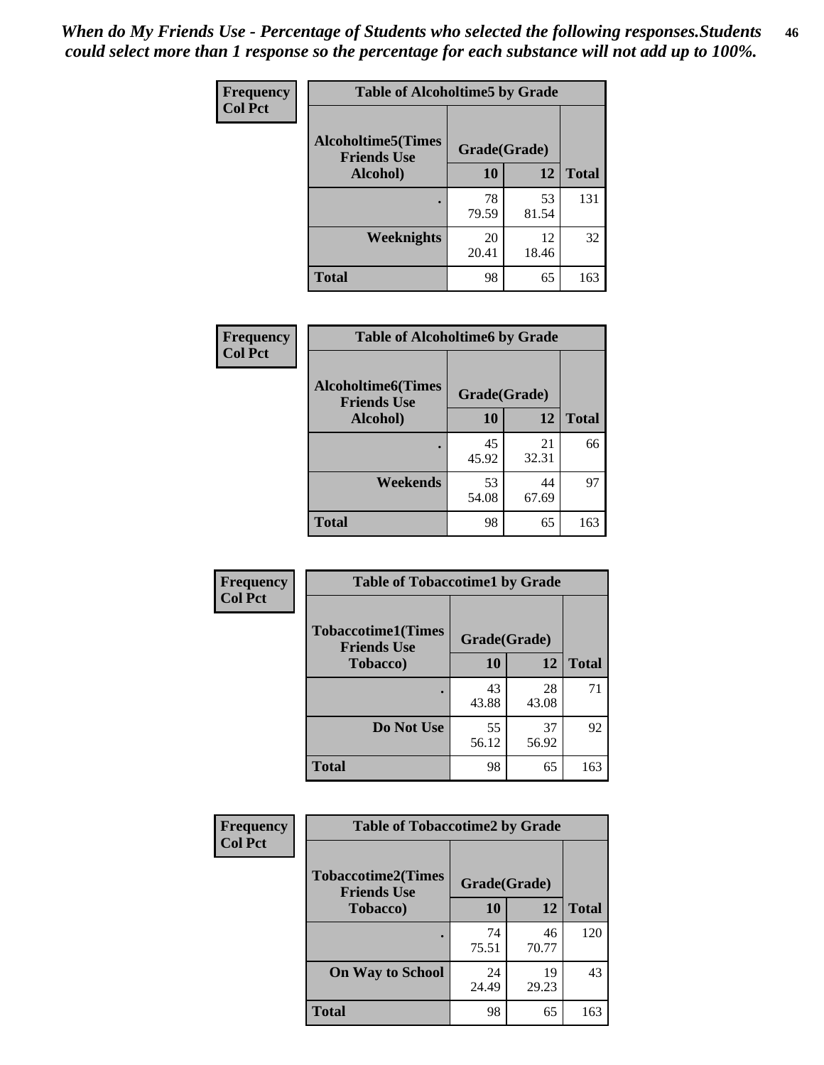*When do My Friends Use - Percentage of Students who selected the following responses.Students could select more than 1 response so the percentage for each substance will not add up to 100%.*

**Frequency**
**Col Pct**

| Table of Alcoholtime5 by Grade | | | |
|---|---|---|---|
| **Alcoholtime5(Times Friends Use Alcohol)** | **Grade(Grade)** | | **Total** |
| | **10** | **12** | |
| **.** | 78<br>79.59 | 53<br>81.54 | 131 |
| **Weeknights** | 20<br>20.41 | 12<br>18.46 | 32 |
| **Total** | 98 | 65 | 163 |

**Frequency**
**Col Pct**

| Table of Alcoholtime6 by Grade | | | |
|---|---|---|---|
| **Alcoholtime6(Times Friends Use Alcohol)** | **Grade(Grade)** | | **Total** |
| | **10** | **12** | |
| **.** | 45<br>45.92 | 21<br>32.31 | 66 |
| **Weekends** | 53<br>54.08 | 44<br>67.69 | 97 |
| **Total** | 98 | 65 | 163 |

**Frequency**
**Col Pct**

| Table of Tobaccotime1 by Grade | | | |
|---|---|---|---|
| **Tobaccotime1(Times Friends Use Tobacco)** | **Grade(Grade)** | | **Total** |
| | **10** | **12** | |
| **.** | 43<br>43.88 | 28<br>43.08 | 71 |
| **Do Not Use** | 55<br>56.12 | 37<br>56.92 | 92 |
| **Total** | 98 | 65 | 163 |

**Frequency**
**Col Pct**

| Table of Tobaccotime2 by Grade | | | |
|---|---|---|---|
| **Tobaccotime2(Times Friends Use Tobacco)** | **Grade(Grade)** | | **Total** |
| | **10** | **12** | |
| **.** | 74<br>75.51 | 46<br>70.77 | 120 |
| **On Way to School** | 24<br>24.49 | 19<br>29.23 | 43 |
| **Total** | 98 | 65 | 163 |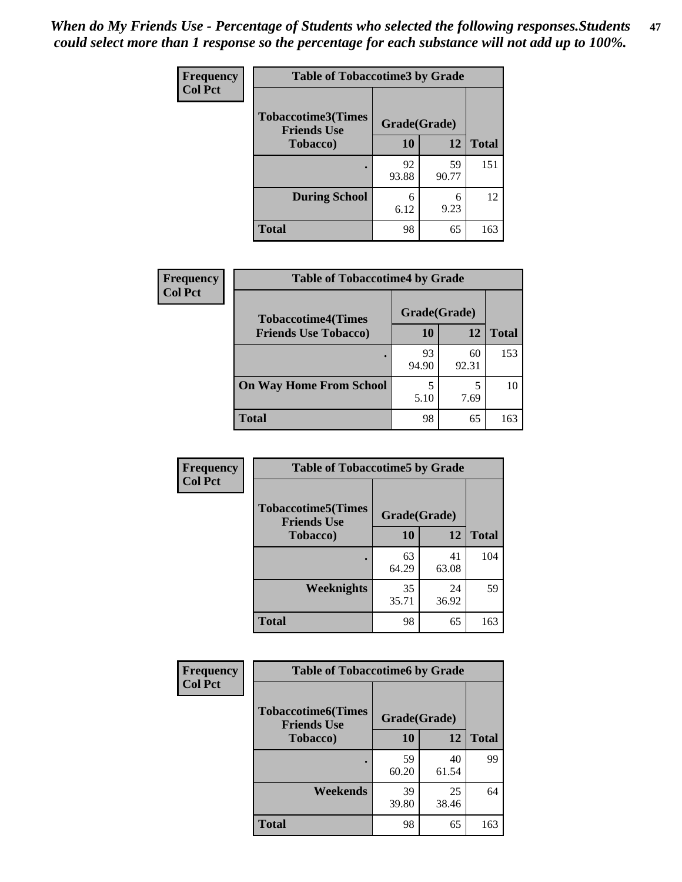*When do My Friends Use - Percentage of Students who selected the following responses.Students could select more than 1 response so the percentage for each substance will not add up to 100%.*

**Frequency / Col Pct**

**Table of Tobaccotime3 by Grade**

| Tobaccotime3(Times Friends Use Tobacco) | Grade(Grade) | | Total |
|---|---|---|---|
| | 10 | 12 | |
| . | 92<br>93.88 | 59<br>90.77 | 151 |
| During School | 6<br>6.12 | 6<br>9.23 | 12 |
| Total | 98 | 65 | 163 |

**Frequency / Col Pct**

**Table of Tobaccotime4 by Grade**

| Tobaccotime4(Times Friends Use Tobacco) | Grade(Grade) | | Total |
|---|---|---|---|
| | 10 | 12 | |
| . | 93<br>94.90 | 60<br>92.31 | 153 |
| On Way Home From School | 5<br>5.10 | 5<br>7.69 | 10 |
| Total | 98 | 65 | 163 |

**Frequency / Col Pct**

**Table of Tobaccotime5 by Grade**

| Tobaccotime5(Times Friends Use Tobacco) | Grade(Grade) | | Total |
|---|---|---|---|
| | 10 | 12 | |
| . | 63<br>64.29 | 41<br>63.08 | 104 |
| Weeknights | 35<br>35.71 | 24<br>36.92 | 59 |
| Total | 98 | 65 | 163 |

**Frequency / Col Pct**

**Table of Tobaccotime6 by Grade**

| Tobaccotime6(Times Friends Use Tobacco) | Grade(Grade) | | Total |
|---|---|---|---|
| | 10 | 12 | |
| . | 59<br>60.20 | 40<br>61.54 | 99 |
| Weekends | 39<br>39.80 | 25<br>38.46 | 64 |
| Total | 98 | 65 | 163 |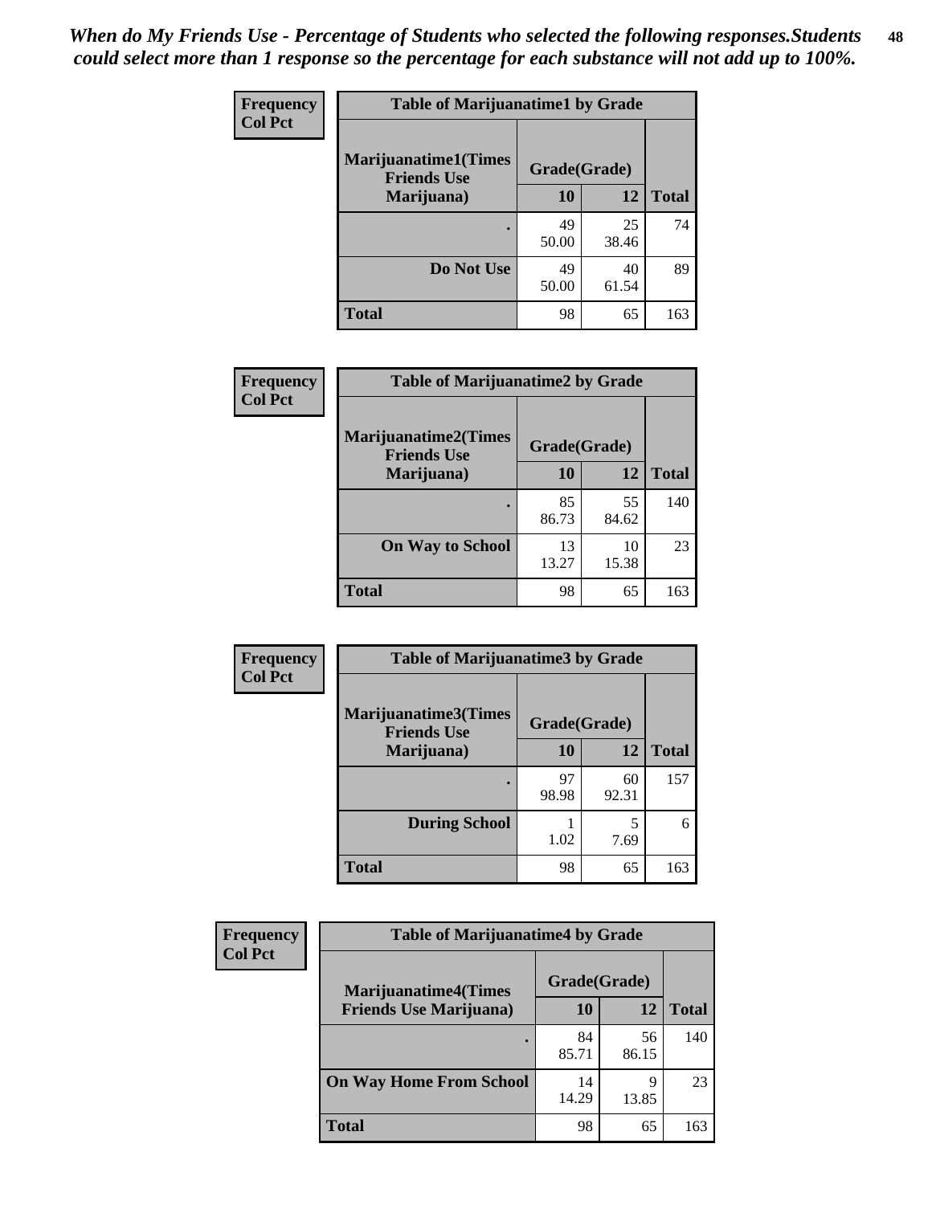*When do My Friends Use - Percentage of Students who selected the following responses.Students could select more than 1 response so the percentage for each substance will not add up to 100%.*

**Frequency**
**Col Pct**

| Table of Marijuanatime1 by Grade | | | |
|---|---|---|---|
| **Marijuanatime1(Times Friends Use Marijuana)** | **Grade(Grade)** | | |
| | **10** | **12** | **Total** |
| . | 49<br>50.00 | 25<br>38.46 | 74 |
| **Do Not Use** | 49<br>50.00 | 40<br>61.54 | 89 |
| **Total** | 98 | 65 | 163 |

**Frequency**
**Col Pct**

| Table of Marijuanatime2 by Grade | | | |
|---|---|---|---|
| **Marijuanatime2(Times Friends Use Marijuana)** | **Grade(Grade)** | | |
| | **10** | **12** | **Total** |
| . | 85<br>86.73 | 55<br>84.62 | 140 |
| **On Way to School** | 13<br>13.27 | 10<br>15.38 | 23 |
| **Total** | 98 | 65 | 163 |

**Frequency**
**Col Pct**

| Table of Marijuanatime3 by Grade | | | |
|---|---|---|---|
| **Marijuanatime3(Times Friends Use Marijuana)** | **Grade(Grade)** | | |
| | **10** | **12** | **Total** |
| . | 97<br>98.98 | 60<br>92.31 | 157 |
| **During School** | 1<br>1.02 | 5<br>7.69 | 6 |
| **Total** | 98 | 65 | 163 |

**Frequency**
**Col Pct**

| Table of Marijuanatime4 by Grade | | | |
|---|---|---|---|
| **Marijuanatime4(Times Friends Use Marijuana)** | **Grade(Grade)** | | |
| | **10** | **12** | **Total** |
| . | 84<br>85.71 | 56<br>86.15 | 140 |
| **On Way Home From School** | 14<br>14.29 | 9<br>13.85 | 23 |
| **Total** | 98 | 65 | 163 |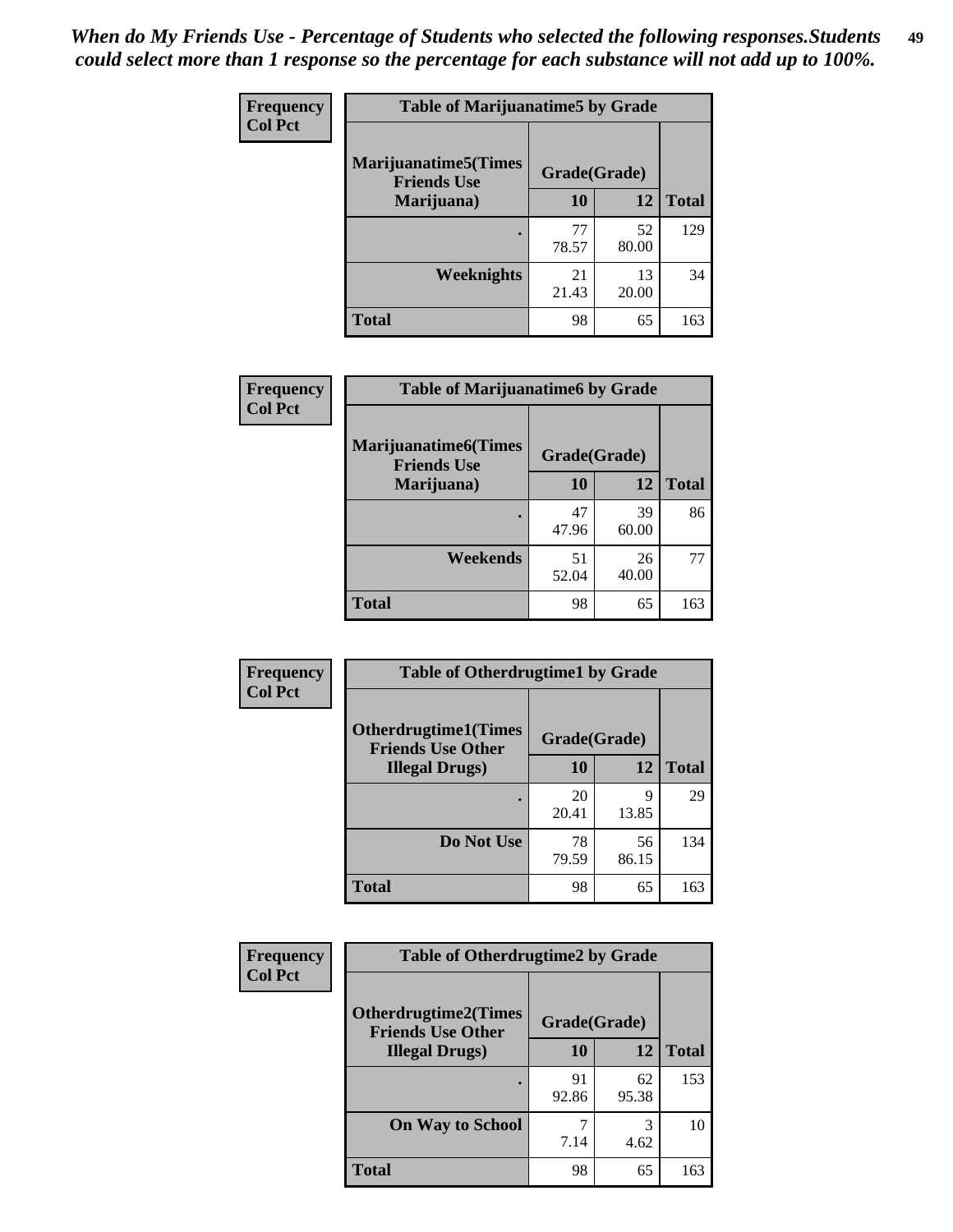*When do My Friends Use - Percentage of Students who selected the following responses.Students could select more than 1 response so the percentage for each substance will not add up to 100%.*

**Frequency**
**Col Pct**

| Table of Marijuanatime5 by Grade | | | |
|---|---|---|---|
| **Marijuanatime5(Times Friends Use Marijuana)** | **Grade(Grade)** | | |
| | **10** | **12** | **Total** |
| **.** | 77<br>78.57 | 52<br>80.00 | 129 |
| **Weeknights** | 21<br>21.43 | 13<br>20.00 | 34 |
| **Total** | 98 | 65 | 163 |

**Frequency**
**Col Pct**

| Table of Marijuanatime6 by Grade | | | |
|---|---|---|---|
| **Marijuanatime6(Times Friends Use Marijuana)** | **Grade(Grade)** | | |
| | **10** | **12** | **Total** |
| **.** | 47<br>47.96 | 39<br>60.00 | 86 |
| **Weekends** | 51<br>52.04 | 26<br>40.00 | 77 |
| **Total** | 98 | 65 | 163 |

**Frequency**
**Col Pct**

| Table of Otherdrugtime1 by Grade | | | |
|---|---|---|---|
| **Otherdrugtime1(Times Friends Use Other Illegal Drugs)** | **Grade(Grade)** | | |
| | **10** | **12** | **Total** |
| **.** | 20<br>20.41 | 9<br>13.85 | 29 |
| **Do Not Use** | 78<br>79.59 | 56<br>86.15 | 134 |
| **Total** | 98 | 65 | 163 |

**Frequency**
**Col Pct**

| Table of Otherdrugtime2 by Grade | | | |
|---|---|---|---|
| **Otherdrugtime2(Times Friends Use Other Illegal Drugs)** | **Grade(Grade)** | | |
| | **10** | **12** | **Total** |
| **.** | 91<br>92.86 | 62<br>95.38 | 153 |
| **On Way to School** | 7<br>7.14 | 3<br>4.62 | 10 |
| **Total** | 98 | 65 | 163 |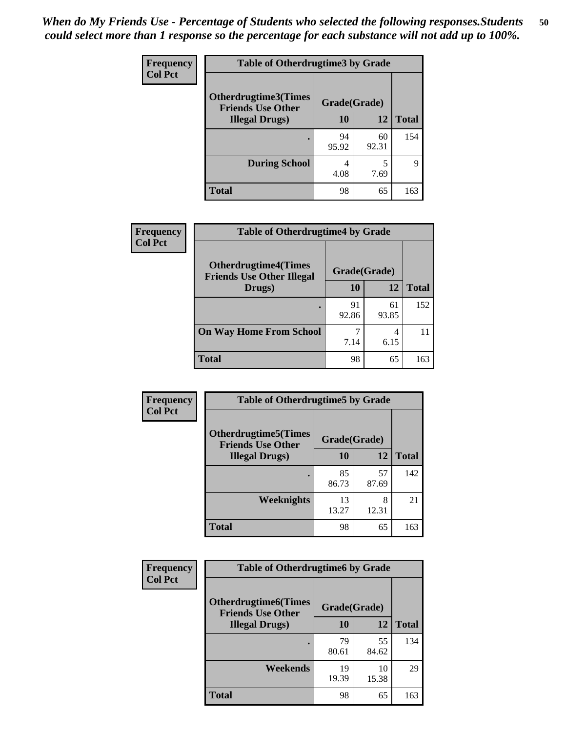*When do My Friends Use - Percentage of Students who selected the following responses.Students could select more than 1 response so the percentage for each substance will not add up to 100%.*

**Frequency**
**Col Pct**

| Table of Otherdrugtime3 by Grade | | | |
|---|---|---|---|
| **Otherdrugtime3(Times Friends Use Other Illegal Drugs)** | **Grade(Grade)** | | **Total** |
| | **10** | **12** | |
| **.** | 94<br>95.92 | 60<br>92.31 | 154 |
| **During School** | 4<br>4.08 | 5<br>7.69 | 9 |
| **Total** | 98 | 65 | 163 |

**Frequency**
**Col Pct**

| Table of Otherdrugtime4 by Grade | | | |
|---|---|---|---|
| **Otherdrugtime4(Times Friends Use Other Illegal Drugs)** | **Grade(Grade)** | | **Total** |
| | **10** | **12** | |
| **.** | 91<br>92.86 | 61<br>93.85 | 152 |
| **On Way Home From School** | 7<br>7.14 | 4<br>6.15 | 11 |
| **Total** | 98 | 65 | 163 |

**Frequency**
**Col Pct**

| Table of Otherdrugtime5 by Grade | | | |
|---|---|---|---|
| **Otherdrugtime5(Times Friends Use Other Illegal Drugs)** | **Grade(Grade)** | | **Total** |
| | **10** | **12** | |
| **.** | 85<br>86.73 | 57<br>87.69 | 142 |
| **Weeknights** | 13<br>13.27 | 8<br>12.31 | 21 |
| **Total** | 98 | 65 | 163 |

**Frequency**
**Col Pct**

| Table of Otherdrugtime6 by Grade | | | |
|---|---|---|---|
| **Otherdrugtime6(Times Friends Use Other Illegal Drugs)** | **Grade(Grade)** | | **Total** |
| | **10** | **12** | |
| **.** | 79<br>80.61 | 55<br>84.62 | 134 |
| **Weekends** | 19<br>19.39 | 10<br>15.38 | 29 |
| **Total** | 98 | 65 | 163 |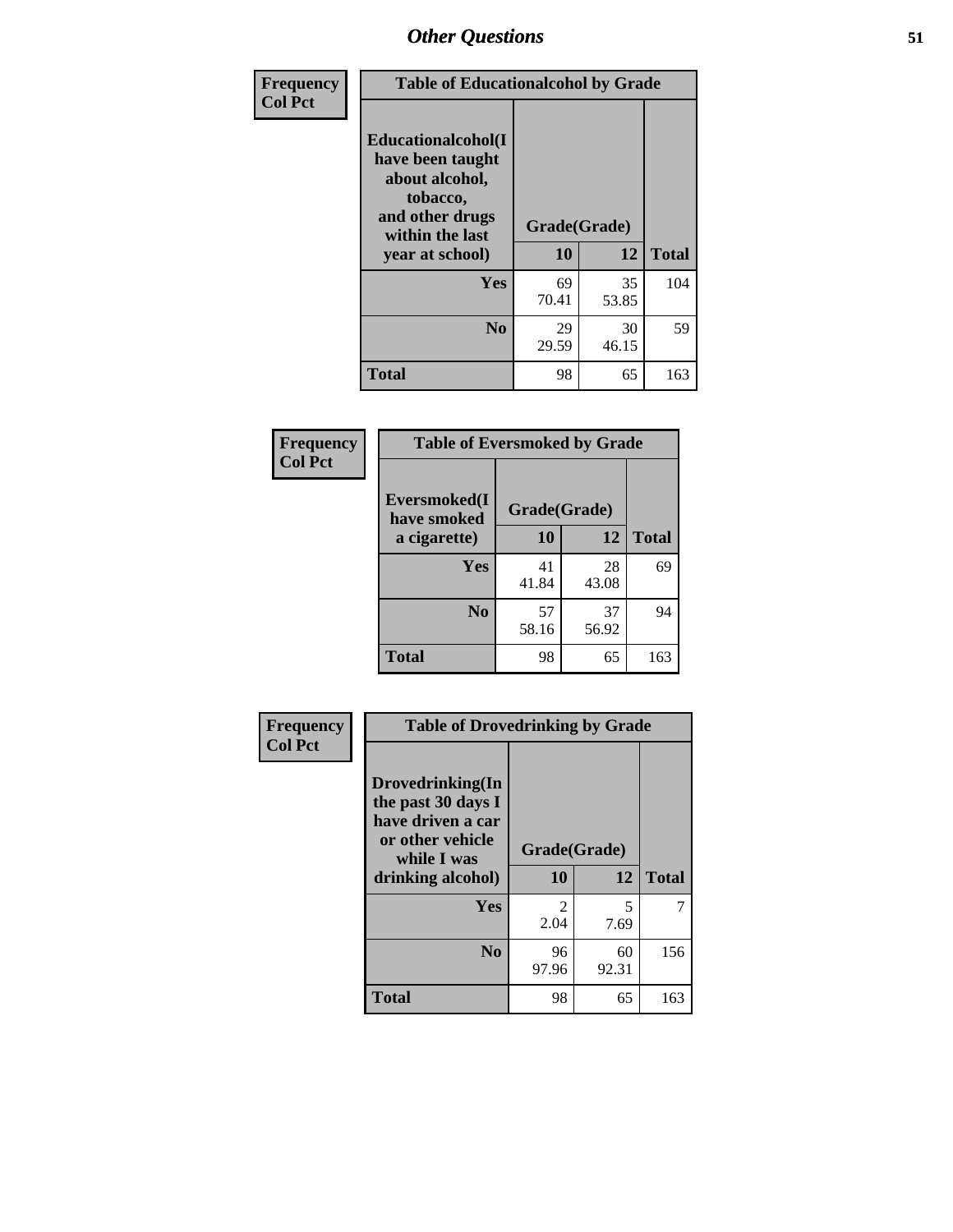| Frequency<br>Col Pct | Table of Educationalcohol by Grade | | |
|---|---|---|---|
| Educationalcohol(I have been taught about alcohol, tobacco, and other drugs within the last year at school) | Grade(Grade) | | |
| | 10 | 12 | Total |
| Yes | 69<br>70.41 | 35<br>53.85 | 104 |
| No | 29<br>29.59 | 30<br>46.15 | 59 |
| Total | 98 | 65 | 163 |

| Frequency<br>Col Pct | Table of Eversmoked by Grade | | |
|---|---|---|---|
| Eversmoked(I have smoked a cigarette) | Grade(Grade) | | |
| | 10 | 12 | Total |
| Yes | 41<br>41.84 | 28<br>43.08 | 69 |
| No | 57<br>58.16 | 37<br>56.92 | 94 |
| Total | 98 | 65 | 163 |

| Frequency<br>Col Pct | Table of Drovedrinking by Grade | | |
|---|---|---|---|
| Drovedrinking(In the past 30 days I have driven a car or other vehicle while I was drinking alcohol) | Grade(Grade) | | |
| | 10 | 12 | Total |
| Yes | 2<br>2.04 | 5<br>7.69 | 7 |
| No | 96<br>97.96 | 60<br>92.31 | 156 |
| Total | 98 | 65 | 163 |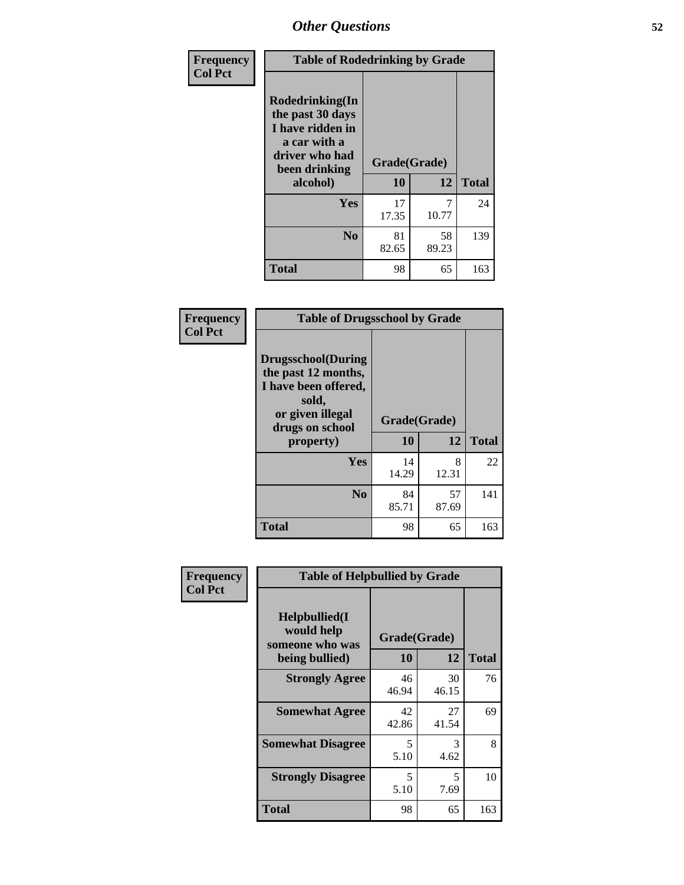| Frequency Col Pct | Table of Rodedrinking by Grade | | |
|---|---|---|---|
| Rodedrinking(In the past 30 days I have ridden in a car with a driver who had been drinking alcohol) | Grade(Grade) | | |
| | 10 | 12 | Total |
| Yes | 17<br>17.35 | 7<br>10.77 | 24 |
| No | 81<br>82.65 | 58<br>89.23 | 139 |
| Total | 98 | 65 | 163 |

| Frequency Col Pct | Table of Drugsschool by Grade | | |
|---|---|---|---|
| Drugsschool(During the past 12 months, I have been offered, sold, or given illegal drugs on school property) | Grade(Grade) | | |
| | 10 | 12 | Total |
| Yes | 14<br>14.29 | 8<br>12.31 | 22 |
| No | 84<br>85.71 | 57<br>87.69 | 141 |
| Total | 98 | 65 | 163 |

| Frequency Col Pct | Table of Helpbullied by Grade | | |
|---|---|---|---|
| Helpbullied(I would help someone who was being bullied) | Grade(Grade) | | |
| | 10 | 12 | Total |
| Strongly Agree | 46<br>46.94 | 30<br>46.15 | 76 |
| Somewhat Agree | 42<br>42.86 | 27<br>41.54 | 69 |
| Somewhat Disagree | 5<br>5.10 | 3<br>4.62 | 8 |
| Strongly Disagree | 5<br>5.10 | 5<br>7.69 | 10 |
| Total | 98 | 65 | 163 |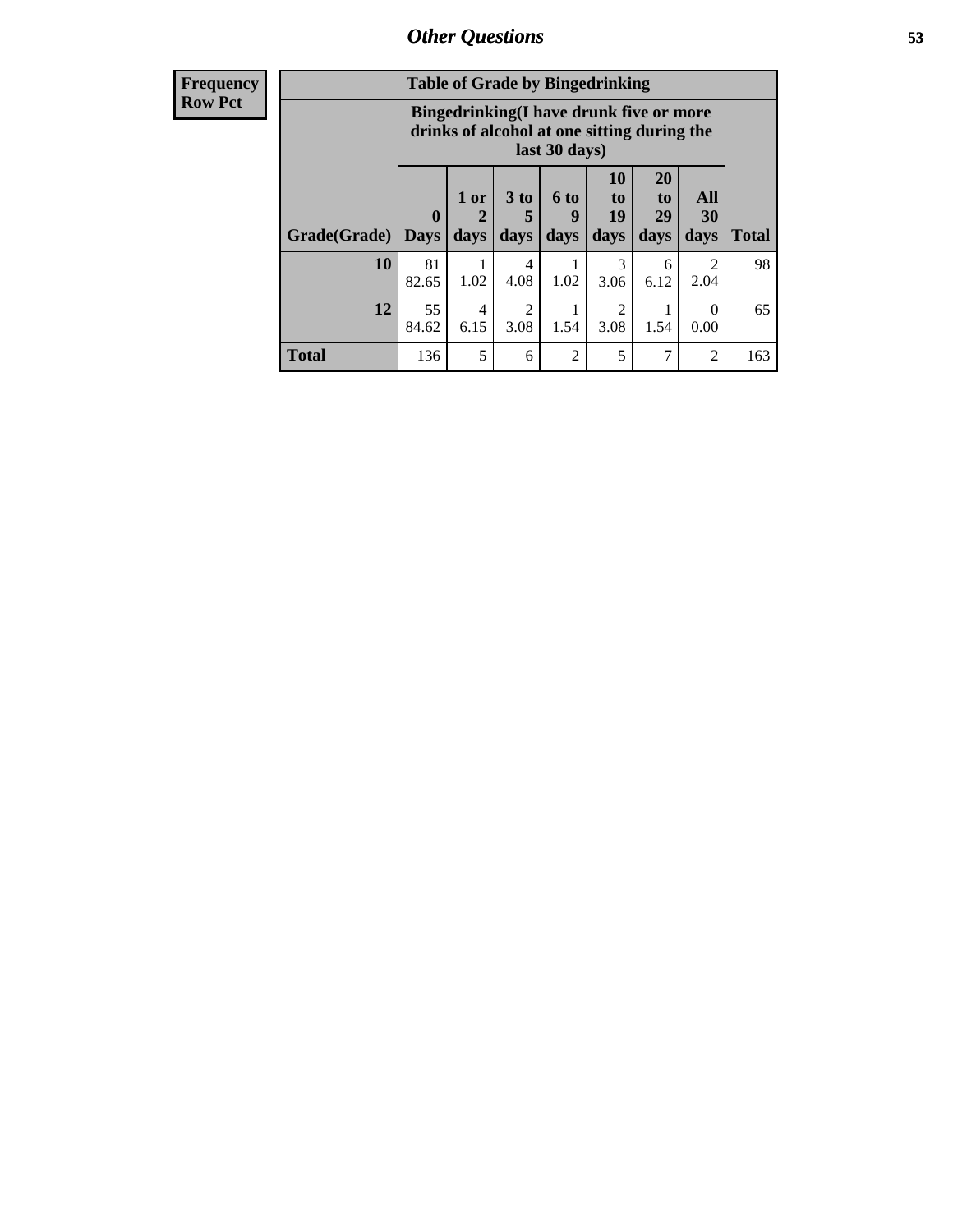## Other Questions

**Frequency**
**Row Pct**

| Table of Grade by Bingedrinking | | | | | | | | |
|---|---|---|---|---|---|---|---|---|
| | Bingedrinking(I have drunk five or more drinks of alcohol at one sitting during the last 30 days) | | | | | | | |
| Grade(Grade) | 0 Days | 1 or 2 days | 3 to 5 days | 6 to 9 days | 10 to 19 days | 20 to 29 days | All 30 days | Total |
| **10** | 81<br>82.65 | 1<br>1.02 | 4<br>4.08 | 1<br>1.02 | 3<br>3.06 | 6<br>6.12 | 2<br>2.04 | 98 |
| **12** | 55<br>84.62 | 4<br>6.15 | 2<br>3.08 | 1<br>1.54 | 2<br>3.08 | 1<br>1.54 | 0<br>0.00 | 65 |
| **Total** | 136 | 5 | 6 | 2 | 5 | 7 | 2 | 163 |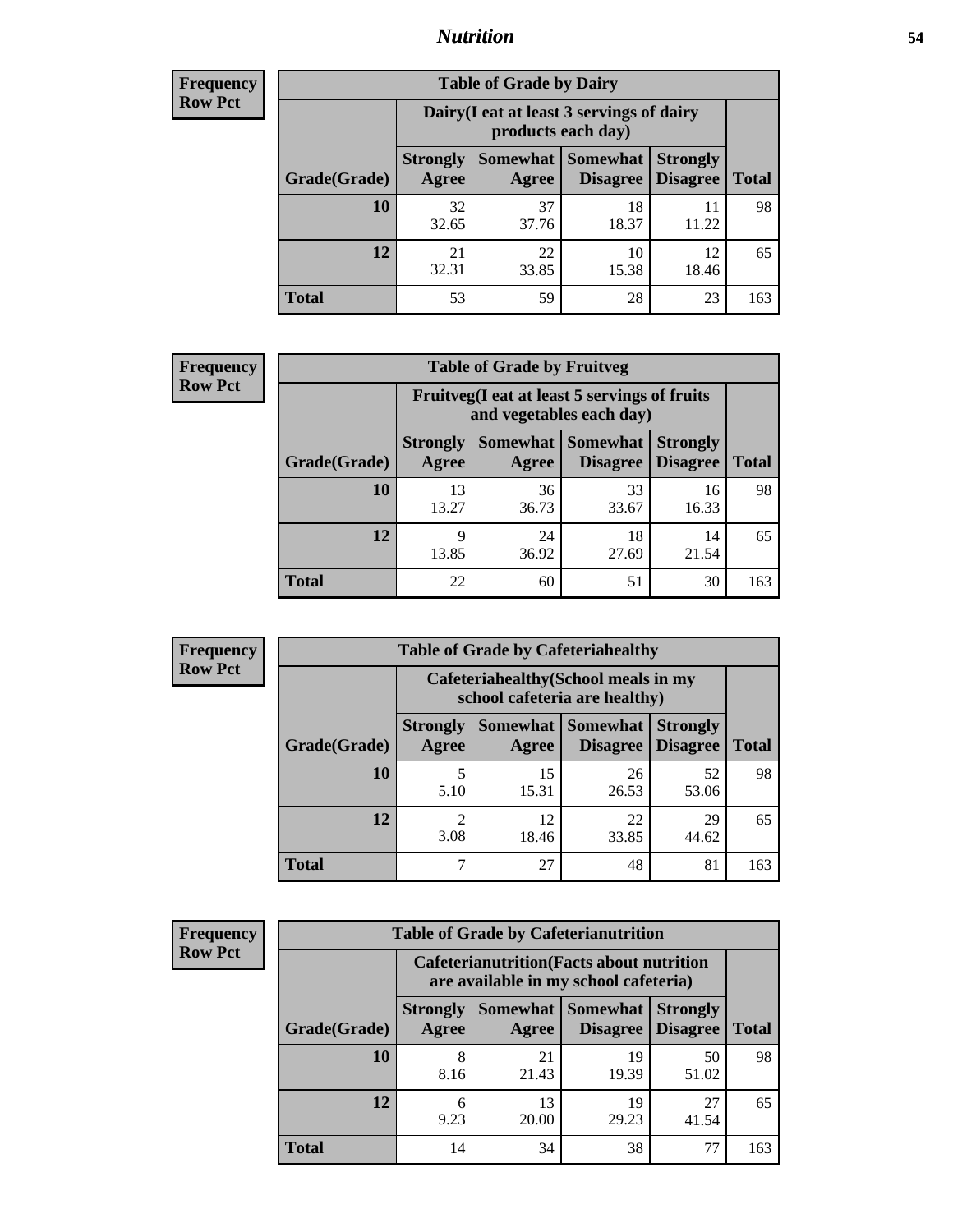## Nutrition

**Frequency**
**Row Pct**

| Table of Grade by Dairy | | | | | |
|---|---|---|---|---|---|
| | Dairy(I eat at least 3 servings of dairy products each day) | | | | |
| Grade(Grade) | Strongly Agree | Somewhat Agree | Somewhat Disagree | Strongly Disagree | Total |
| 10 | 32<br>32.65 | 37<br>37.76 | 18<br>18.37 | 11<br>11.22 | 98 |
| 12 | 21<br>32.31 | 22<br>33.85 | 10<br>15.38 | 12<br>18.46 | 65 |
| Total | 53 | 59 | 28 | 23 | 163 |

**Frequency**
**Row Pct**

| Table of Grade by Fruitveg | | | | | |
|---|---|---|---|---|---|
| | Fruitveg(I eat at least 5 servings of fruits and vegetables each day) | | | | |
| Grade(Grade) | Strongly Agree | Somewhat Agree | Somewhat Disagree | Strongly Disagree | Total |
| 10 | 13<br>13.27 | 36<br>36.73 | 33<br>33.67 | 16<br>16.33 | 98 |
| 12 | 9<br>13.85 | 24<br>36.92 | 18<br>27.69 | 14<br>21.54 | 65 |
| Total | 22 | 60 | 51 | 30 | 163 |

**Frequency**
**Row Pct**

| Table of Grade by Cafeteriahealthy | | | | | |
|---|---|---|---|---|---|
| | Cafeteriahealthy(School meals in my school cafeteria are healthy) | | | | |
| Grade(Grade) | Strongly Agree | Somewhat Agree | Somewhat Disagree | Strongly Disagree | Total |
| 10 | 5<br>5.10 | 15<br>15.31 | 26<br>26.53 | 52<br>53.06 | 98 |
| 12 | 2<br>3.08 | 12<br>18.46 | 22<br>33.85 | 29<br>44.62 | 65 |
| Total | 7 | 27 | 48 | 81 | 163 |

**Frequency**
**Row Pct**

| Table of Grade by Cafeterianutrition | | | | | |
|---|---|---|---|---|---|
| | Cafeterianutrition(Facts about nutrition are available in my school cafeteria) | | | | |
| Grade(Grade) | Strongly Agree | Somewhat Agree | Somewhat Disagree | Strongly Disagree | Total |
| 10 | 8<br>8.16 | 21<br>21.43 | 19<br>19.39 | 50<br>51.02 | 98 |
| 12 | 6<br>9.23 | 13<br>20.00 | 19<br>29.23 | 27<br>41.54 | 65 |
| Total | 14 | 34 | 38 | 77 | 163 |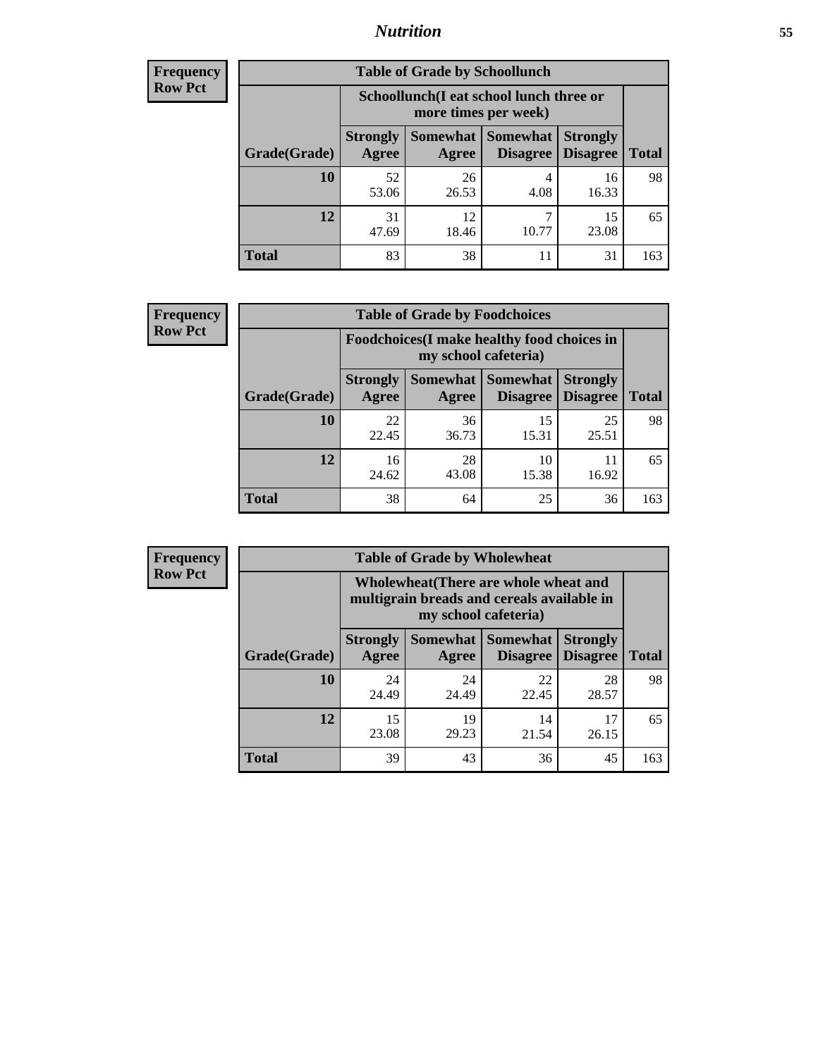## Nutrition

**Frequency**
**Row Pct**

| Table of Grade by Schoollunch | | | | | |
|---|---|---|---|---|---|
| | Schoollunch(I eat school lunch three or more times per week) | | | | |
| Grade(Grade) | Strongly Agree | Somewhat Agree | Somewhat Disagree | Strongly Disagree | Total |
| 10 | 52<br>53.06 | 26<br>26.53 | 4<br>4.08 | 16<br>16.33 | 98 |
| 12 | 31<br>47.69 | 12<br>18.46 | 7<br>10.77 | 15<br>23.08 | 65 |
| Total | 83 | 38 | 11 | 31 | 163 |

**Frequency**
**Row Pct**

| Table of Grade by Foodchoices | | | | | |
|---|---|---|---|---|---|
| | Foodchoices(I make healthy food choices in my school cafeteria) | | | | |
| Grade(Grade) | Strongly Agree | Somewhat Agree | Somewhat Disagree | Strongly Disagree | Total |
| 10 | 22<br>22.45 | 36<br>36.73 | 15<br>15.31 | 25<br>25.51 | 98 |
| 12 | 16<br>24.62 | 28<br>43.08 | 10<br>15.38 | 11<br>16.92 | 65 |
| Total | 38 | 64 | 25 | 36 | 163 |

**Frequency**
**Row Pct**

| Table of Grade by Wholewheat | | | | | |
|---|---|---|---|---|---|
| | Wholewheat(There are whole wheat and multigrain breads and cereals available in my school cafeteria) | | | | |
| Grade(Grade) | Strongly Agree | Somewhat Agree | Somewhat Disagree | Strongly Disagree | Total |
| 10 | 24<br>24.49 | 24<br>24.49 | 22<br>22.45 | 28<br>28.57 | 98 |
| 12 | 15<br>23.08 | 19<br>29.23 | 14<br>21.54 | 17<br>26.15 | 65 |
| Total | 39 | 43 | 36 | 45 | 163 |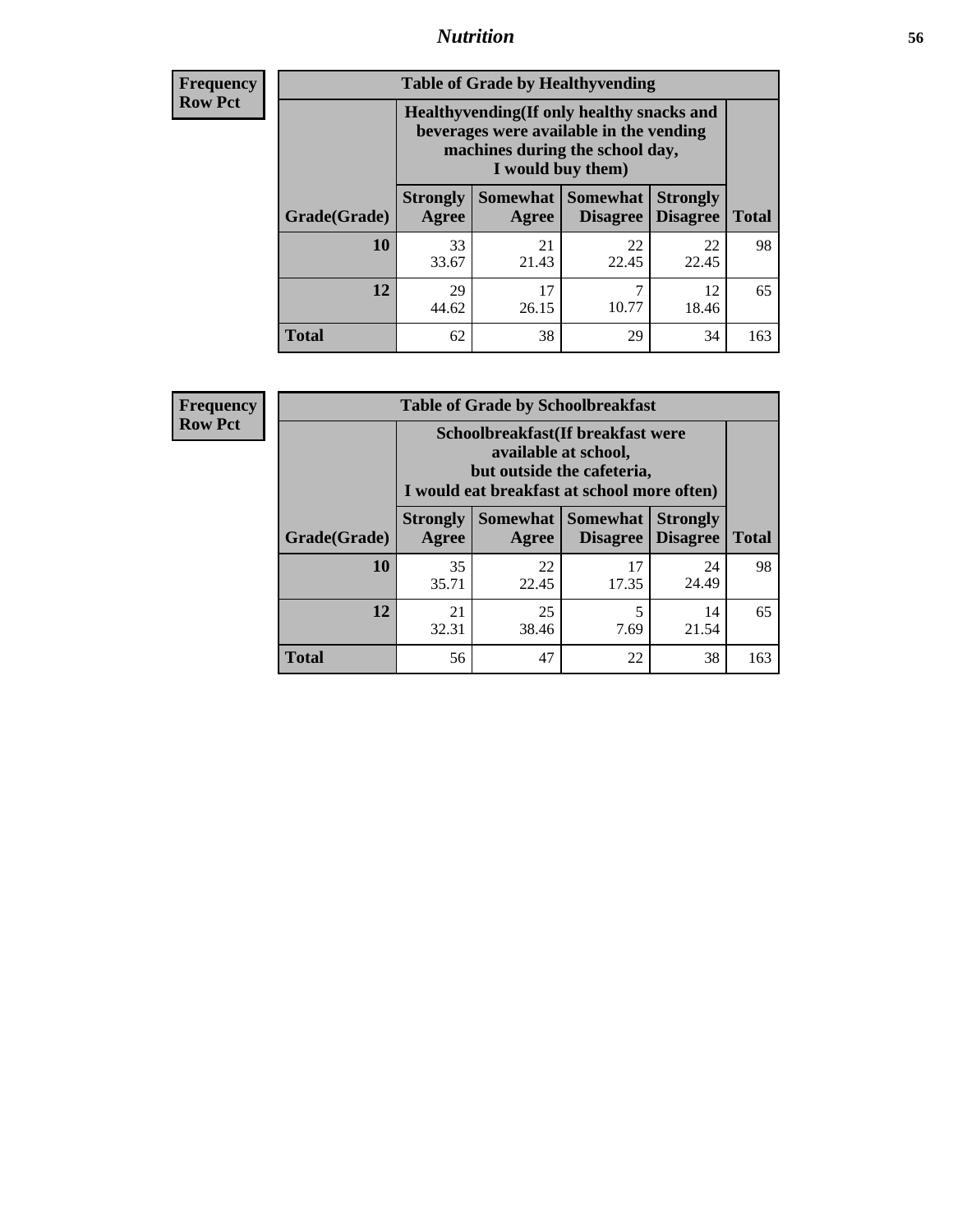**Frequency**
**Row Pct**

**Table of Grade by Healthyvending**

| Grade(Grade) | Healthyvending(If only healthy snacks and beverages were available in the vending machines during the school day, I would buy them) | | | | Total |
|---|---|---|---|---|---|
| | Strongly Agree | Somewhat Agree | Somewhat Disagree | Strongly Disagree | |
| **10** | 33<br>33.67 | 21<br>21.43 | 22<br>22.45 | 22<br>22.45 | 98 |
| **12** | 29<br>44.62 | 17<br>26.15 | 7<br>10.77 | 12<br>18.46 | 65 |
| **Total** | 62 | 38 | 29 | 34 | 163 |

**Frequency**
**Row Pct**

**Table of Grade by Schoolbreakfast**

| Grade(Grade) | Schoolbreakfast(If breakfast were available at school, but outside the cafeteria, I would eat breakfast at school more often) | | | | Total |
|---|---|---|---|---|---|
| | Strongly Agree | Somewhat Agree | Somewhat Disagree | Strongly Disagree | |
| **10** | 35<br>35.71 | 22<br>22.45 | 17<br>17.35 | 24<br>24.49 | 98 |
| **12** | 21<br>32.31 | 25<br>38.46 | 5<br>7.69 | 14<br>21.54 | 65 |
| **Total** | 56 | 47 | 22 | 38 | 163 |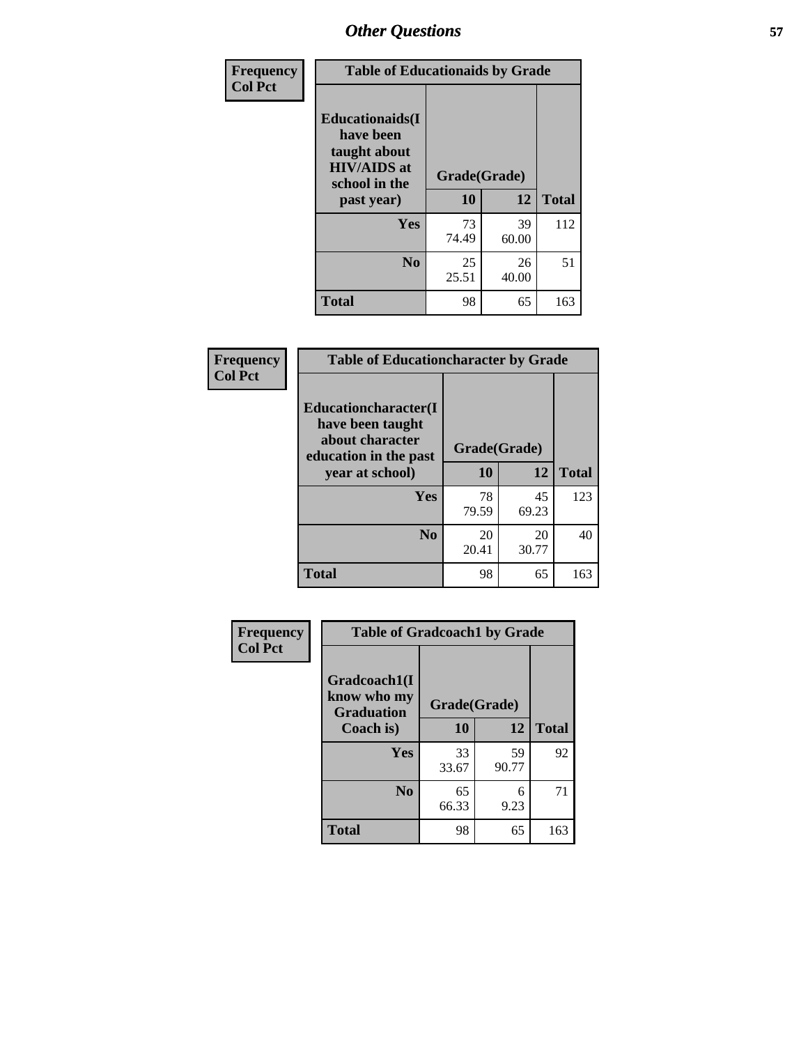## Other Questions

**Frequency**
**Col Pct**

**Table of Educationaids by Grade**

| Educationaids(I have been taught about HIV/AIDS at school in the past year) | Grade(Grade) 10 | 12 | Total |
|---|---|---|---|
| **Yes** | 73<br>74.49 | 39<br>60.00 | 112 |
| **No** | 25<br>25.51 | 26<br>40.00 | 51 |
| **Total** | 98 | 65 | 163 |

**Frequency**
**Col Pct**

**Table of Educationcharacter by Grade**

| Educationcharacter(I have been taught about character education in the past year at school) | Grade(Grade) 10 | 12 | Total |
|---|---|---|---|
| **Yes** | 78<br>79.59 | 45<br>69.23 | 123 |
| **No** | 20<br>20.41 | 20<br>30.77 | 40 |
| **Total** | 98 | 65 | 163 |

**Frequency**
**Col Pct**

**Table of Gradcoach1 by Grade**

| Gradcoach1(I know who my Graduation Coach is) | Grade(Grade) 10 | 12 | Total |
|---|---|---|---|
| **Yes** | 33<br>33.67 | 59<br>90.77 | 92 |
| **No** | 65<br>66.33 | 6<br>9.23 | 71 |
| **Total** | 98 | 65 | 163 |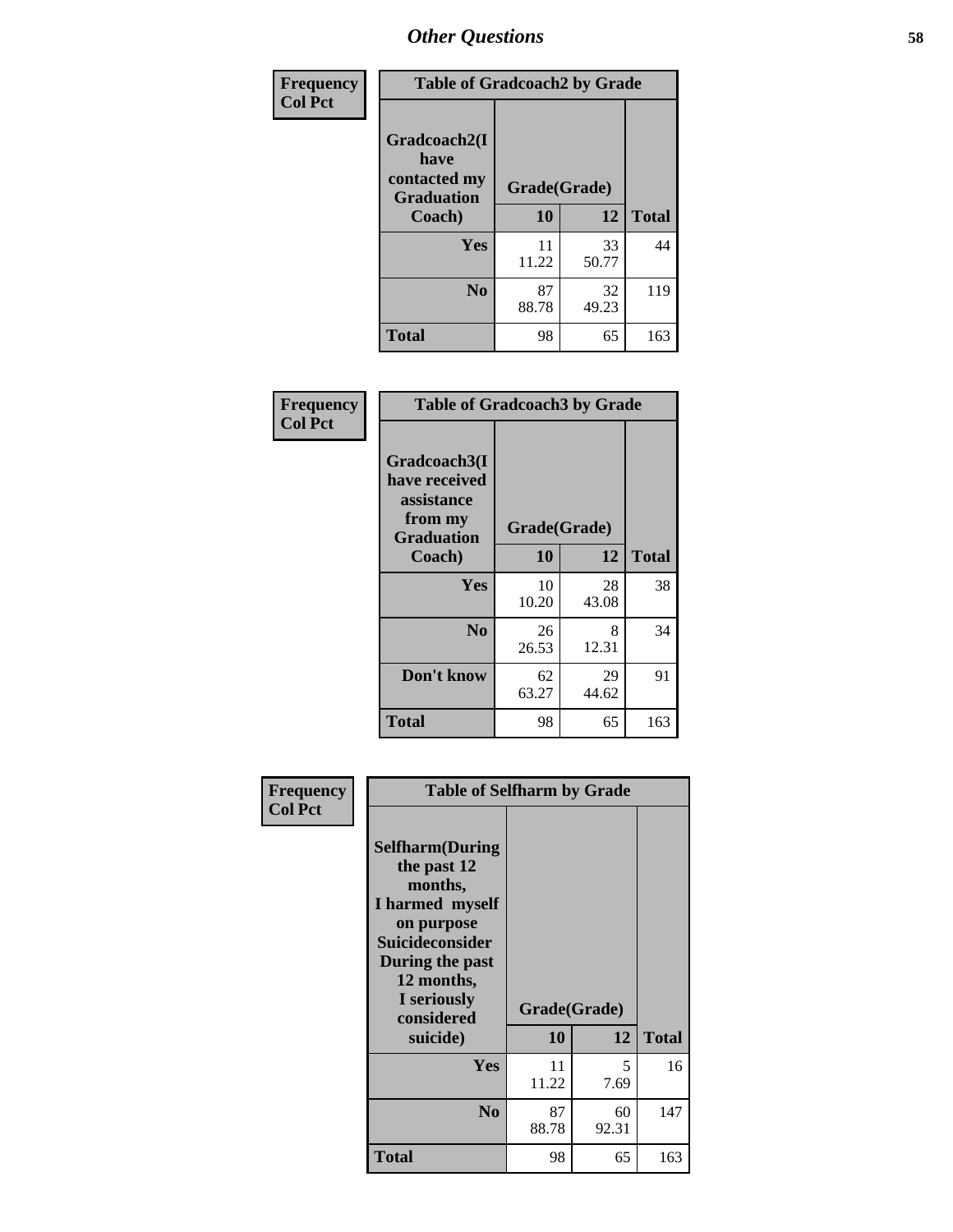# Other Questions

**Frequency**
**Col Pct**

| Table of Gradcoach2 by Grade | | | |
|---|---|---|---|
| **Gradcoach2(I have contacted my Graduation Coach)** | **Grade(Grade)** | | |
| | **10** | **12** | **Total** |
| **Yes** | 11<br>11.22 | 33<br>50.77 | 44 |
| **No** | 87<br>88.78 | 32<br>49.23 | 119 |
| **Total** | 98 | 65 | 163 |

**Frequency**
**Col Pct**

| Table of Gradcoach3 by Grade | | | |
|---|---|---|---|
| **Gradcoach3(I have received assistance from my Graduation Coach)** | **Grade(Grade)** | | |
| | **10** | **12** | **Total** |
| **Yes** | 10<br>10.20 | 28<br>43.08 | 38 |
| **No** | 26<br>26.53 | 8<br>12.31 | 34 |
| **Don't know** | 62<br>63.27 | 29<br>44.62 | 91 |
| **Total** | 98 | 65 | 163 |

**Frequency**
**Col Pct**

| Table of Selfharm by Grade | | | |
|---|---|---|---|
| **Selfharm(During the past 12 months, I harmed myself on purpose Suicideconsider During the past 12 months, I seriously considered suicide)** | **Grade(Grade)** | | |
| | **10** | **12** | **Total** |
| **Yes** | 11<br>11.22 | 5<br>7.69 | 16 |
| **No** | 87<br>88.78 | 60<br>92.31 | 147 |
| **Total** | 98 | 65 | 163 |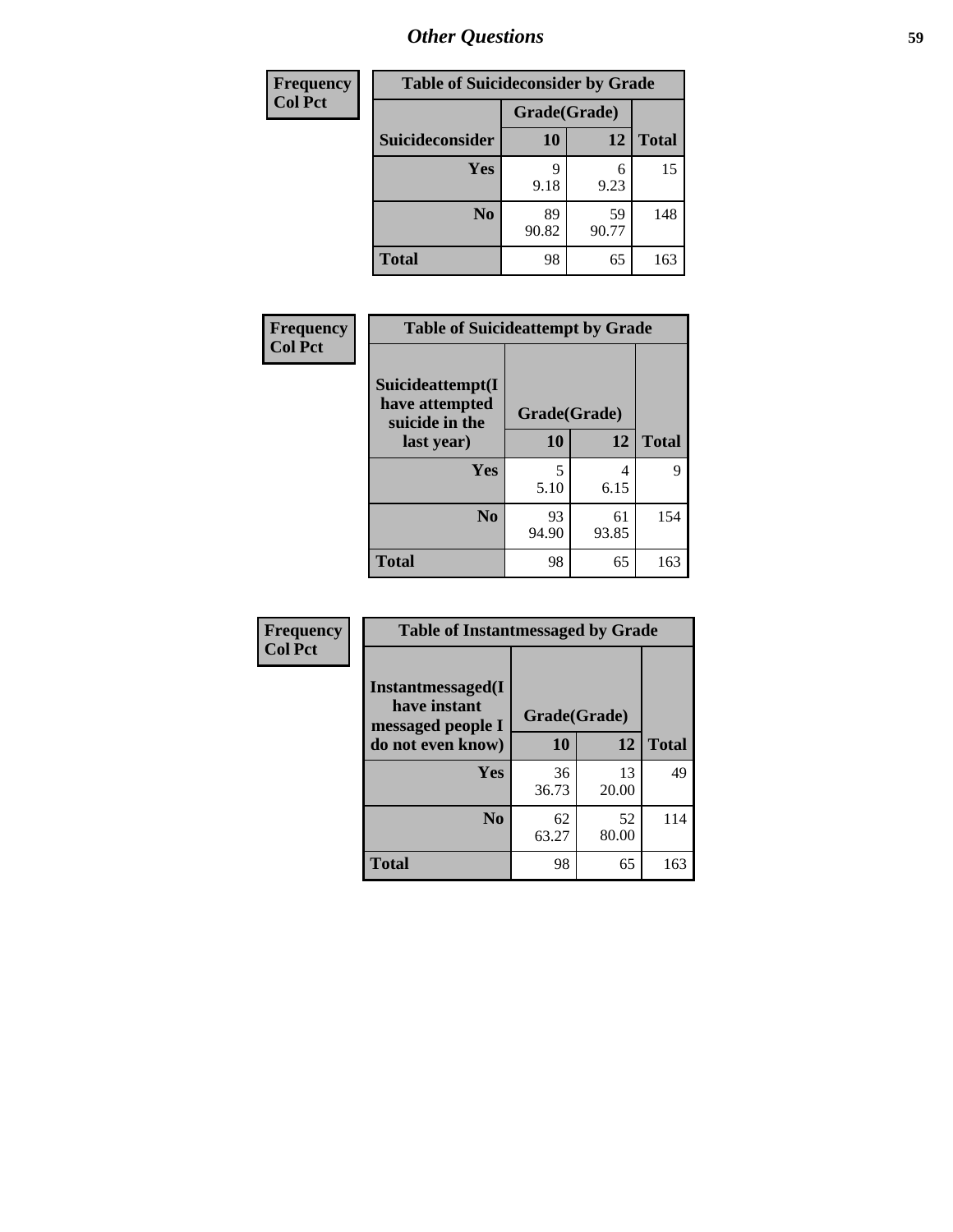| Frequency Col Pct |
|---|

| Table of Suicideconsider by Grade | | | |
|---|---|---|---|
| | Grade(Grade) | | |
| Suicideconsider | 10 | 12 | Total |
| Yes | 9<br>9.18 | 6<br>9.23 | 15 |
| No | 89<br>90.82 | 59<br>90.77 | 148 |
| Total | 98 | 65 | 163 |

| Frequency Col Pct |
|---|

| Table of Suicideattempt by Grade | | | |
|---|---|---|---|
| Suicideattempt(I have attempted suicide in the last year) | Grade(Grade) | | |
| | 10 | 12 | Total |
| Yes | 5<br>5.10 | 4<br>6.15 | 9 |
| No | 93<br>94.90 | 61<br>93.85 | 154 |
| Total | 98 | 65 | 163 |

| Frequency Col Pct |
|---|

| Table of Instantmessaged by Grade | | | |
|---|---|---|---|
| Instantmessaged(I have instant messaged people I do not even know) | Grade(Grade) | | |
| | 10 | 12 | Total |
| Yes | 36<br>36.73 | 13<br>20.00 | 49 |
| No | 62<br>63.27 | 52<br>80.00 | 114 |
| Total | 98 | 65 | 163 |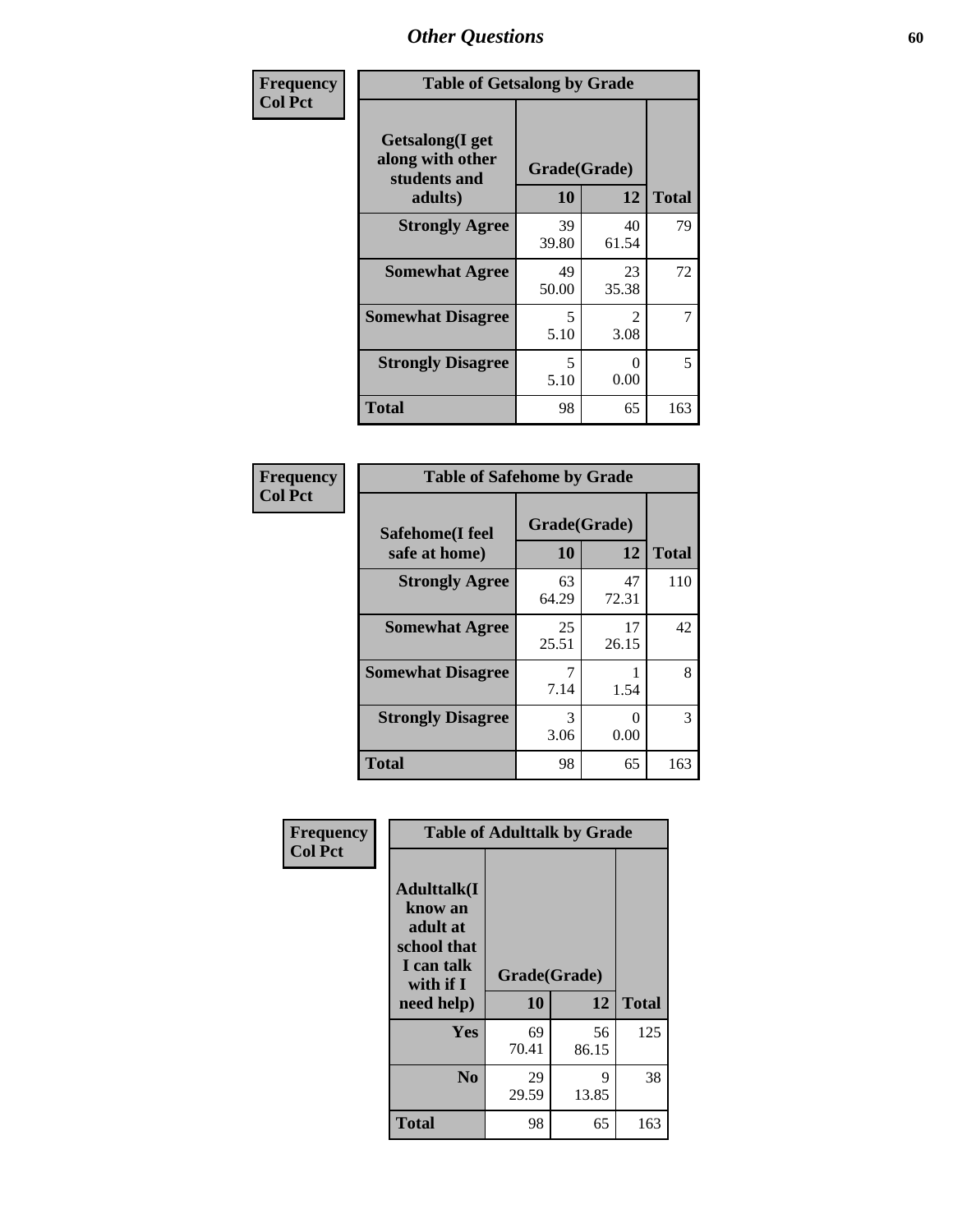# Other Questions

**Frequency**
**Col Pct**

| Table of Getsalong by Grade | | | |
|---|---|---|---|
| **Getsalong(I get along with other students and adults)** | **Grade(Grade)** | | |
| | **10** | **12** | **Total** |
| **Strongly Agree** | 39<br>39.80 | 40<br>61.54 | 79 |
| **Somewhat Agree** | 49<br>50.00 | 23<br>35.38 | 72 |
| **Somewhat Disagree** | 5<br>5.10 | 2<br>3.08 | 7 |
| **Strongly Disagree** | 5<br>5.10 | 0<br>0.00 | 5 |
| **Total** | 98 | 65 | 163 |

**Frequency**
**Col Pct**

| Table of Safehome by Grade | | | |
|---|---|---|---|
| **Safehome(I feel safe at home)** | **Grade(Grade)** | | |
| | **10** | **12** | **Total** |
| **Strongly Agree** | 63<br>64.29 | 47<br>72.31 | 110 |
| **Somewhat Agree** | 25<br>25.51 | 17<br>26.15 | 42 |
| **Somewhat Disagree** | 7<br>7.14 | 1<br>1.54 | 8 |
| **Strongly Disagree** | 3<br>3.06 | 0<br>0.00 | 3 |
| **Total** | 98 | 65 | 163 |

**Frequency**
**Col Pct**

| Table of Adulttalk by Grade | | | |
|---|---|---|---|
| **Adulttalk(I know an adult at school that I can talk with if I need help)** | **Grade(Grade)** | | |
| | **10** | **12** | **Total** |
| **Yes** | 69<br>70.41 | 56<br>86.15 | 125 |
| **No** | 29<br>29.59 | 9<br>13.85 | 38 |
| **Total** | 98 | 65 | 163 |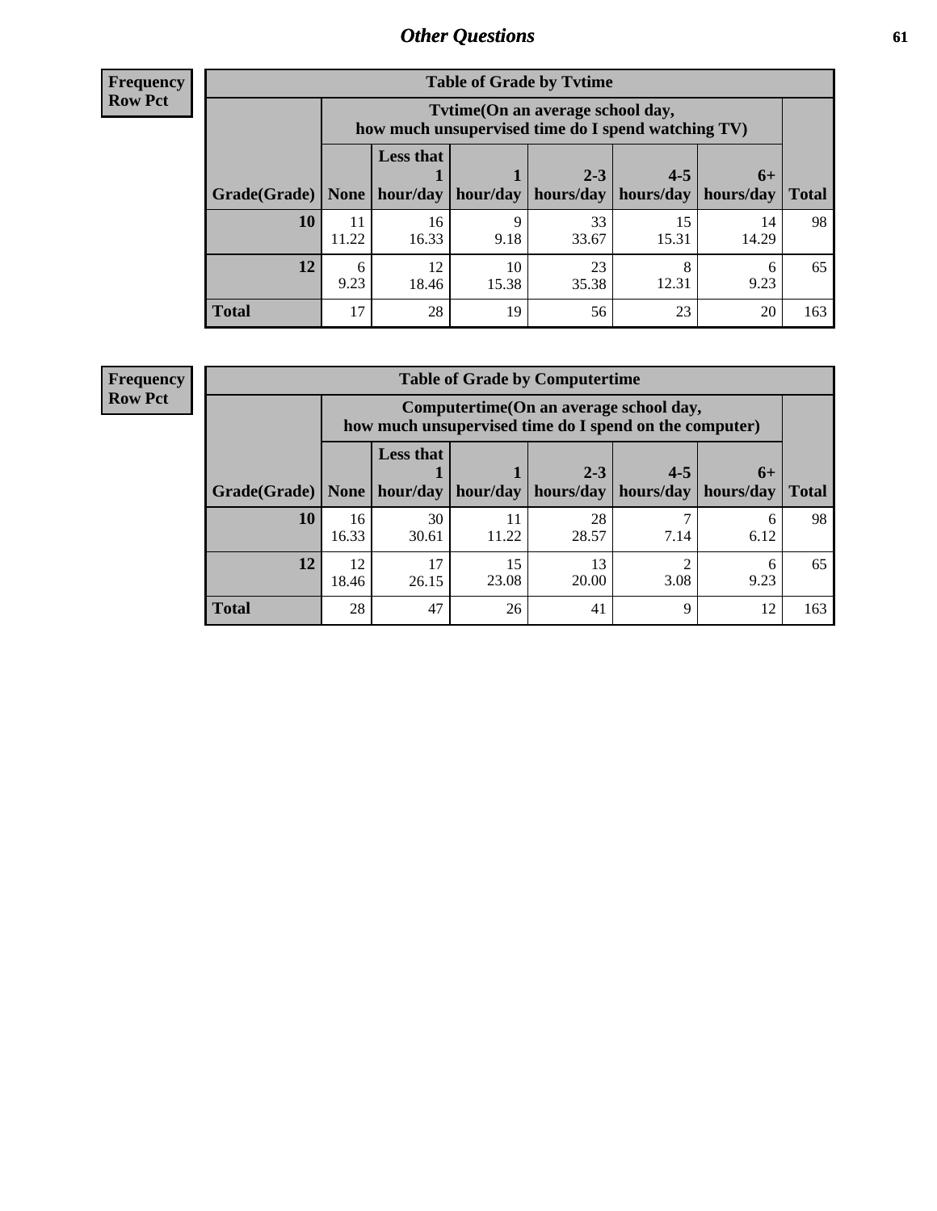**Frequency**
**Row Pct**

| Table of Grade by Tvtime | | | | | | | |
|---|---|---|---|---|---|---|---|
| | Tvtime(On an average school day, how much unsupervised time do I spend watching TV) | | | | | | |
| Grade(Grade) | None | Less that 1 hour/day | 1 hour/day | 2-3 hours/day | 4-5 hours/day | 6+ hours/day | Total |
| **10** | 11<br>11.22 | 16<br>16.33 | 9<br>9.18 | 33<br>33.67 | 15<br>15.31 | 14<br>14.29 | 98 |
| **12** | 6<br>9.23 | 12<br>18.46 | 10<br>15.38 | 23<br>35.38 | 8<br>12.31 | 6<br>9.23 | 65 |
| **Total** | 17 | 28 | 19 | 56 | 23 | 20 | 163 |

**Frequency**
**Row Pct**

| Table of Grade by Computertime | | | | | | | |
|---|---|---|---|---|---|---|---|
| | Computertime(On an average school day, how much unsupervised time do I spend on the computer) | | | | | | |
| Grade(Grade) | None | Less that 1 hour/day | 1 hour/day | 2-3 hours/day | 4-5 hours/day | 6+ hours/day | Total |
| **10** | 16<br>16.33 | 30<br>30.61 | 11<br>11.22 | 28<br>28.57 | 7<br>7.14 | 6<br>6.12 | 98 |
| **12** | 12<br>18.46 | 17<br>26.15 | 15<br>23.08 | 13<br>20.00 | 2<br>3.08 | 6<br>9.23 | 65 |
| **Total** | 28 | 47 | 26 | 41 | 9 | 12 | 163 |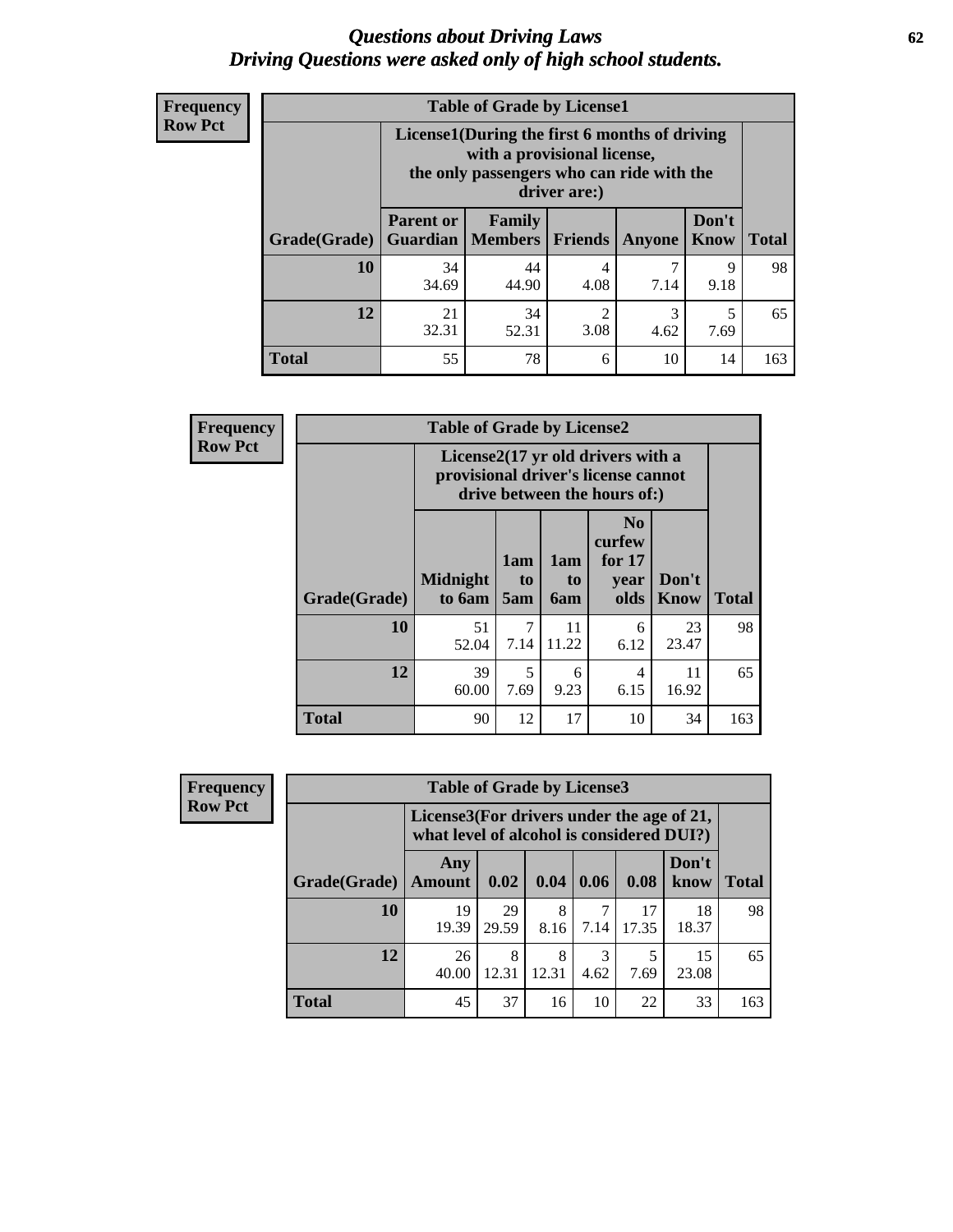# *Questions about Driving Laws*
# *Driving Questions were asked only of high school students.*

**Frequency**
**Row Pct**

**Table of Grade by License1**

| Grade(Grade) | License1(During the first 6 months of driving with a provisional license, the only passengers who can ride with the driver are:) | | | | | Total |
|---|---|---|---|---|---|---|
| | Parent or Guardian | Family Members | Friends | Anyone | Don't Know | |
| **10** | 34<br>34.69 | 44<br>44.90 | 4<br>4.08 | 7<br>7.14 | 9<br>9.18 | 98 |
| **12** | 21<br>32.31 | 34<br>52.31 | 2<br>3.08 | 3<br>4.62 | 5<br>7.69 | 65 |
| **Total** | 55 | 78 | 6 | 10 | 14 | 163 |

**Frequency**
**Row Pct**

**Table of Grade by License2**

| Grade(Grade) | License2(17 yr old drivers with a provisional driver's license cannot drive between the hours of:) | | | | | Total |
|---|---|---|---|---|---|---|
| | Midnight to 6am | 1am to 5am | 1am to 6am | No curfew for 17 year olds | Don't Know | |
| **10** | 51<br>52.04 | 7<br>7.14 | 11<br>11.22 | 6<br>6.12 | 23<br>23.47 | 98 |
| **12** | 39<br>60.00 | 5<br>7.69 | 6<br>9.23 | 4<br>6.15 | 11<br>16.92 | 65 |
| **Total** | 90 | 12 | 17 | 10 | 34 | 163 |

**Frequency**
**Row Pct**

**Table of Grade by License3**

| Grade(Grade) | License3(For drivers under the age of 21, what level of alcohol is considered DUI?) | | | | | | Total |
|---|---|---|---|---|---|---|---|
| | Any Amount | 0.02 | 0.04 | 0.06 | 0.08 | Don't know | |
| **10** | 19<br>19.39 | 29<br>29.59 | 8<br>8.16 | 7<br>7.14 | 17<br>17.35 | 18<br>18.37 | 98 |
| **12** | 26<br>40.00 | 8<br>12.31 | 8<br>12.31 | 3<br>4.62 | 5<br>7.69 | 15<br>23.08 | 65 |
| **Total** | 45 | 37 | 16 | 10 | 22 | 33 | 163 |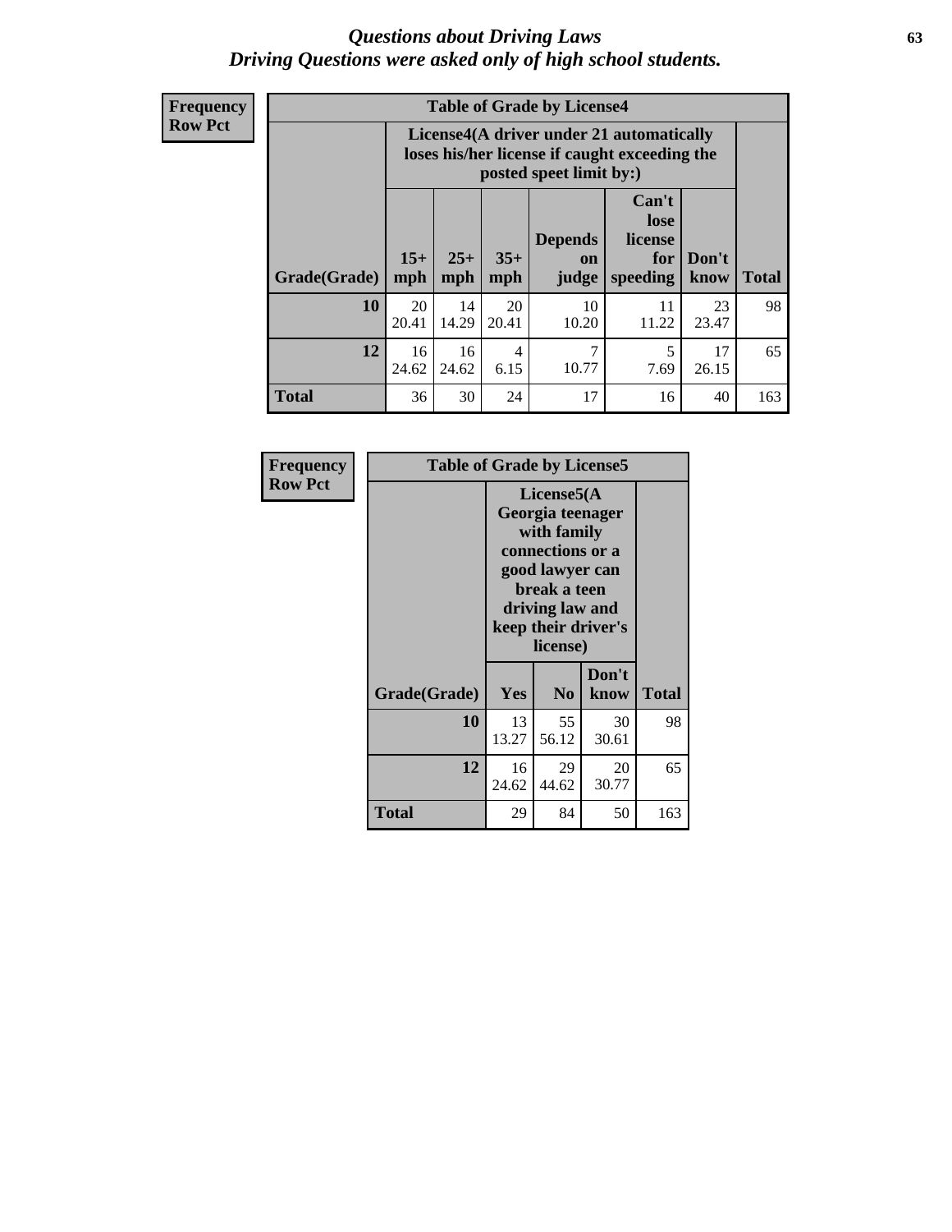*Questions about Driving Laws*
*Driving Questions were asked only of high school students.*

**Frequency**
**Row Pct**

**Table of Grade by License4**

| Grade(Grade) | License4(A driver under 21 automatically loses his/her license if caught exceeding the posted speet limit by:) 15+ mph | 25+ mph | 35+ mph | Depends on judge | Can't lose license for speeding | Don't know | Total |
|---|---|---|---|---|---|---|---|
| **10** | 20<br>20.41 | 14<br>14.29 | 20<br>20.41 | 10<br>10.20 | 11<br>11.22 | 23<br>23.47 | 98 |
| **12** | 16<br>24.62 | 16<br>24.62 | 4<br>6.15 | 7<br>10.77 | 5<br>7.69 | 17<br>26.15 | 65 |
| **Total** | 36 | 30 | 24 | 17 | 16 | 40 | 163 |

**Frequency**
**Row Pct**

**Table of Grade by License5**

| Grade(Grade) | License5(A Georgia teenager with family connections or a good lawyer can break a teen driving law and keep their driver's license) Yes | No | Don't know | Total |
|---|---|---|---|---|
| **10** | 13<br>13.27 | 55<br>56.12 | 30<br>30.61 | 98 |
| **12** | 16<br>24.62 | 29<br>44.62 | 20<br>30.77 | 65 |
| **Total** | 29 | 84 | 50 | 163 |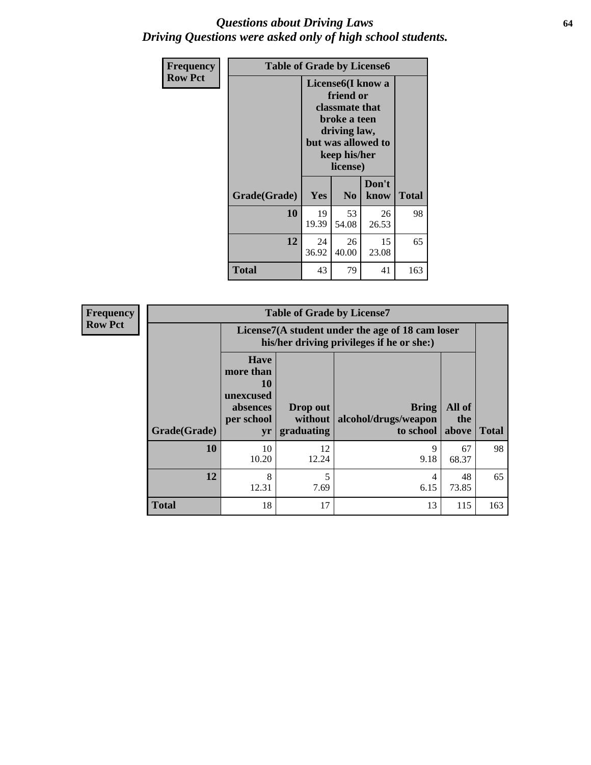# *Questions about Driving Laws*
## *Driving Questions were asked only of high school students.*

**Frequency**
**Row Pct**

| Table of Grade by License6 | | | | |
|---|---|---|---|---|
| | License6(I know a friend or classmate that broke a teen driving law, but was allowed to keep his/her license) | | | |
| Grade(Grade) | Yes | No | Don't know | Total |
| **10** | 19<br>19.39 | 53<br>54.08 | 26<br>26.53 | 98 |
| **12** | 24<br>36.92 | 26<br>40.00 | 15<br>23.08 | 65 |
| **Total** | 43 | 79 | 41 | 163 |

**Frequency**
**Row Pct**

| Table of Grade by License7 | | | | | |
|---|---|---|---|---|---|
| | License7(A student under the age of 18 cam loser his/her driving privileges if he or she:) | | | | |
| Grade(Grade) | Have more than 10 unexcused absences per school yr | Drop out without graduating | Bring alcohol/drugs/weapon to school | All of the above | Total |
| **10** | 10<br>10.20 | 12<br>12.24 | 9<br>9.18 | 67<br>68.37 | 98 |
| **12** | 8<br>12.31 | 5<br>7.69 | 4<br>6.15 | 48<br>73.85 | 65 |
| **Total** | 18 | 17 | 13 | 115 | 163 |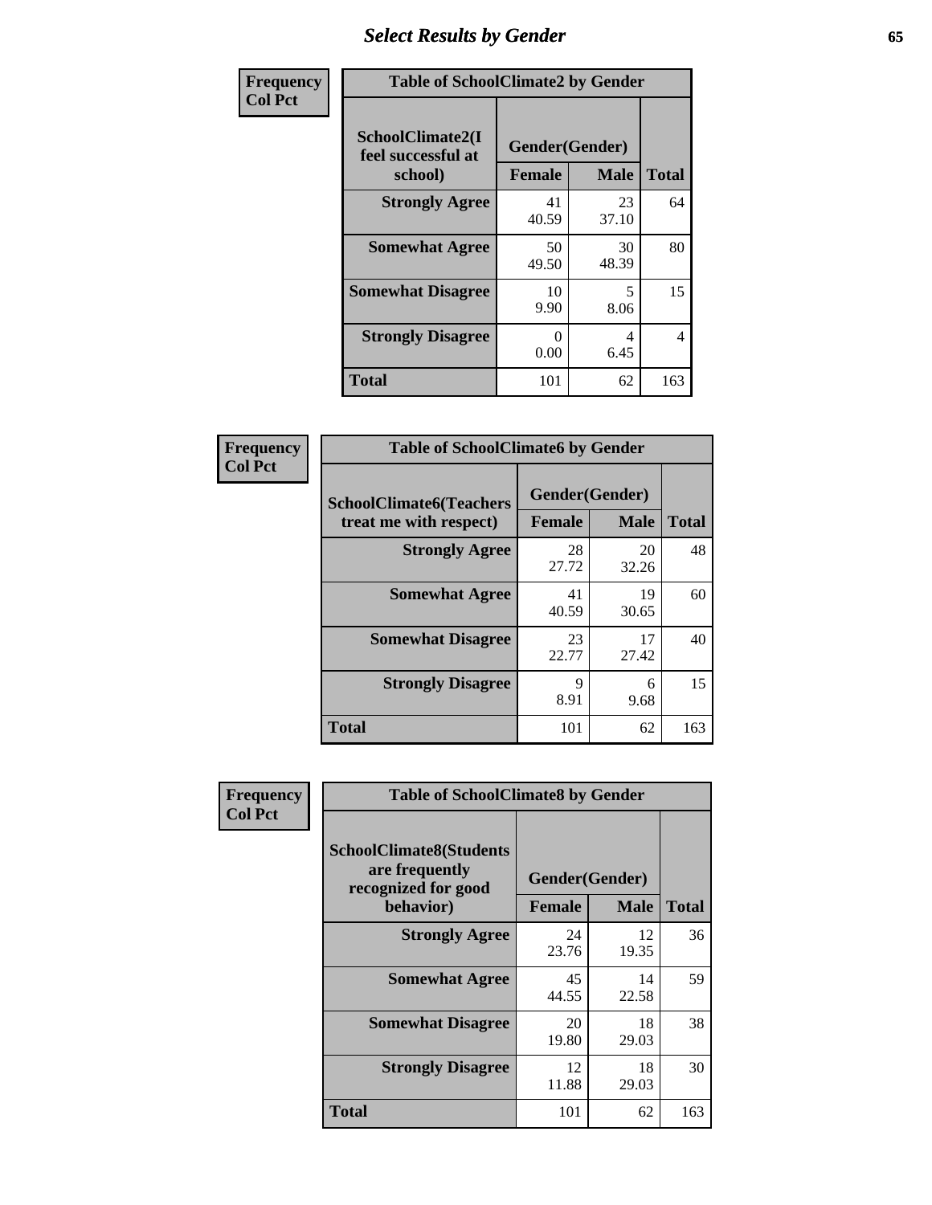# Select Results by Gender

**Frequency**
**Col Pct**

| Table of SchoolClimate2 by Gender | | | |
|---|---|---|---|
| SchoolClimate2(I feel successful at school) | Gender(Gender) | | Total |
| | Female | Male | |
| Strongly Agree | 41<br>40.59 | 23<br>37.10 | 64 |
| Somewhat Agree | 50<br>49.50 | 30<br>48.39 | 80 |
| Somewhat Disagree | 10<br>9.90 | 5<br>8.06 | 15 |
| Strongly Disagree | 0<br>0.00 | 4<br>6.45 | 4 |
| Total | 101 | 62 | 163 |

**Frequency**
**Col Pct**

| Table of SchoolClimate6 by Gender | | | |
|---|---|---|---|
| SchoolClimate6(Teachers treat me with respect) | Gender(Gender) | | Total |
| | Female | Male | |
| Strongly Agree | 28<br>27.72 | 20<br>32.26 | 48 |
| Somewhat Agree | 41<br>40.59 | 19<br>30.65 | 60 |
| Somewhat Disagree | 23<br>22.77 | 17<br>27.42 | 40 |
| Strongly Disagree | 9<br>8.91 | 6<br>9.68 | 15 |
| Total | 101 | 62 | 163 |

**Frequency**
**Col Pct**

| Table of SchoolClimate8 by Gender | | | |
|---|---|---|---|
| SchoolClimate8(Students are frequently recognized for good behavior) | Gender(Gender) | | Total |
| | Female | Male | |
| Strongly Agree | 24<br>23.76 | 12<br>19.35 | 36 |
| Somewhat Agree | 45<br>44.55 | 14<br>22.58 | 59 |
| Somewhat Disagree | 20<br>19.80 | 18<br>29.03 | 38 |
| Strongly Disagree | 12<br>11.88 | 18<br>29.03 | 30 |
| Total | 101 | 62 | 163 |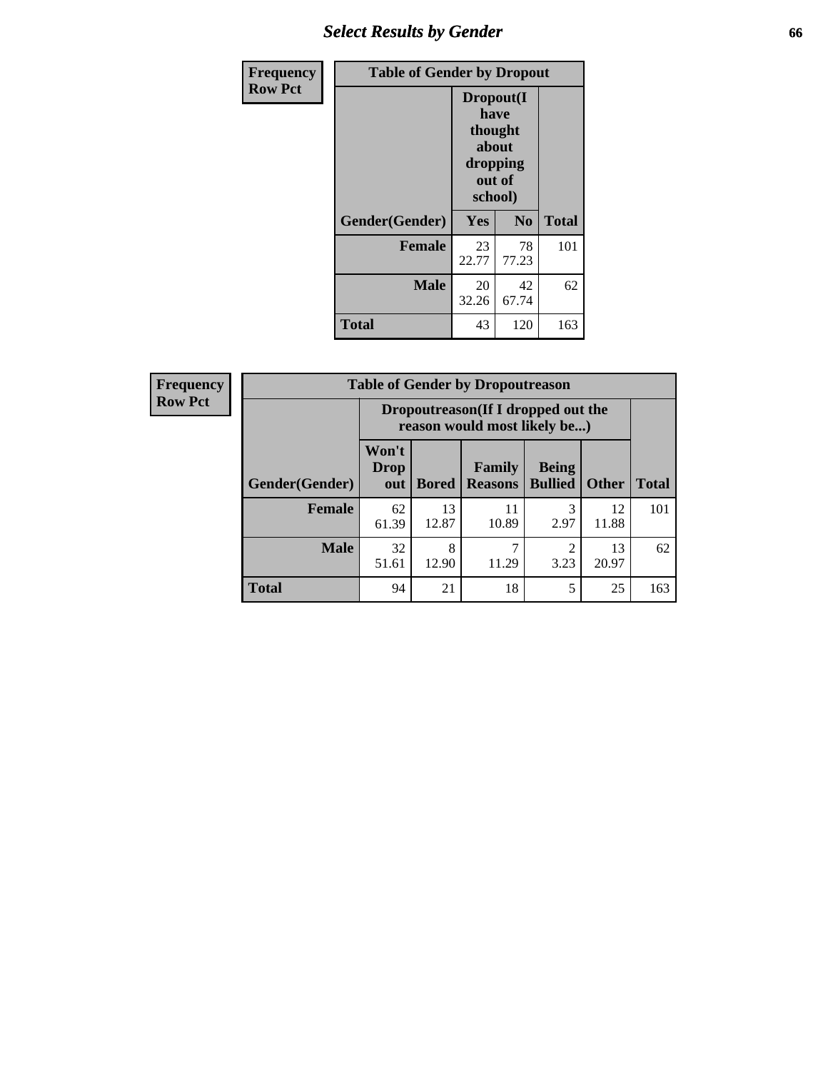| Frequency Row Pct | Table of Gender by Dropout | | |
|---|---|---|---|
| | Dropout(I have thought about dropping out of school) | | |
| Gender(Gender) | Yes | No | Total |
| Female | 23<br>22.77 | 78<br>77.23 | 101 |
| Male | 20<br>32.26 | 42<br>67.74 | 62 |
| Total | 43 | 120 | 163 |

| Frequency Row Pct | Table of Gender by Dropoutreason | | | | | |
|---|---|---|---|---|---|---|
| | Dropoutreason(If I dropped out the reason would most likely be...) | | | | | |
| Gender(Gender) | Won't Drop out | Bored | Family Reasons | Being Bullied | Other | Total |
| Female | 62<br>61.39 | 13<br>12.87 | 11<br>10.89 | 3<br>2.97 | 12<br>11.88 | 101 |
| Male | 32<br>51.61 | 8<br>12.90 | 7<br>11.29 | 2<br>3.23 | 13<br>20.97 | 62 |
| Total | 94 | 21 | 18 | 5 | 25 | 163 |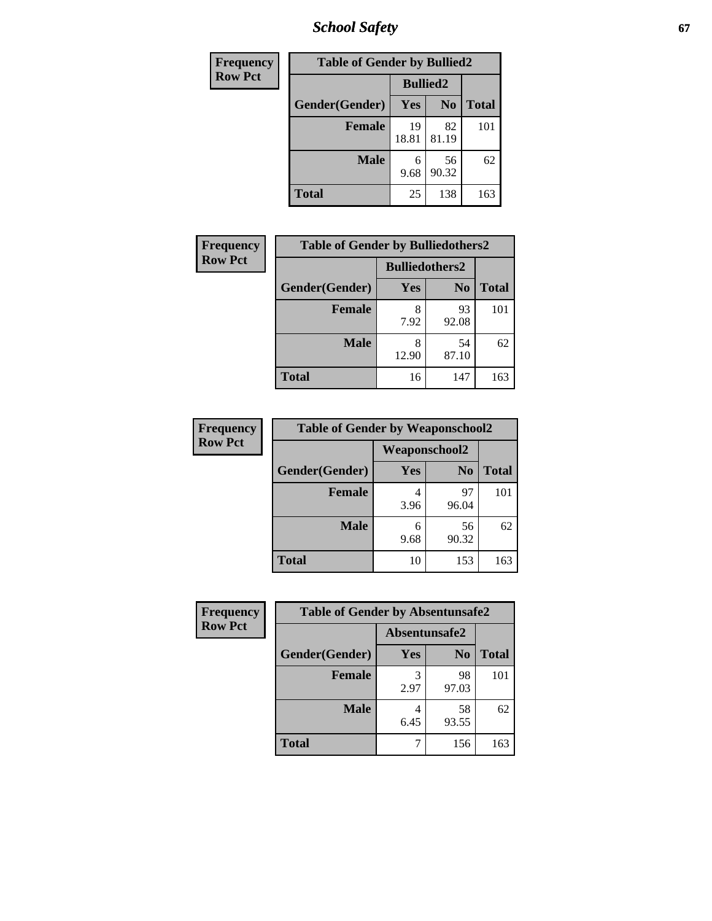| Frequency Row Pct | Table of Gender by Bullied2 | | |
|---|---|---|---|
| | Bullied2 | | |
| Gender(Gender) | Yes | No | Total |
| Female | 19<br>18.81 | 82<br>81.19 | 101 |
| Male | 6<br>9.68 | 56<br>90.32 | 62 |
| Total | 25 | 138 | 163 |

| Frequency Row Pct | Table of Gender by Bulliedothers2 | | |
|---|---|---|---|
| | Bulliedothers2 | | |
| Gender(Gender) | Yes | No | Total |
| Female | 8<br>7.92 | 93<br>92.08 | 101 |
| Male | 8<br>12.90 | 54<br>87.10 | 62 |
| Total | 16 | 147 | 163 |

| Frequency Row Pct | Table of Gender by Weaponschool2 | | |
|---|---|---|---|
| | Weaponschool2 | | |
| Gender(Gender) | Yes | No | Total |
| Female | 4<br>3.96 | 97<br>96.04 | 101 |
| Male | 6<br>9.68 | 56<br>90.32 | 62 |
| Total | 10 | 153 | 163 |

| Frequency Row Pct | Table of Gender by Absentunsafe2 | | |
|---|---|---|---|
| | Absentunsafe2 | | |
| Gender(Gender) | Yes | No | Total |
| Female | 3<br>2.97 | 98<br>97.03 | 101 |
| Male | 4<br>6.45 | 58<br>93.55 | 62 |
| Total | 7 | 156 | 163 |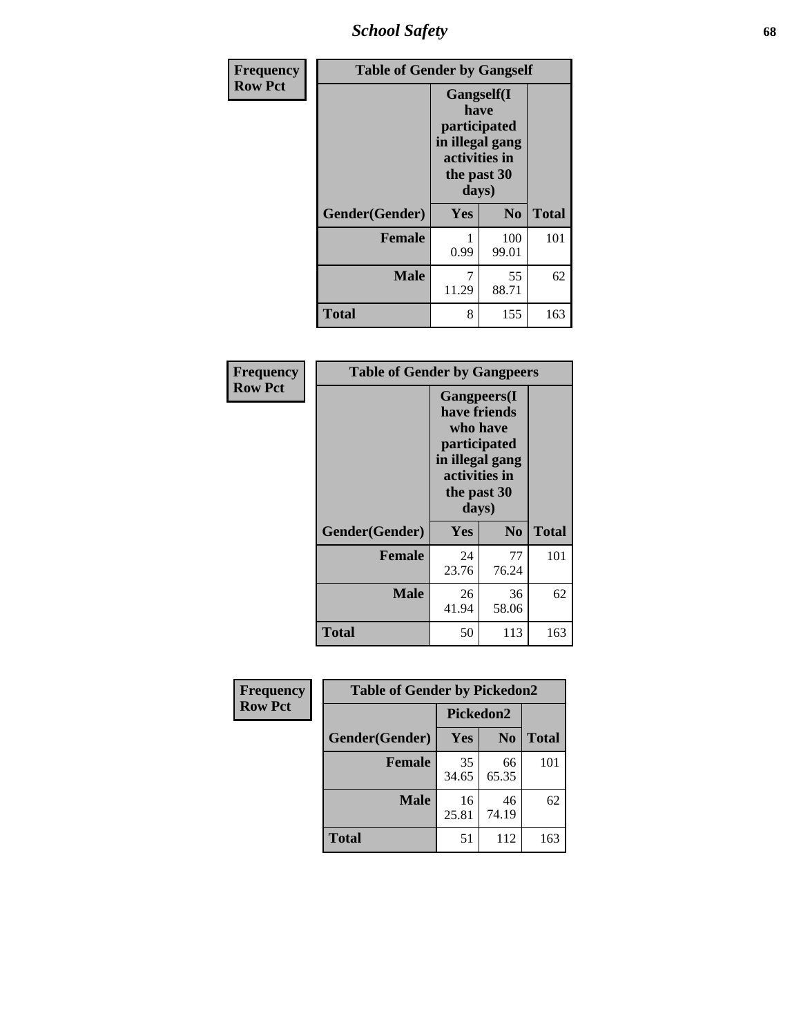| Frequency Row Pct | Table of Gender by Gangself | | |
|---|---|---|---|
| | Gangself(I have participated in illegal gang activities in the past 30 days) | | |
| Gender(Gender) | Yes | No | Total |
| Female | 1<br>0.99 | 100<br>99.01 | 101 |
| Male | 7<br>11.29 | 55<br>88.71 | 62 |
| Total | 8 | 155 | 163 |

| Frequency Row Pct | Table of Gender by Gangpeers | | |
|---|---|---|---|
| | Gangpeers(I have friends who have participated in illegal gang activities in the past 30 days) | | |
| Gender(Gender) | Yes | No | Total |
| Female | 24<br>23.76 | 77<br>76.24 | 101 |
| Male | 26<br>41.94 | 36<br>58.06 | 62 |
| Total | 50 | 113 | 163 |

| Frequency Row Pct | Table of Gender by Pickedon2 | | |
|---|---|---|---|
| | Pickedon2 | | |
| Gender(Gender) | Yes | No | Total |
| Female | 35<br>34.65 | 66<br>65.35 | 101 |
| Male | 16<br>25.81 | 46<br>74.19 | 62 |
| Total | 51 | 112 | 163 |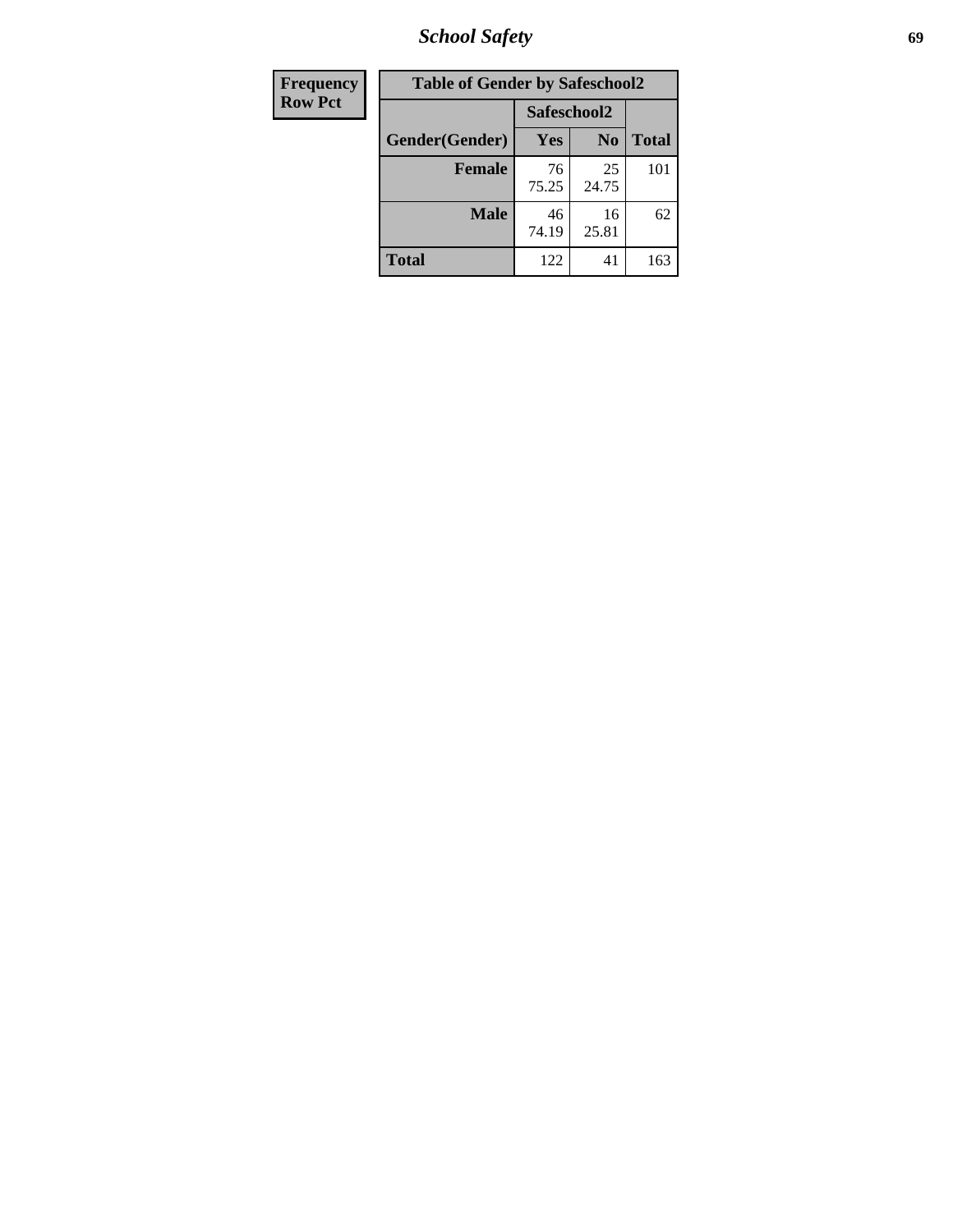| Frequency<br>Row Pct |
|---|

**Table of Gender by Safeschool2**

| Gender(Gender) | Safeschool2 | | Total |
|---|---|---|---|
| | Yes | No | |
| Female | 76<br>75.25 | 25<br>24.75 | 101 |
| Male | 46<br>74.19 | 16<br>25.81 | 62 |
| Total | 122 | 41 | 163 |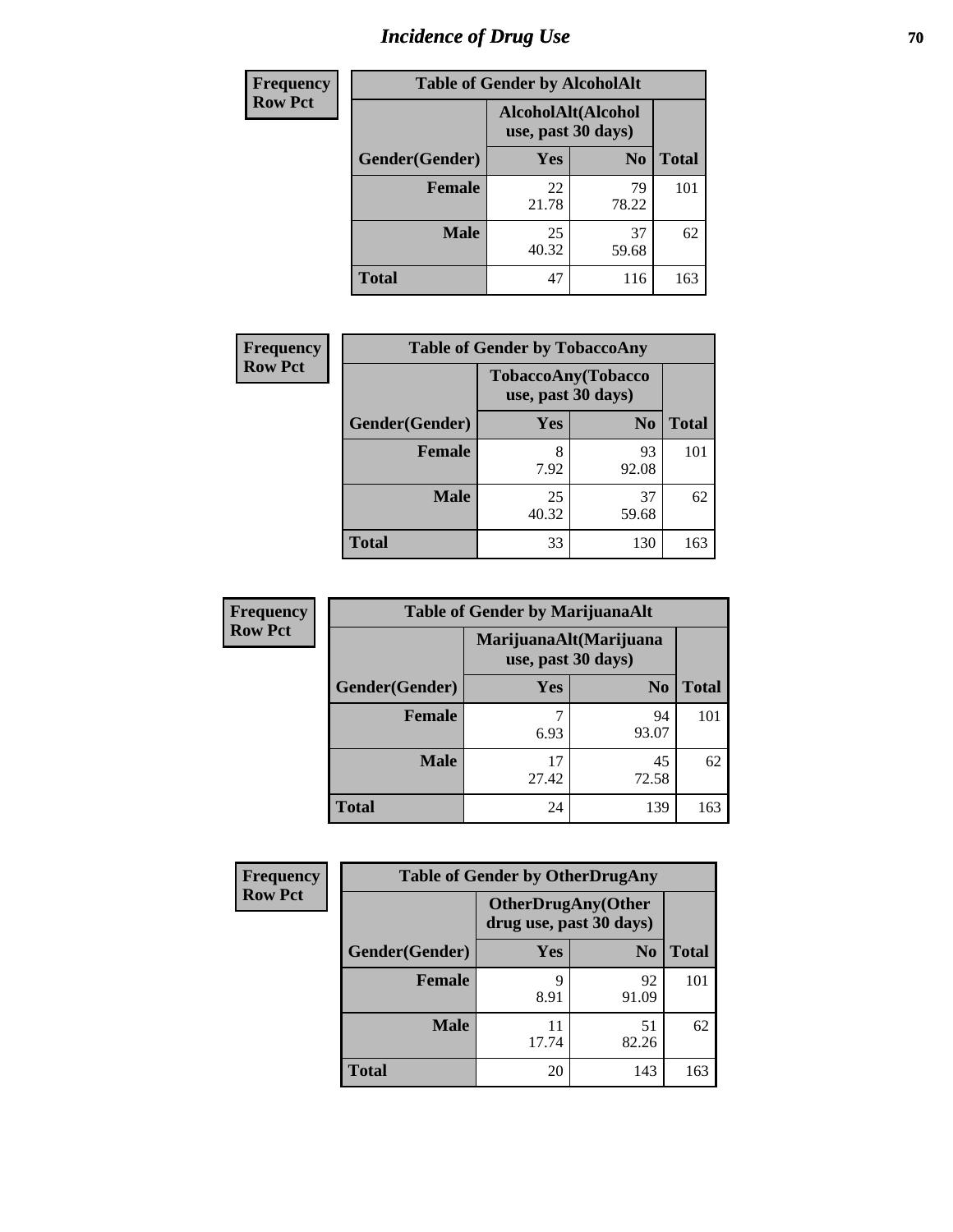# Incidence of Drug Use

**Frequency**
**Row Pct**

| Table of Gender by AlcoholAlt | | | |
|---|---|---|---|
| | AlcoholAlt(Alcohol use, past 30 days) | | |
| Gender(Gender) | Yes | No | Total |
| Female | 22<br>21.78 | 79<br>78.22 | 101 |
| Male | 25<br>40.32 | 37<br>59.68 | 62 |
| Total | 47 | 116 | 163 |

**Frequency**
**Row Pct**

| Table of Gender by TobaccoAny | | | |
|---|---|---|---|
| | TobaccoAny(Tobacco use, past 30 days) | | |
| Gender(Gender) | Yes | No | Total |
| Female | 8<br>7.92 | 93<br>92.08 | 101 |
| Male | 25<br>40.32 | 37<br>59.68 | 62 |
| Total | 33 | 130 | 163 |

**Frequency**
**Row Pct**

| Table of Gender by MarijuanaAlt | | | |
|---|---|---|---|
| | MarijuanaAlt(Marijuana use, past 30 days) | | |
| Gender(Gender) | Yes | No | Total |
| Female | 7<br>6.93 | 94<br>93.07 | 101 |
| Male | 17<br>27.42 | 45<br>72.58 | 62 |
| Total | 24 | 139 | 163 |

**Frequency**
**Row Pct**

| Table of Gender by OtherDrugAny | | | |
|---|---|---|---|
| | OtherDrugAny(Other drug use, past 30 days) | | |
| Gender(Gender) | Yes | No | Total |
| Female | 9<br>8.91 | 92<br>91.09 | 101 |
| Male | 11<br>17.74 | 51<br>82.26 | 62 |
| Total | 20 | 143 | 163 |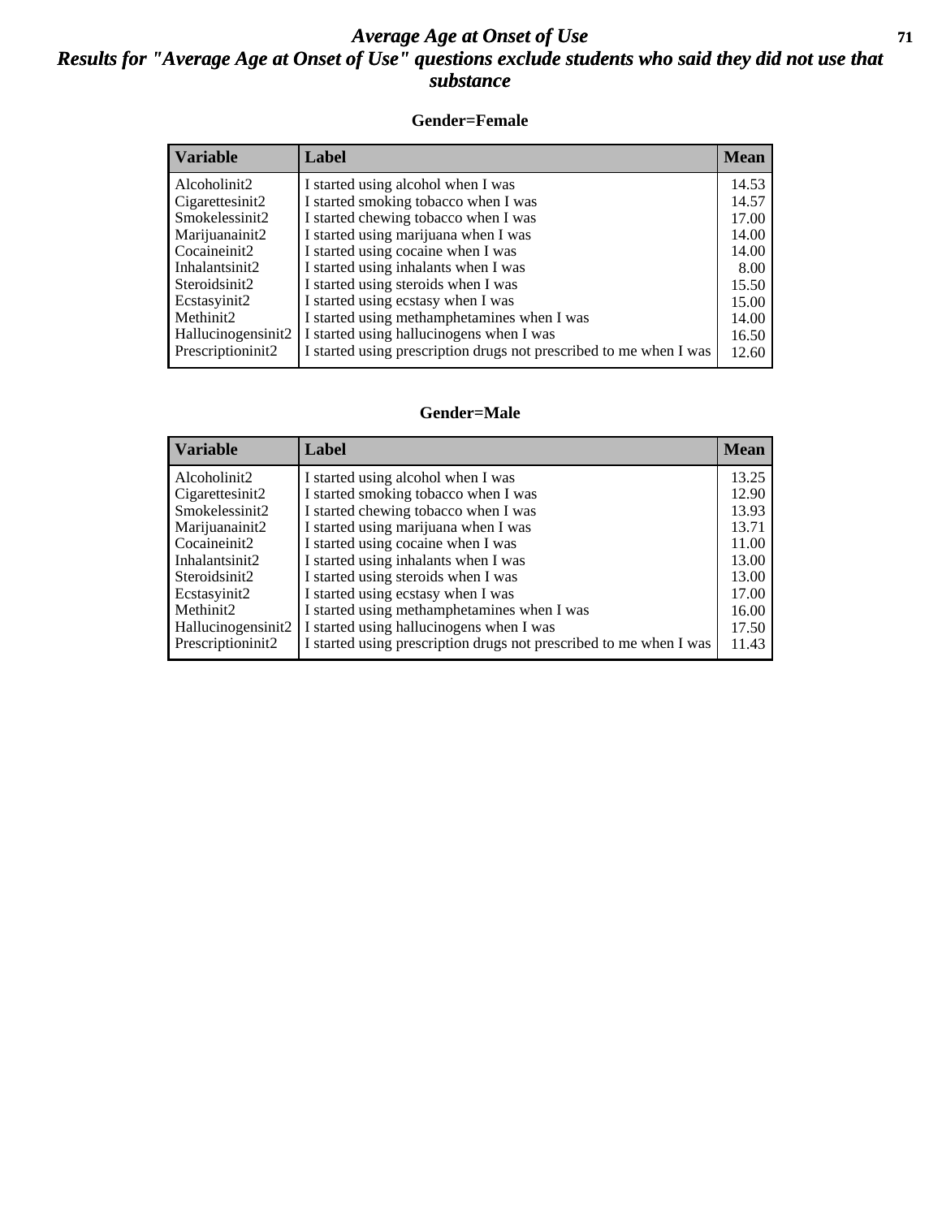# Average Age at Onset of Use

## Results for "Average Age at Onset of Use" questions exclude students who said they did not use that substance

### Gender=Female

| Variable | Label | Mean |
|---|---|---|
| Alcoholinit2 | I started using alcohol when I was | 14.53 |
| Cigarettesinit2 | I started smoking tobacco when I was | 14.57 |
| Smokelessinit2 | I started chewing tobacco when I was | 17.00 |
| Marijuanainit2 | I started using marijuana when I was | 14.00 |
| Cocaineinit2 | I started using cocaine when I was | 14.00 |
| Inhalantsinit2 | I started using inhalants when I was | 8.00 |
| Steroidsinit2 | I started using steroids when I was | 15.50 |
| Ecstasyinit2 | I started using ecstasy when I was | 15.00 |
| Methinit2 | I started using methamphetamines when I was | 14.00 |
| Hallucinogensinit2 | I started using hallucinogens when I was | 16.50 |
| Prescriptioninit2 | I started using prescription drugs not prescribed to me when I was | 12.60 |

### Gender=Male

| Variable | Label | Mean |
|---|---|---|
| Alcoholinit2 | I started using alcohol when I was | 13.25 |
| Cigarettesinit2 | I started smoking tobacco when I was | 12.90 |
| Smokelessinit2 | I started chewing tobacco when I was | 13.93 |
| Marijuanainit2 | I started using marijuana when I was | 13.71 |
| Cocaineinit2 | I started using cocaine when I was | 11.00 |
| Inhalantsinit2 | I started using inhalants when I was | 13.00 |
| Steroidsinit2 | I started using steroids when I was | 13.00 |
| Ecstasyinit2 | I started using ecstasy when I was | 17.00 |
| Methinit2 | I started using methamphetamines when I was | 16.00 |
| Hallucinogensinit2 | I started using hallucinogens when I was | 17.50 |
| Prescriptioninit2 | I started using prescription drugs not prescribed to me when I was | 11.43 |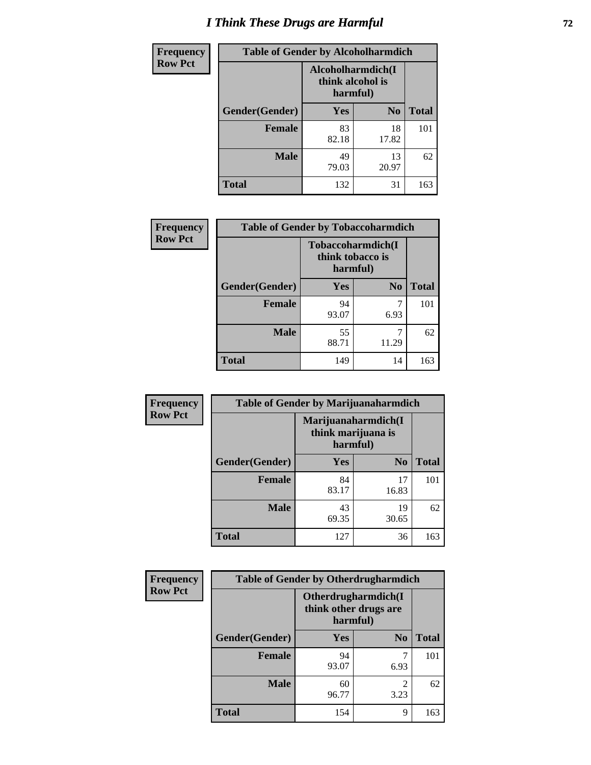# I Think These Drugs are Harmful

| Frequency Row Pct | Table of Gender by Alcoholharmdich | | |
|---|---|---|---|
| | Alcoholharmdich(I think alcohol is harmful) | | |
| Gender(Gender) | Yes | No | Total |
| Female | 83<br>82.18 | 18<br>17.82 | 101 |
| Male | 49<br>79.03 | 13<br>20.97 | 62 |
| Total | 132 | 31 | 163 |

| Frequency Row Pct | Table of Gender by Tobaccoharmdich | | |
|---|---|---|---|
| | Tobaccoharmdich(I think tobacco is harmful) | | |
| Gender(Gender) | Yes | No | Total |
| Female | 94<br>93.07 | 7<br>6.93 | 101 |
| Male | 55<br>88.71 | 7<br>11.29 | 62 |
| Total | 149 | 14 | 163 |

| Frequency Row Pct | Table of Gender by Marijuanaharmdich | | |
|---|---|---|---|
| | Marijuanaharmdich(I think marijuana is harmful) | | |
| Gender(Gender) | Yes | No | Total |
| Female | 84<br>83.17 | 17<br>16.83 | 101 |
| Male | 43<br>69.35 | 19<br>30.65 | 62 |
| Total | 127 | 36 | 163 |

| Frequency Row Pct | Table of Gender by Otherdrugharmdich | | |
|---|---|---|---|
| | Otherdrugharmdich(I think other drugs are harmful) | | |
| Gender(Gender) | Yes | No | Total |
| Female | 94<br>93.07 | 7<br>6.93 | 101 |
| Male | 60<br>96.77 | 2<br>3.23 | 62 |
| Total | 154 | 9 | 163 |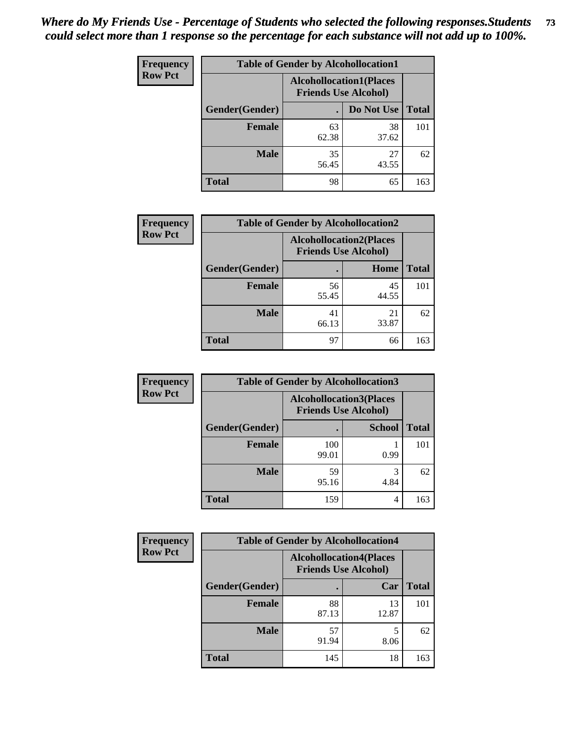*Where do My Friends Use - Percentage of Students who selected the following responses.Students could select more than 1 response so the percentage for each substance will not add up to 100%.*

**Frequency**
**Row Pct**

| Table of Gender by Alcohollocation1 | | | |
|---|---|---|---|
| | Alcohollocation1(Places Friends Use Alcohol) | | |
| Gender(Gender) | . | Do Not Use | Total |
| **Female** | 63<br>62.38 | 38<br>37.62 | 101 |
| **Male** | 35<br>56.45 | 27<br>43.55 | 62 |
| **Total** | 98 | 65 | 163 |

**Frequency**
**Row Pct**

| Table of Gender by Alcohollocation2 | | | |
|---|---|---|---|
| | Alcohollocation2(Places Friends Use Alcohol) | | |
| Gender(Gender) | . | Home | Total |
| **Female** | 56<br>55.45 | 45<br>44.55 | 101 |
| **Male** | 41<br>66.13 | 21<br>33.87 | 62 |
| **Total** | 97 | 66 | 163 |

**Frequency**
**Row Pct**

| Table of Gender by Alcohollocation3 | | | |
|---|---|---|---|
| | Alcohollocation3(Places Friends Use Alcohol) | | |
| Gender(Gender) | . | School | Total |
| **Female** | 100<br>99.01 | 1<br>0.99 | 101 |
| **Male** | 59<br>95.16 | 3<br>4.84 | 62 |
| **Total** | 159 | 4 | 163 |

**Frequency**
**Row Pct**

| Table of Gender by Alcohollocation4 | | | |
|---|---|---|---|
| | Alcohollocation4(Places Friends Use Alcohol) | | |
| Gender(Gender) | . | Car | Total |
| **Female** | 88<br>87.13 | 13<br>12.87 | 101 |
| **Male** | 57<br>91.94 | 5<br>8.06 | 62 |
| **Total** | 145 | 18 | 163 |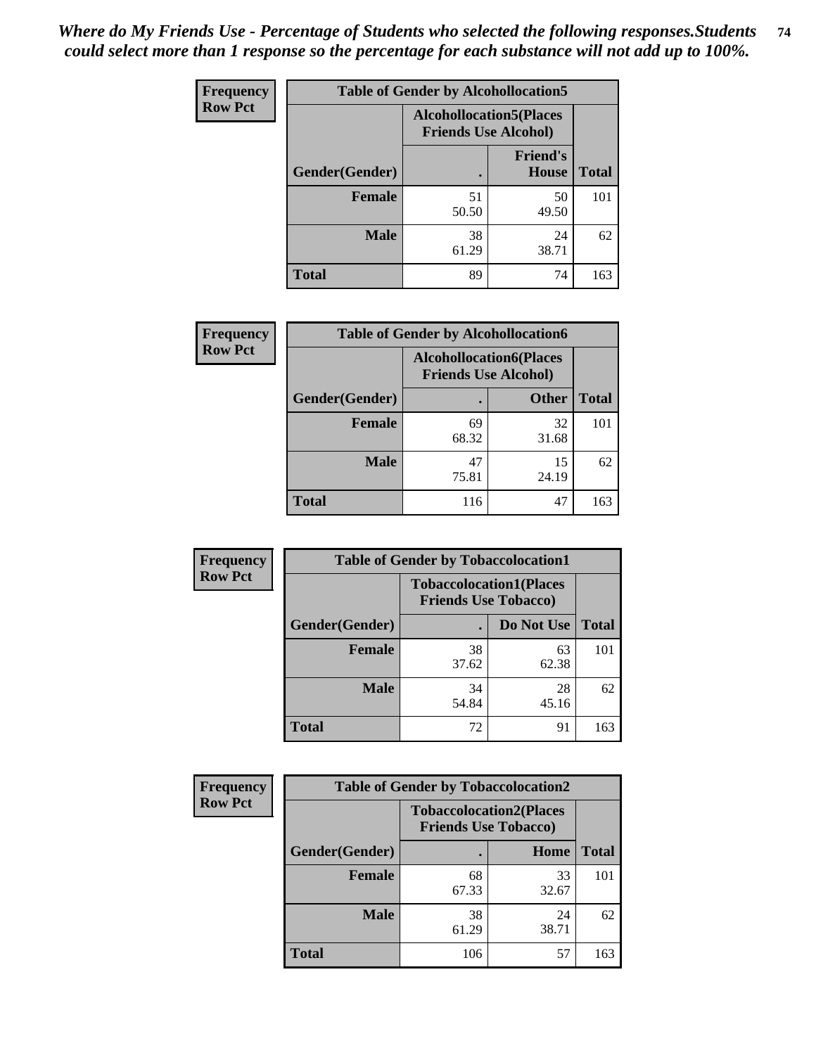*Where do My Friends Use - Percentage of Students who selected the following responses.Students could select more than 1 response so the percentage for each substance will not add up to 100%.*

**Frequency**
**Row Pct**

| Table of Gender by Alcohollocation5 | | | |
|---|---|---|---|
| | Alcohollocation5(Places Friends Use Alcohol) | | |
| Gender(Gender) | . | Friend's House | Total |
| **Female** | 51<br>50.50 | 50<br>49.50 | 101 |
| **Male** | 38<br>61.29 | 24<br>38.71 | 62 |
| **Total** | 89 | 74 | 163 |

**Frequency**
**Row Pct**

| Table of Gender by Alcohollocation6 | | | |
|---|---|---|---|
| | Alcohollocation6(Places Friends Use Alcohol) | | |
| Gender(Gender) | . | Other | Total |
| **Female** | 69<br>68.32 | 32<br>31.68 | 101 |
| **Male** | 47<br>75.81 | 15<br>24.19 | 62 |
| **Total** | 116 | 47 | 163 |

**Frequency**
**Row Pct**

| Table of Gender by Tobaccolocation1 | | | |
|---|---|---|---|
| | Tobaccolocation1(Places Friends Use Tobacco) | | |
| Gender(Gender) | . | Do Not Use | Total |
| **Female** | 38<br>37.62 | 63<br>62.38 | 101 |
| **Male** | 34<br>54.84 | 28<br>45.16 | 62 |
| **Total** | 72 | 91 | 163 |

**Frequency**
**Row Pct**

| Table of Gender by Tobaccolocation2 | | | |
|---|---|---|---|
| | Tobaccolocation2(Places Friends Use Tobacco) | | |
| Gender(Gender) | . | Home | Total |
| **Female** | 68<br>67.33 | 33<br>32.67 | 101 |
| **Male** | 38<br>61.29 | 24<br>38.71 | 62 |
| **Total** | 106 | 57 | 163 |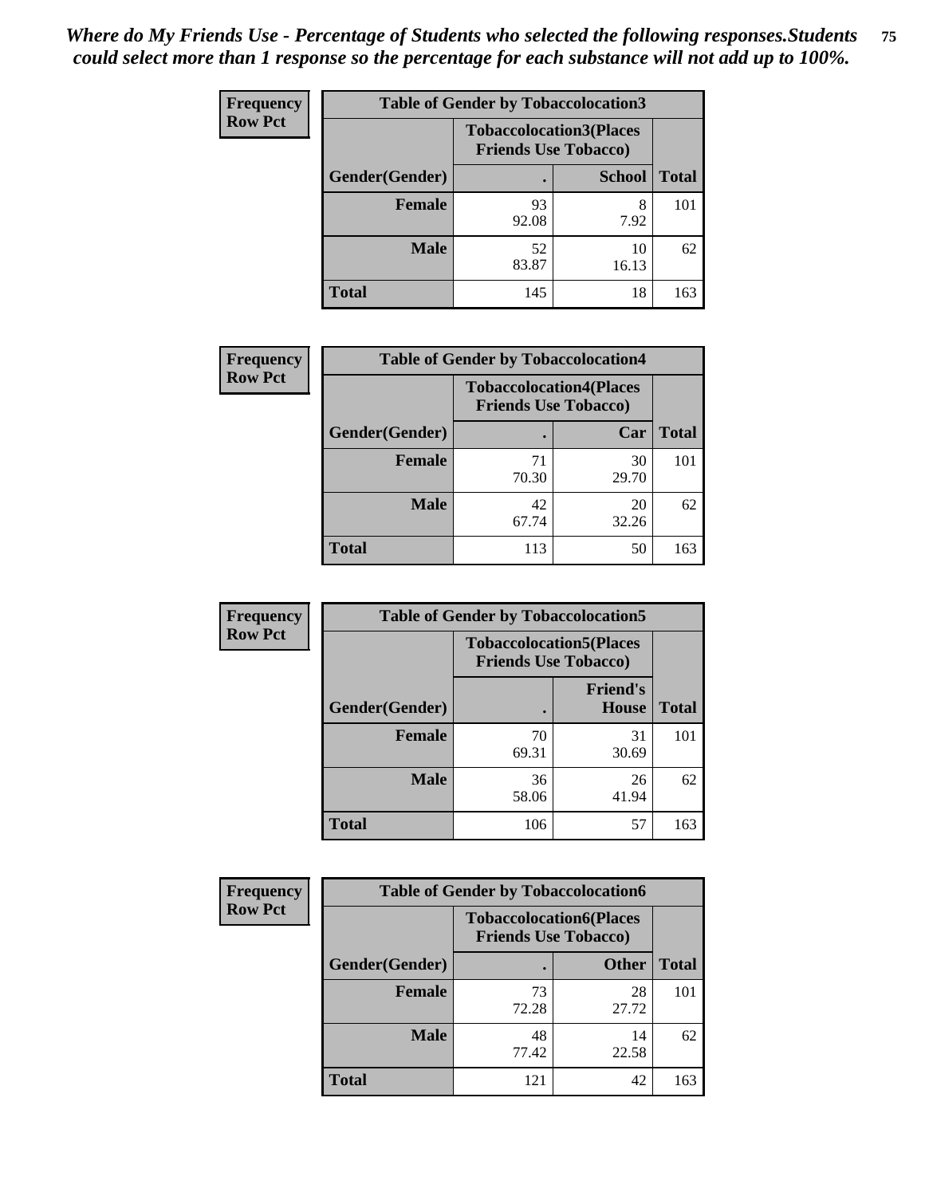*Where do My Friends Use - Percentage of Students who selected the following responses.Students could select more than 1 response so the percentage for each substance will not add up to 100%.*

**Frequency Row Pct**

| Table of Gender by Tobaccolocation3 | | | |
|---|---|---|---|
| | Tobaccolocation3(Places Friends Use Tobacco) | | |
| Gender(Gender) | . | School | Total |
| Female | 93<br>92.08 | 8<br>7.92 | 101 |
| Male | 52<br>83.87 | 10<br>16.13 | 62 |
| Total | 145 | 18 | 163 |

**Frequency Row Pct**

| Table of Gender by Tobaccolocation4 | | | |
|---|---|---|---|
| | Tobaccolocation4(Places Friends Use Tobacco) | | |
| Gender(Gender) | . | Car | Total |
| Female | 71<br>70.30 | 30<br>29.70 | 101 |
| Male | 42<br>67.74 | 20<br>32.26 | 62 |
| Total | 113 | 50 | 163 |

**Frequency Row Pct**

| Table of Gender by Tobaccolocation5 | | | |
|---|---|---|---|
| | Tobaccolocation5(Places Friends Use Tobacco) | | |
| Gender(Gender) | . | Friend's House | Total |
| Female | 70<br>69.31 | 31<br>30.69 | 101 |
| Male | 36<br>58.06 | 26<br>41.94 | 62 |
| Total | 106 | 57 | 163 |

**Frequency Row Pct**

| Table of Gender by Tobaccolocation6 | | | |
|---|---|---|---|
| | Tobaccolocation6(Places Friends Use Tobacco) | | |
| Gender(Gender) | . | Other | Total |
| Female | 73<br>72.28 | 28<br>27.72 | 101 |
| Male | 48<br>77.42 | 14<br>22.58 | 62 |
| Total | 121 | 42 | 163 |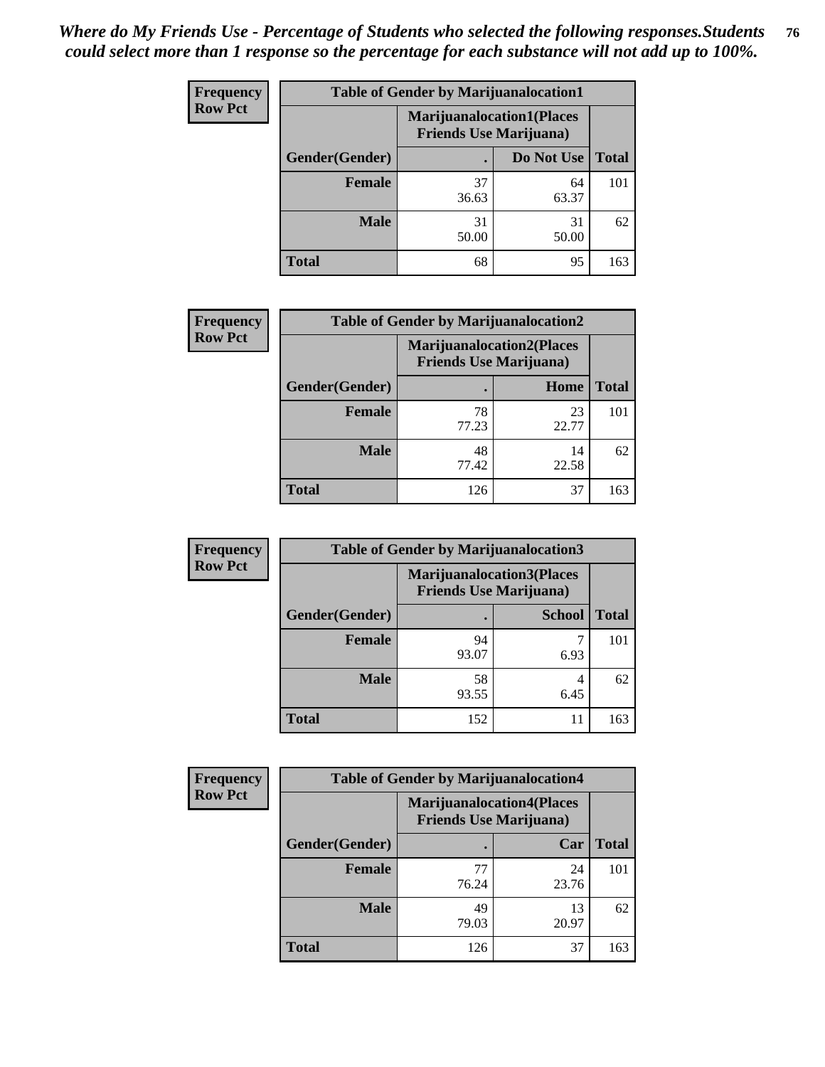*Where do My Friends Use - Percentage of Students who selected the following responses.Students could select more than 1 response so the percentage for each substance will not add up to 100%.*

**Frequency**
**Row Pct**

| Table of Gender by Marijuanalocation1 | | | |
|---|---|---|---|
| | Marijuanalocation1(Places Friends Use Marijuana) | | |
| Gender(Gender) | . | Do Not Use | Total |
| **Female** | 37<br>36.63 | 64<br>63.37 | 101 |
| **Male** | 31<br>50.00 | 31<br>50.00 | 62 |
| **Total** | 68 | 95 | 163 |

**Frequency**
**Row Pct**

| Table of Gender by Marijuanalocation2 | | | |
|---|---|---|---|
| | Marijuanalocation2(Places Friends Use Marijuana) | | |
| Gender(Gender) | . | Home | Total |
| **Female** | 78<br>77.23 | 23<br>22.77 | 101 |
| **Male** | 48<br>77.42 | 14<br>22.58 | 62 |
| **Total** | 126 | 37 | 163 |

**Frequency**
**Row Pct**

| Table of Gender by Marijuanalocation3 | | | |
|---|---|---|---|
| | Marijuanalocation3(Places Friends Use Marijuana) | | |
| Gender(Gender) | . | School | Total |
| **Female** | 94<br>93.07 | 7<br>6.93 | 101 |
| **Male** | 58<br>93.55 | 4<br>6.45 | 62 |
| **Total** | 152 | 11 | 163 |

**Frequency**
**Row Pct**

| Table of Gender by Marijuanalocation4 | | | |
|---|---|---|---|
| | Marijuanalocation4(Places Friends Use Marijuana) | | |
| Gender(Gender) | . | Car | Total |
| **Female** | 77<br>76.24 | 24<br>23.76 | 101 |
| **Male** | 49<br>79.03 | 13<br>20.97 | 62 |
| **Total** | 126 | 37 | 163 |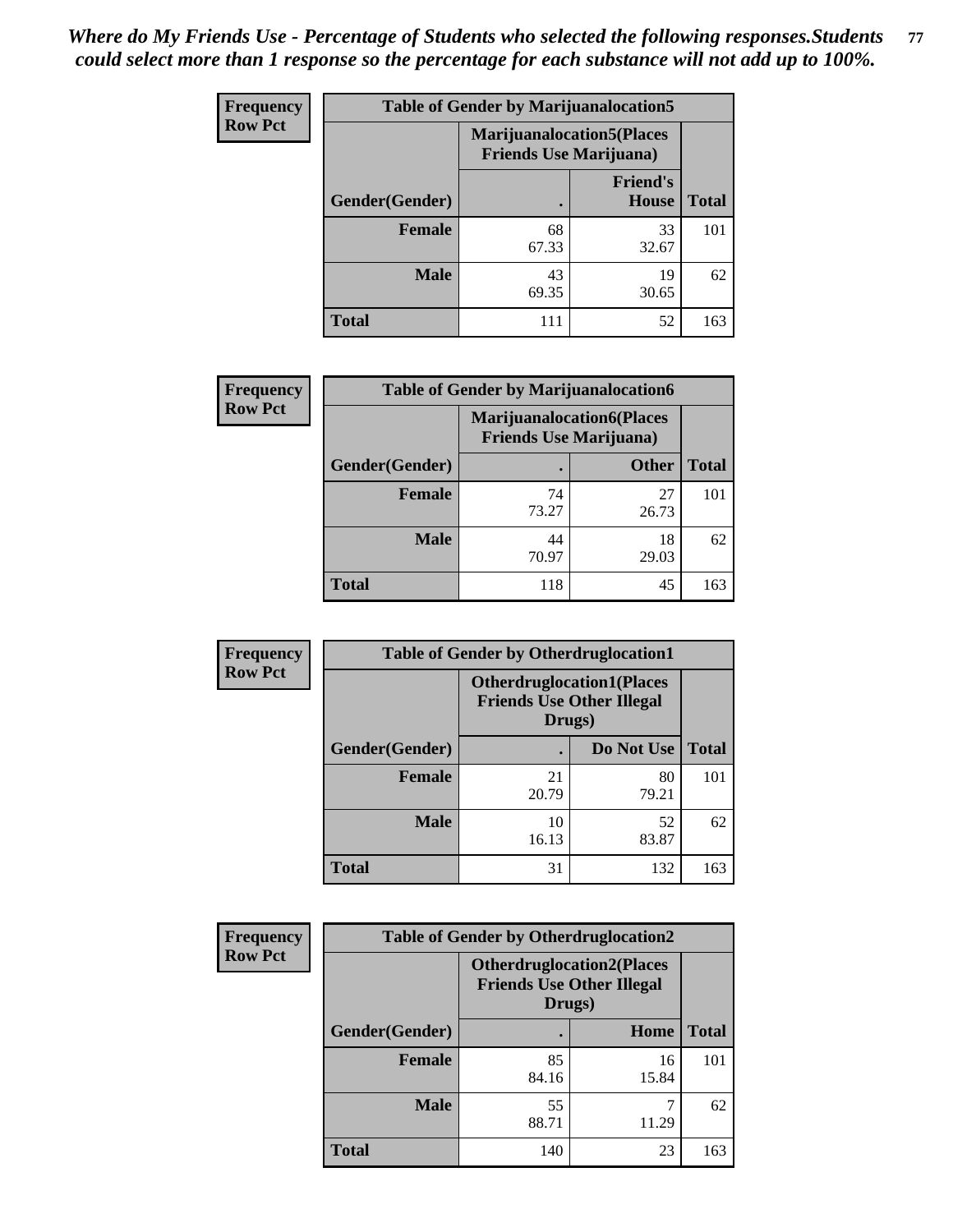*Where do My Friends Use - Percentage of Students who selected the following responses.Students could select more than 1 response so the percentage for each substance will not add up to 100%.*

**Frequency**
**Row Pct**

| Table of Gender by Marijuanalocation5 | | | |
|---|---|---|---|
| | Marijuanalocation5(Places Friends Use Marijuana) | | |
| Gender(Gender) | . | Friend's House | Total |
| **Female** | 68<br>67.33 | 33<br>32.67 | 101 |
| **Male** | 43<br>69.35 | 19<br>30.65 | 62 |
| **Total** | 111 | 52 | 163 |

**Frequency**
**Row Pct**

| Table of Gender by Marijuanalocation6 | | | |
|---|---|---|---|
| | Marijuanalocation6(Places Friends Use Marijuana) | | |
| Gender(Gender) | . | Other | Total |
| **Female** | 74<br>73.27 | 27<br>26.73 | 101 |
| **Male** | 44<br>70.97 | 18<br>29.03 | 62 |
| **Total** | 118 | 45 | 163 |

**Frequency**
**Row Pct**

| Table of Gender by Otherdruglocation1 | | | |
|---|---|---|---|
| | Otherdruglocation1(Places Friends Use Other Illegal Drugs) | | |
| Gender(Gender) | . | Do Not Use | Total |
| **Female** | 21<br>20.79 | 80<br>79.21 | 101 |
| **Male** | 10<br>16.13 | 52<br>83.87 | 62 |
| **Total** | 31 | 132 | 163 |

**Frequency**
**Row Pct**

| Table of Gender by Otherdruglocation2 | | | |
|---|---|---|---|
| | Otherdruglocation2(Places Friends Use Other Illegal Drugs) | | |
| Gender(Gender) | . | Home | Total |
| **Female** | 85<br>84.16 | 16<br>15.84 | 101 |
| **Male** | 55<br>88.71 | 7<br>11.29 | 62 |
| **Total** | 140 | 23 | 163 |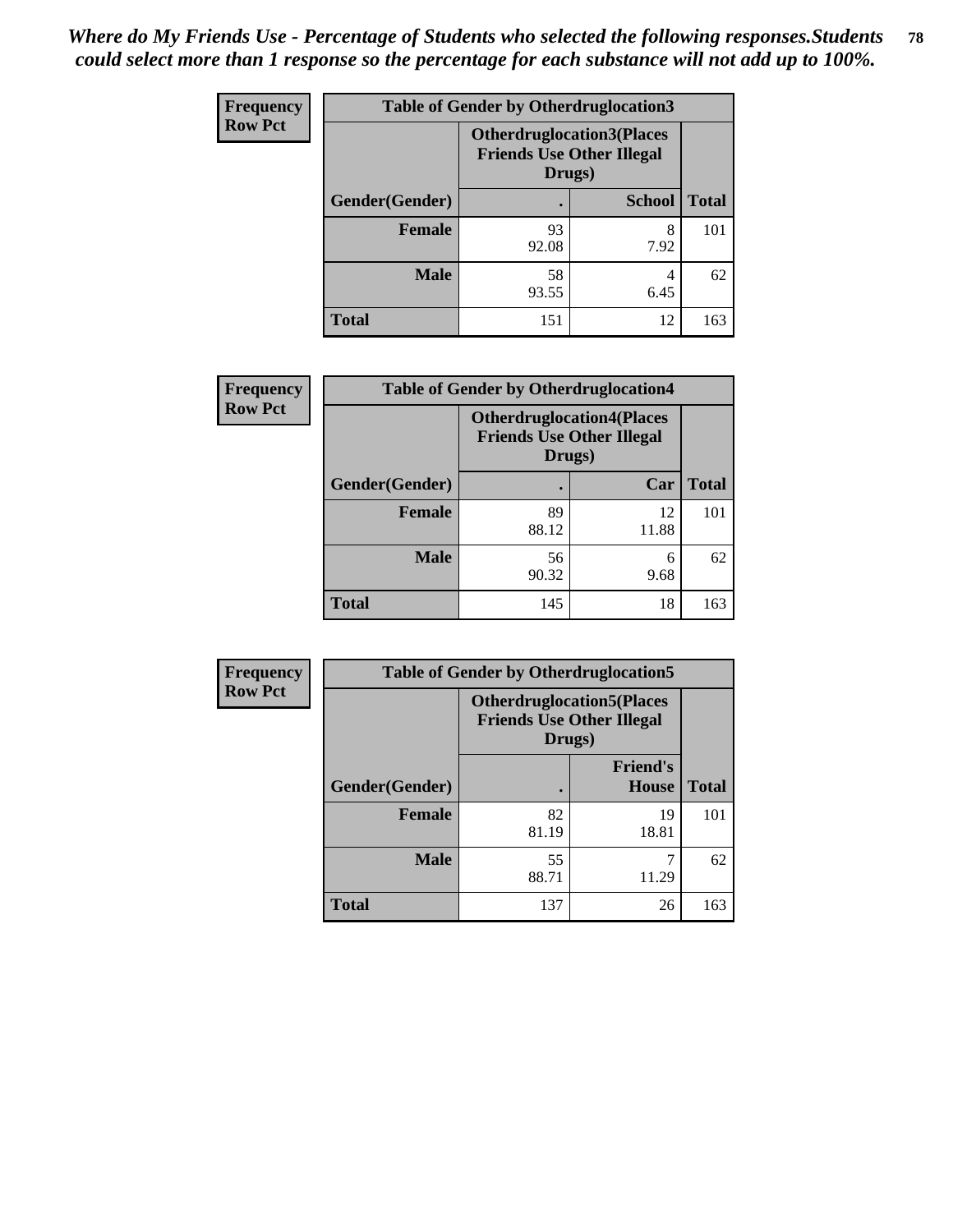*Where do My Friends Use - Percentage of Students who selected the following responses.Students could select more than 1 response so the percentage for each substance will not add up to 100%.*

| Frequency<br>Row Pct | Table of Gender by Otherdruglocation3 | | |
|---|---|---|---|
| | Otherdruglocation3(Places Friends Use Other Illegal Drugs) | | |
| Gender(Gender) | . | School | Total |
| Female | 93<br>92.08 | 8<br>7.92 | 101 |
| Male | 58<br>93.55 | 4<br>6.45 | 62 |
| Total | 151 | 12 | 163 |

| Frequency<br>Row Pct | Table of Gender by Otherdruglocation4 | | |
|---|---|---|---|
| | Otherdruglocation4(Places Friends Use Other Illegal Drugs) | | |
| Gender(Gender) | . | Car | Total |
| Female | 89<br>88.12 | 12<br>11.88 | 101 |
| Male | 56<br>90.32 | 6<br>9.68 | 62 |
| Total | 145 | 18 | 163 |

| Frequency<br>Row Pct | Table of Gender by Otherdruglocation5 | | |
|---|---|---|---|
| | Otherdruglocation5(Places Friends Use Other Illegal Drugs) | | |
| Gender(Gender) | . | Friend's House | Total |
| Female | 82<br>81.19 | 19<br>18.81 | 101 |
| Male | 55<br>88.71 | 7<br>11.29 | 62 |
| Total | 137 | 26 | 163 |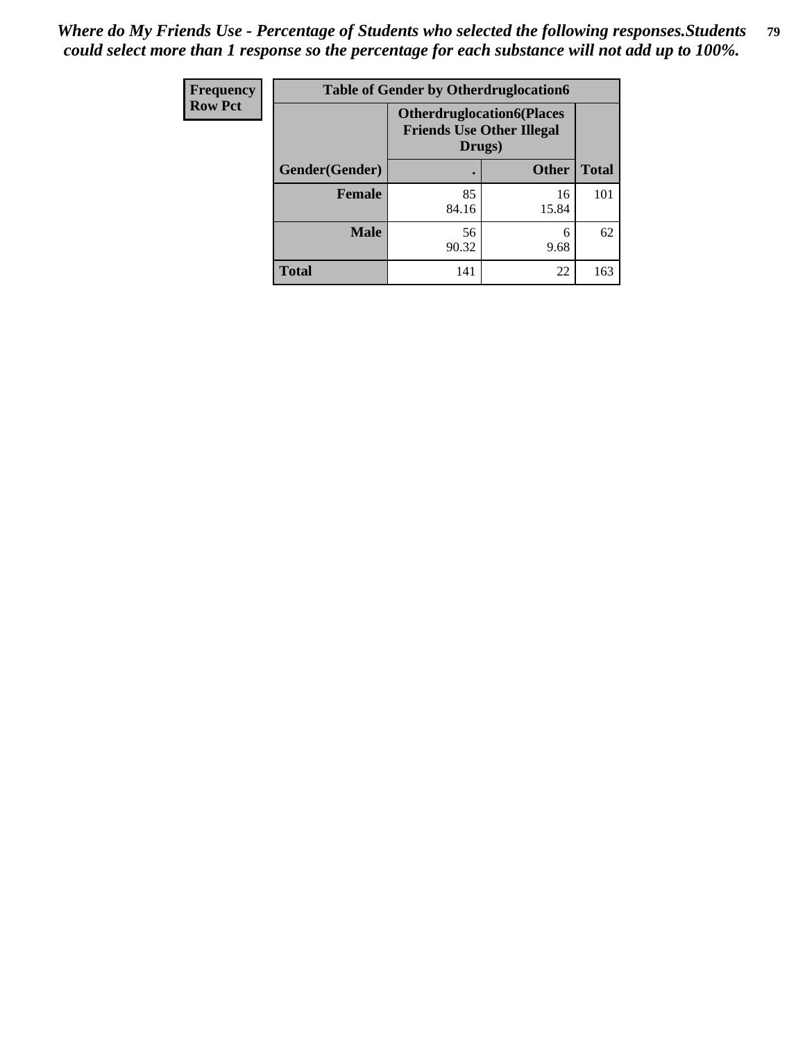*Where do My Friends Use - Percentage of Students who selected the following responses.Students could select more than 1 response so the percentage for each substance will not add up to 100%.*

| Frequency<br>Row Pct | Table of Gender by Otherdruglocation6 | | |
|---|---|---|---|
| | Otherdruglocation6(Places Friends Use Other Illegal Drugs) | | |
| Gender(Gender) | . | Other | Total |
| Female | 85<br>84.16 | 16<br>15.84 | 101 |
| Male | 56<br>90.32 | 6<br>9.68 | 62 |
| Total | 141 | 22 | 163 |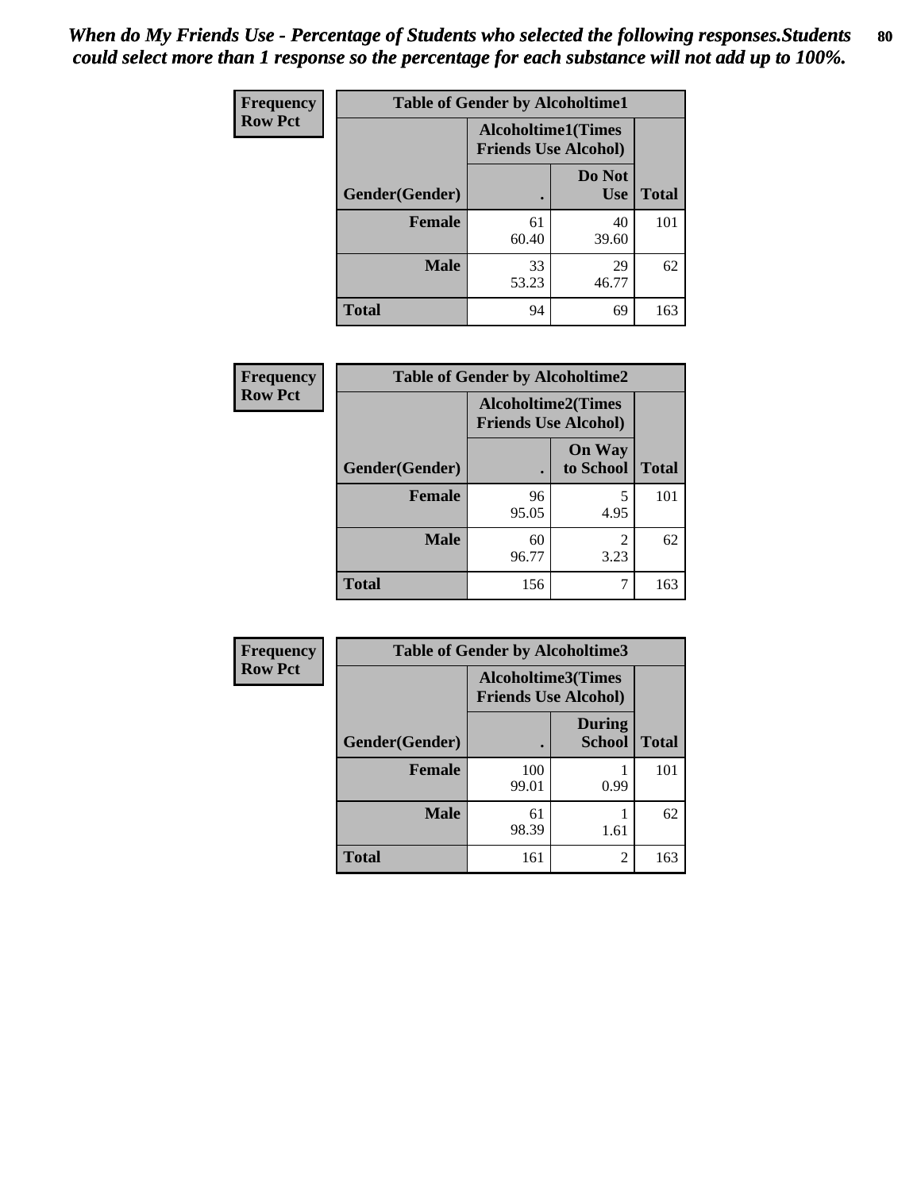*When do My Friends Use - Percentage of Students who selected the following responses.Students could select more than 1 response so the percentage for each substance will not add up to 100%.*

**Frequency**
**Row Pct**

| Table of Gender by Alcoholtime1 | | | |
|---|---|---|---|
| | Alcoholtime1(Times Friends Use Alcohol) | | |
| Gender(Gender) | . | Do Not Use | Total |
| **Female** | 61<br>60.40 | 40<br>39.60 | 101 |
| **Male** | 33<br>53.23 | 29<br>46.77 | 62 |
| **Total** | 94 | 69 | 163 |

**Frequency**
**Row Pct**

| Table of Gender by Alcoholtime2 | | | |
|---|---|---|---|
| | Alcoholtime2(Times Friends Use Alcohol) | | |
| Gender(Gender) | . | On Way to School | Total |
| **Female** | 96<br>95.05 | 5<br>4.95 | 101 |
| **Male** | 60<br>96.77 | 2<br>3.23 | 62 |
| **Total** | 156 | 7 | 163 |

**Frequency**
**Row Pct**

| Table of Gender by Alcoholtime3 | | | |
|---|---|---|---|
| | Alcoholtime3(Times Friends Use Alcohol) | | |
| Gender(Gender) | . | During School | Total |
| **Female** | 100<br>99.01 | 1<br>0.99 | 101 |
| **Male** | 61<br>98.39 | 1<br>1.61 | 62 |
| **Total** | 161 | 2 | 163 |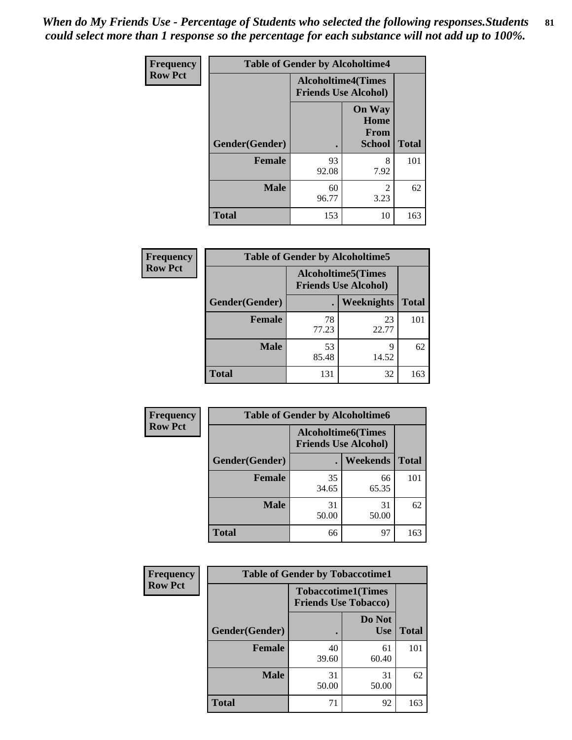*When do My Friends Use - Percentage of Students who selected the following responses.Students could select more than 1 response so the percentage for each substance will not add up to 100%.*

**Frequency**
**Row Pct**

| Table of Gender by Alcoholtime4 | | | |
|---|---|---|---|
| | Alcoholtime4(Times Friends Use Alcohol) | | |
| Gender(Gender) | . | On Way Home From School | Total |
| **Female** | 93<br>92.08 | 8<br>7.92 | 101 |
| **Male** | 60<br>96.77 | 2<br>3.23 | 62 |
| **Total** | 153 | 10 | 163 |

**Frequency**
**Row Pct**

| Table of Gender by Alcoholtime5 | | | |
|---|---|---|---|
| | Alcoholtime5(Times Friends Use Alcohol) | | |
| Gender(Gender) | . | Weeknights | Total |
| **Female** | 78<br>77.23 | 23<br>22.77 | 101 |
| **Male** | 53<br>85.48 | 9<br>14.52 | 62 |
| **Total** | 131 | 32 | 163 |

**Frequency**
**Row Pct**

| Table of Gender by Alcoholtime6 | | | |
|---|---|---|---|
| | Alcoholtime6(Times Friends Use Alcohol) | | |
| Gender(Gender) | . | Weekends | Total |
| **Female** | 35<br>34.65 | 66<br>65.35 | 101 |
| **Male** | 31<br>50.00 | 31<br>50.00 | 62 |
| **Total** | 66 | 97 | 163 |

**Frequency**
**Row Pct**

| Table of Gender by Tobaccotime1 | | | |
|---|---|---|---|
| | Tobaccotime1(Times Friends Use Tobacco) | | |
| Gender(Gender) | . | Do Not Use | Total |
| **Female** | 40<br>39.60 | 61<br>60.40 | 101 |
| **Male** | 31<br>50.00 | 31<br>50.00 | 62 |
| **Total** | 71 | 92 | 163 |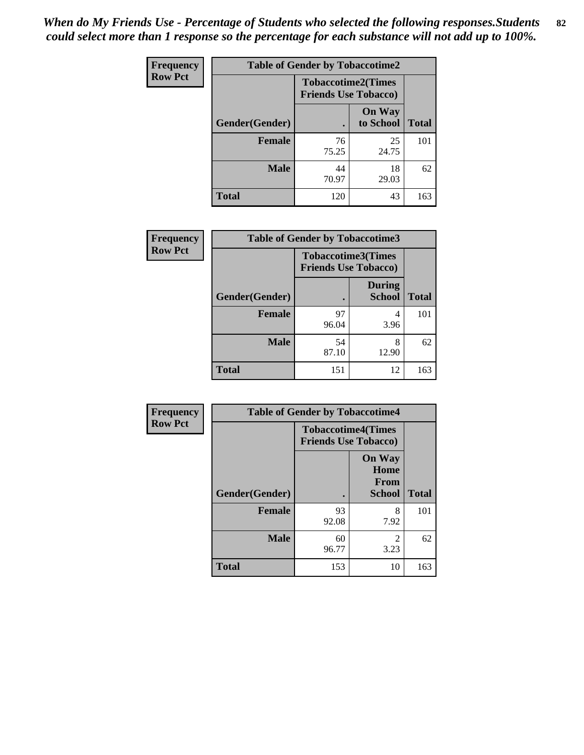*When do My Friends Use - Percentage of Students who selected the following responses.Students could select more than 1 response so the percentage for each substance will not add up to 100%.*

**Frequency**
**Row Pct**

**Table of Gender by Tobaccotime2**

| | Tobaccotime2(Times Friends Use Tobacco) | | |
|---|---|---|---|
| Gender(Gender) | . | On Way to School | Total |
| **Female** | 76<br>75.25 | 25<br>24.75 | 101 |
| **Male** | 44<br>70.97 | 18<br>29.03 | 62 |
| **Total** | 120 | 43 | 163 |

**Frequency**
**Row Pct**

**Table of Gender by Tobaccotime3**

| | Tobaccotime3(Times Friends Use Tobacco) | | |
|---|---|---|---|
| Gender(Gender) | . | During School | Total |
| **Female** | 97<br>96.04 | 4<br>3.96 | 101 |
| **Male** | 54<br>87.10 | 8<br>12.90 | 62 |
| **Total** | 151 | 12 | 163 |

**Frequency**
**Row Pct**

**Table of Gender by Tobaccotime4**

| | Tobaccotime4(Times Friends Use Tobacco) | | |
|---|---|---|---|
| Gender(Gender) | . | On Way Home From School | Total |
| **Female** | 93<br>92.08 | 8<br>7.92 | 101 |
| **Male** | 60<br>96.77 | 2<br>3.23 | 62 |
| **Total** | 153 | 10 | 163 |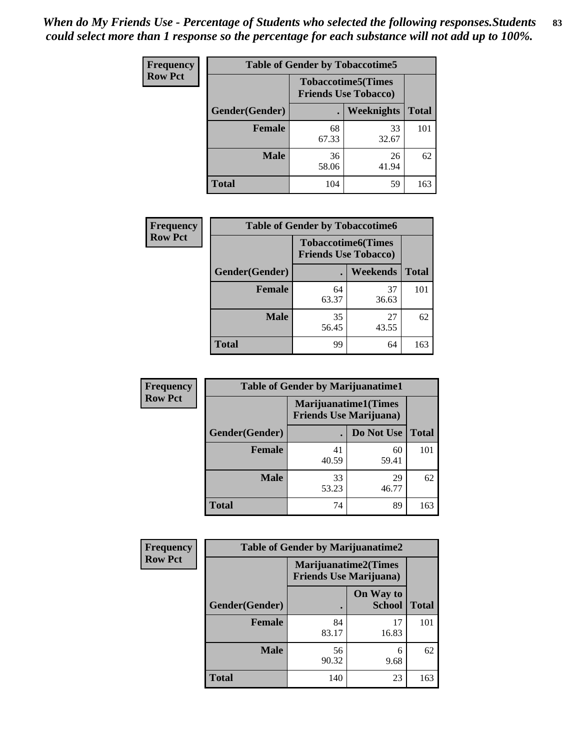*When do My Friends Use - Percentage of Students who selected the following responses.Students could select more than 1 response so the percentage for each substance will not add up to 100%.*

**Frequency**
**Row Pct**

| Table of Gender by Tobaccotime5 | | | |
|---|---|---|---|
| | Tobaccotime5(Times Friends Use Tobacco) | | |
| Gender(Gender) | . | Weeknights | Total |
| **Female** | 68<br>67.33 | 33<br>32.67 | 101 |
| **Male** | 36<br>58.06 | 26<br>41.94 | 62 |
| **Total** | 104 | 59 | 163 |

**Frequency**
**Row Pct**

| Table of Gender by Tobaccotime6 | | | |
|---|---|---|---|
| | Tobaccotime6(Times Friends Use Tobacco) | | |
| Gender(Gender) | . | Weekends | Total |
| **Female** | 64<br>63.37 | 37<br>36.63 | 101 |
| **Male** | 35<br>56.45 | 27<br>43.55 | 62 |
| **Total** | 99 | 64 | 163 |

**Frequency**
**Row Pct**

| Table of Gender by Marijuanatime1 | | | |
|---|---|---|---|
| | Marijuanatime1(Times Friends Use Marijuana) | | |
| Gender(Gender) | . | Do Not Use | Total |
| **Female** | 41<br>40.59 | 60<br>59.41 | 101 |
| **Male** | 33<br>53.23 | 29<br>46.77 | 62 |
| **Total** | 74 | 89 | 163 |

**Frequency**
**Row Pct**

| Table of Gender by Marijuanatime2 | | | |
|---|---|---|---|
| | Marijuanatime2(Times Friends Use Marijuana) | | |
| Gender(Gender) | . | On Way to School | Total |
| **Female** | 84<br>83.17 | 17<br>16.83 | 101 |
| **Male** | 56<br>90.32 | 6<br>9.68 | 62 |
| **Total** | 140 | 23 | 163 |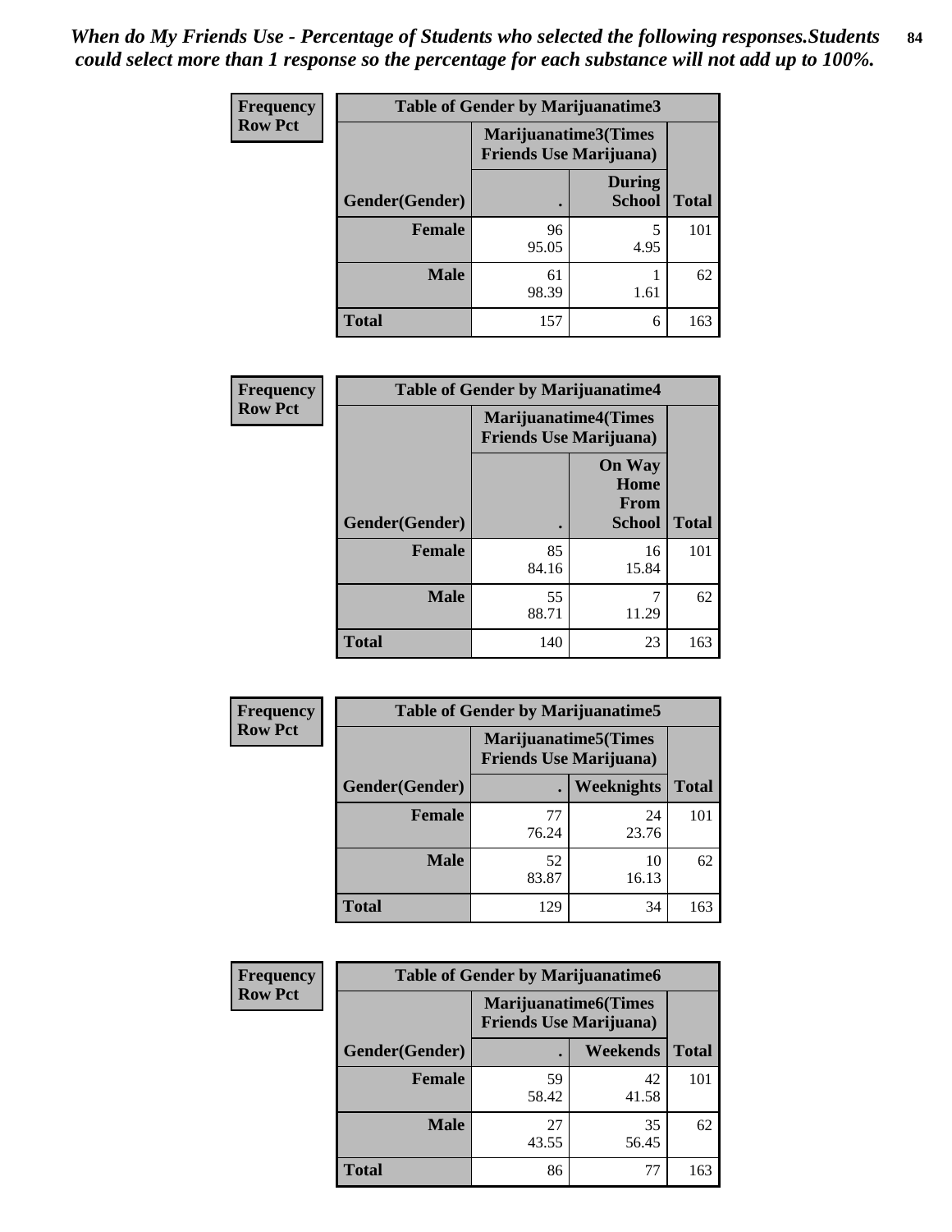*When do My Friends Use - Percentage of Students who selected the following responses.Students could select more than 1 response so the percentage for each substance will not add up to 100%.*

**Frequency**
**Row Pct**

| Table of Gender by Marijuanatime3 | | | |
|---|---|---|---|
| | Marijuanatime3(Times Friends Use Marijuana) | | |
| Gender(Gender) | . | During School | Total |
| **Female** | 96<br>95.05 | 5<br>4.95 | 101 |
| **Male** | 61<br>98.39 | 1<br>1.61 | 62 |
| **Total** | 157 | 6 | 163 |

**Frequency**
**Row Pct**

| Table of Gender by Marijuanatime4 | | | |
|---|---|---|---|
| | Marijuanatime4(Times Friends Use Marijuana) | | |
| Gender(Gender) | . | On Way Home From School | Total |
| **Female** | 85<br>84.16 | 16<br>15.84 | 101 |
| **Male** | 55<br>88.71 | 7<br>11.29 | 62 |
| **Total** | 140 | 23 | 163 |

**Frequency**
**Row Pct**

| Table of Gender by Marijuanatime5 | | | |
|---|---|---|---|
| | Marijuanatime5(Times Friends Use Marijuana) | | |
| Gender(Gender) | . | Weeknights | Total |
| **Female** | 77<br>76.24 | 24<br>23.76 | 101 |
| **Male** | 52<br>83.87 | 10<br>16.13 | 62 |
| **Total** | 129 | 34 | 163 |

**Frequency**
**Row Pct**

| Table of Gender by Marijuanatime6 | | | |
|---|---|---|---|
| | Marijuanatime6(Times Friends Use Marijuana) | | |
| Gender(Gender) | . | Weekends | Total |
| **Female** | 59<br>58.42 | 42<br>41.58 | 101 |
| **Male** | 27<br>43.55 | 35<br>56.45 | 62 |
| **Total** | 86 | 77 | 163 |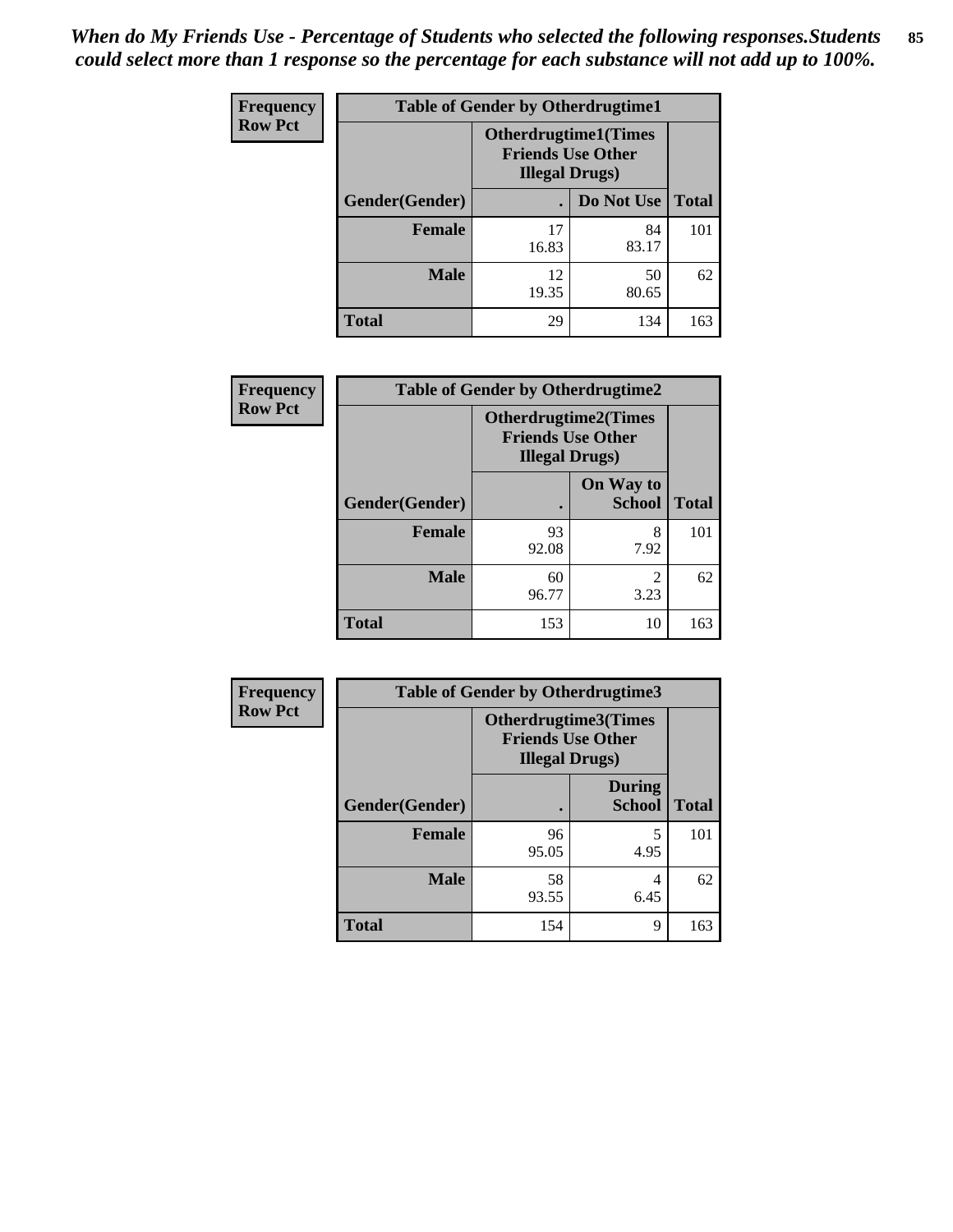*When do My Friends Use - Percentage of Students who selected the following responses.Students could select more than 1 response so the percentage for each substance will not add up to 100%.*

**Frequency**
**Row Pct**

**Table of Gender by Otherdrugtime1**

| Gender(Gender) | Otherdrugtime1(Times Friends Use Other Illegal Drugs) . | Do Not Use | Total |
|---|---|---|---|
| **Female** | 17<br>16.83 | 84<br>83.17 | 101 |
| **Male** | 12<br>19.35 | 50<br>80.65 | 62 |
| **Total** | 29 | 134 | 163 |

**Frequency**
**Row Pct**

**Table of Gender by Otherdrugtime2**

| Gender(Gender) | Otherdrugtime2(Times Friends Use Other Illegal Drugs) . | On Way to School | Total |
|---|---|---|---|
| **Female** | 93<br>92.08 | 8<br>7.92 | 101 |
| **Male** | 60<br>96.77 | 2<br>3.23 | 62 |
| **Total** | 153 | 10 | 163 |

**Frequency**
**Row Pct**

**Table of Gender by Otherdrugtime3**

| Gender(Gender) | Otherdrugtime3(Times Friends Use Other Illegal Drugs) . | During School | Total |
|---|---|---|---|
| **Female** | 96<br>95.05 | 5<br>4.95 | 101 |
| **Male** | 58<br>93.55 | 4<br>6.45 | 62 |
| **Total** | 154 | 9 | 163 |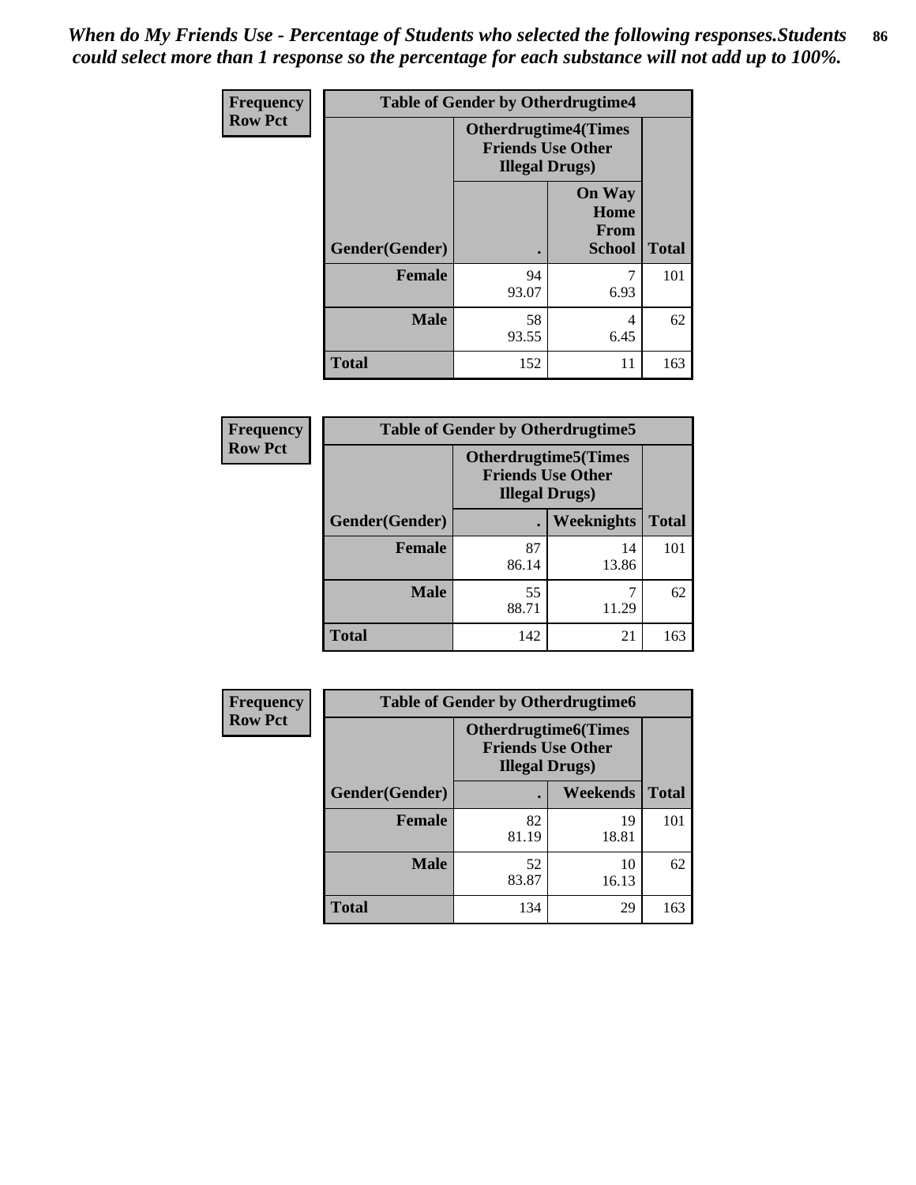*When do My Friends Use - Percentage of Students who selected the following responses.Students could select more than 1 response so the percentage for each substance will not add up to 100%.*

**Frequency**
**Row Pct**

| Table of Gender by Otherdrugtime4 | | | |
|---|---|---|---|
| | Otherdrugtime4(Times Friends Use Other Illegal Drugs) | | |
| Gender(Gender) | . | On Way Home From School | Total |
| Female | 94<br>93.07 | 7<br>6.93 | 101 |
| Male | 58<br>93.55 | 4<br>6.45 | 62 |
| Total | 152 | 11 | 163 |

**Frequency**
**Row Pct**

| Table of Gender by Otherdrugtime5 | | | |
|---|---|---|---|
| | Otherdrugtime5(Times Friends Use Other Illegal Drugs) | | |
| Gender(Gender) | . | Weeknights | Total |
| Female | 87<br>86.14 | 14<br>13.86 | 101 |
| Male | 55<br>88.71 | 7<br>11.29 | 62 |
| Total | 142 | 21 | 163 |

**Frequency**
**Row Pct**

| Table of Gender by Otherdrugtime6 | | | |
|---|---|---|---|
| | Otherdrugtime6(Times Friends Use Other Illegal Drugs) | | |
| Gender(Gender) | . | Weekends | Total |
| Female | 82<br>81.19 | 19<br>18.81 | 101 |
| Male | 52<br>83.87 | 10<br>16.13 | 62 |
| Total | 134 | 29 | 163 |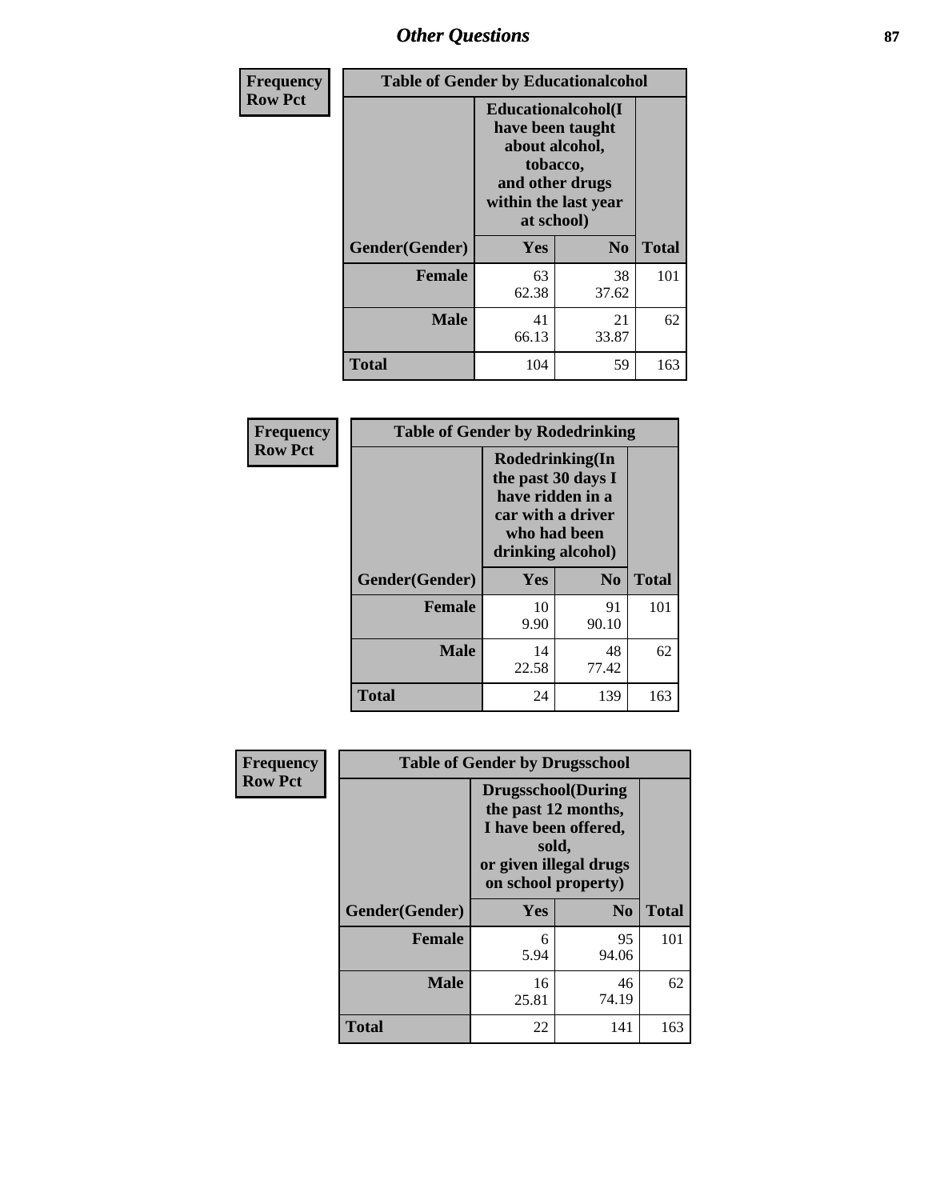# Other Questions

| Frequency Row Pct | Table of Gender by Educationalcohol | | |
|---|---|---|---|
| | Educationalcohol(I have been taught about alcohol, tobacco, and other drugs within the last year at school) | | |
| Gender(Gender) | Yes | No | Total |
| Female | 63<br>62.38 | 38<br>37.62 | 101 |
| Male | 41<br>66.13 | 21<br>33.87 | 62 |
| Total | 104 | 59 | 163 |

| Frequency Row Pct | Table of Gender by Rodedrinking | | |
|---|---|---|---|
| | Rodedrinking(In the past 30 days I have ridden in a car with a driver who had been drinking alcohol) | | |
| Gender(Gender) | Yes | No | Total |
| Female | 10<br>9.90 | 91<br>90.10 | 101 |
| Male | 14<br>22.58 | 48<br>77.42 | 62 |
| Total | 24 | 139 | 163 |

| Frequency Row Pct | Table of Gender by Drugsschool | | |
|---|---|---|---|
| | Drugsschool(During the past 12 months, I have been offered, sold, or given illegal drugs on school property) | | |
| Gender(Gender) | Yes | No | Total |
| Female | 6<br>5.94 | 95<br>94.06 | 101 |
| Male | 16<br>25.81 | 46<br>74.19 | 62 |
| Total | 22 | 141 | 163 |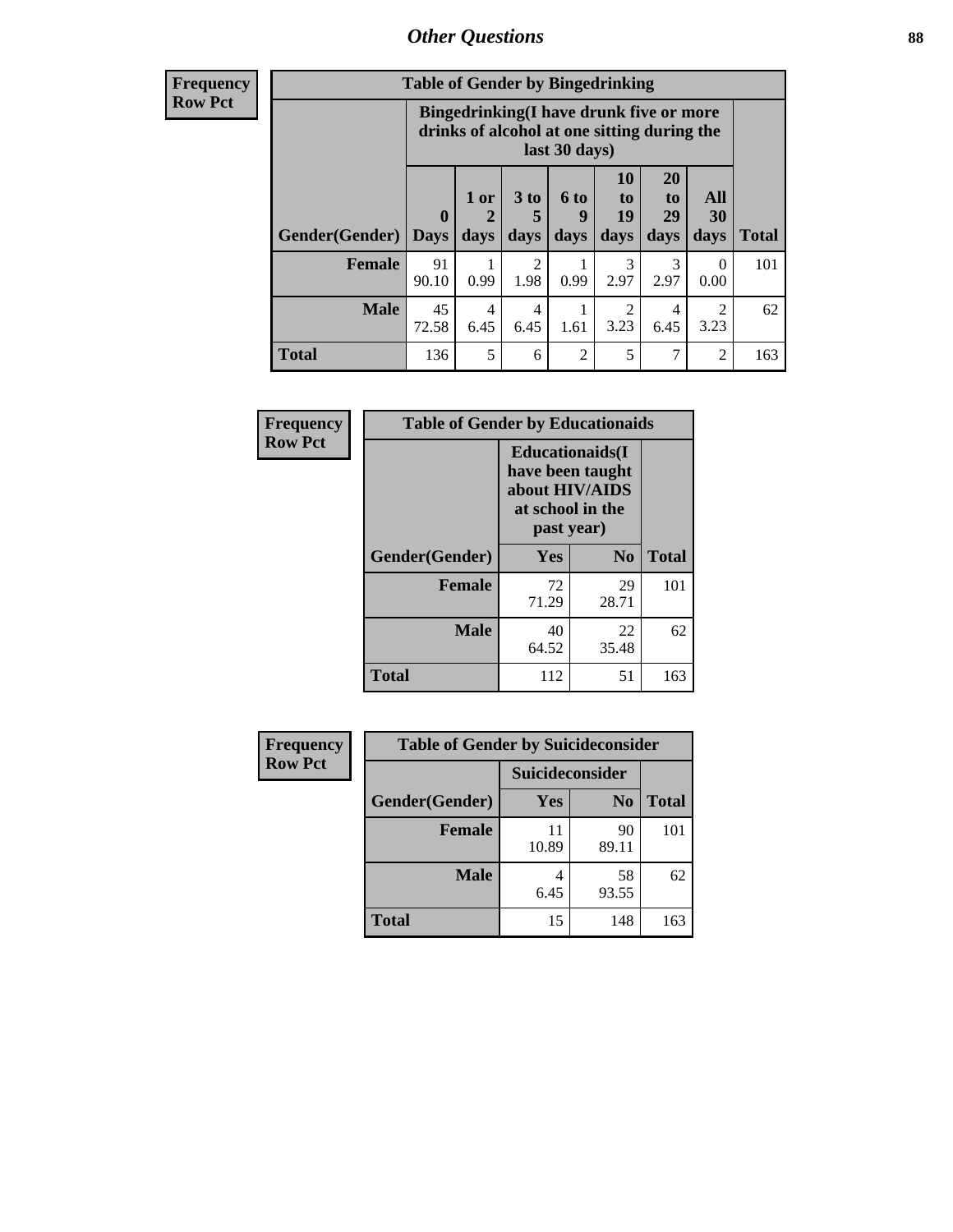## Other Questions

**Frequency**
**Row Pct**

| Table of Gender by Bingedrinking | | | | | | | | |
|---|---|---|---|---|---|---|---|---|
| | Bingedrinking(I have drunk five or more drinks of alcohol at one sitting during the last 30 days) | | | | | | | |
| Gender(Gender) | 0 Days | 1 or 2 days | 3 to 5 days | 6 to 9 days | 10 to 19 days | 20 to 29 days | All 30 days | Total |
| **Female** | 91<br>90.10 | 1<br>0.99 | 2<br>1.98 | 1<br>0.99 | 3<br>2.97 | 3<br>2.97 | 0<br>0.00 | 101 |
| **Male** | 45<br>72.58 | 4<br>6.45 | 4<br>6.45 | 1<br>1.61 | 2<br>3.23 | 4<br>6.45 | 2<br>3.23 | 62 |
| **Total** | 136 | 5 | 6 | 2 | 5 | 7 | 2 | 163 |

**Frequency**
**Row Pct**

| Table of Gender by Educationaids | | | |
|---|---|---|---|
| | Educationaids(I have been taught about HIV/AIDS at school in the past year) | | |
| Gender(Gender) | Yes | No | Total |
| **Female** | 72<br>71.29 | 29<br>28.71 | 101 |
| **Male** | 40<br>64.52 | 22<br>35.48 | 62 |
| **Total** | 112 | 51 | 163 |

**Frequency**
**Row Pct**

| Table of Gender by Suicideconsider | | | |
|---|---|---|---|
| | Suicideconsider | | |
| Gender(Gender) | Yes | No | Total |
| **Female** | 11<br>10.89 | 90<br>89.11 | 101 |
| **Male** | 4<br>6.45 | 58<br>93.55 | 62 |
| **Total** | 15 | 148 | 163 |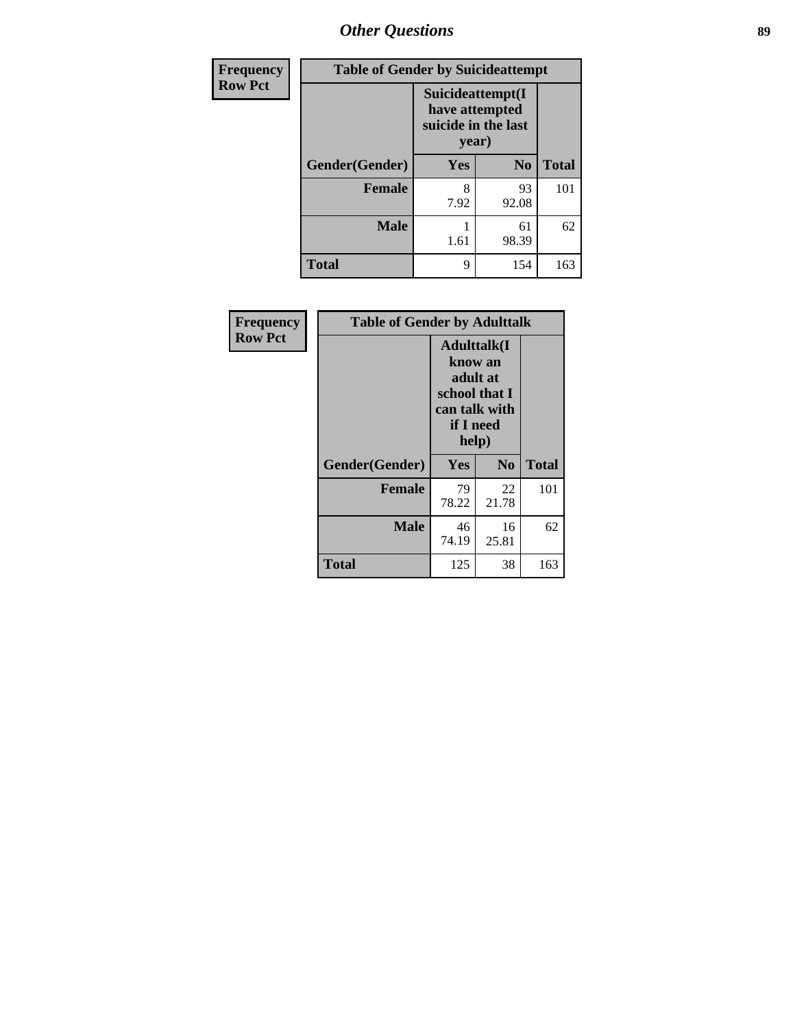| Frequency Row Pct | Table of Gender by Suicideattempt | | |
|---|---|---|---|
| | Suicideattempt(I have attempted suicide in the last year) | | |
| Gender(Gender) | Yes | No | Total |
| Female | 8<br>7.92 | 93<br>92.08 | 101 |
| Male | 1<br>1.61 | 61<br>98.39 | 62 |
| Total | 9 | 154 | 163 |

| Frequency Row Pct | Table of Gender by Adulttalk | | |
|---|---|---|---|
| | Adulttalk(I know an adult at school that I can talk with if I need help) | | |
| Gender(Gender) | Yes | No | Total |
| Female | 79<br>78.22 | 22<br>21.78 | 101 |
| Male | 46<br>74.19 | 16<br>25.81 | 62 |
| Total | 125 | 38 | 163 |